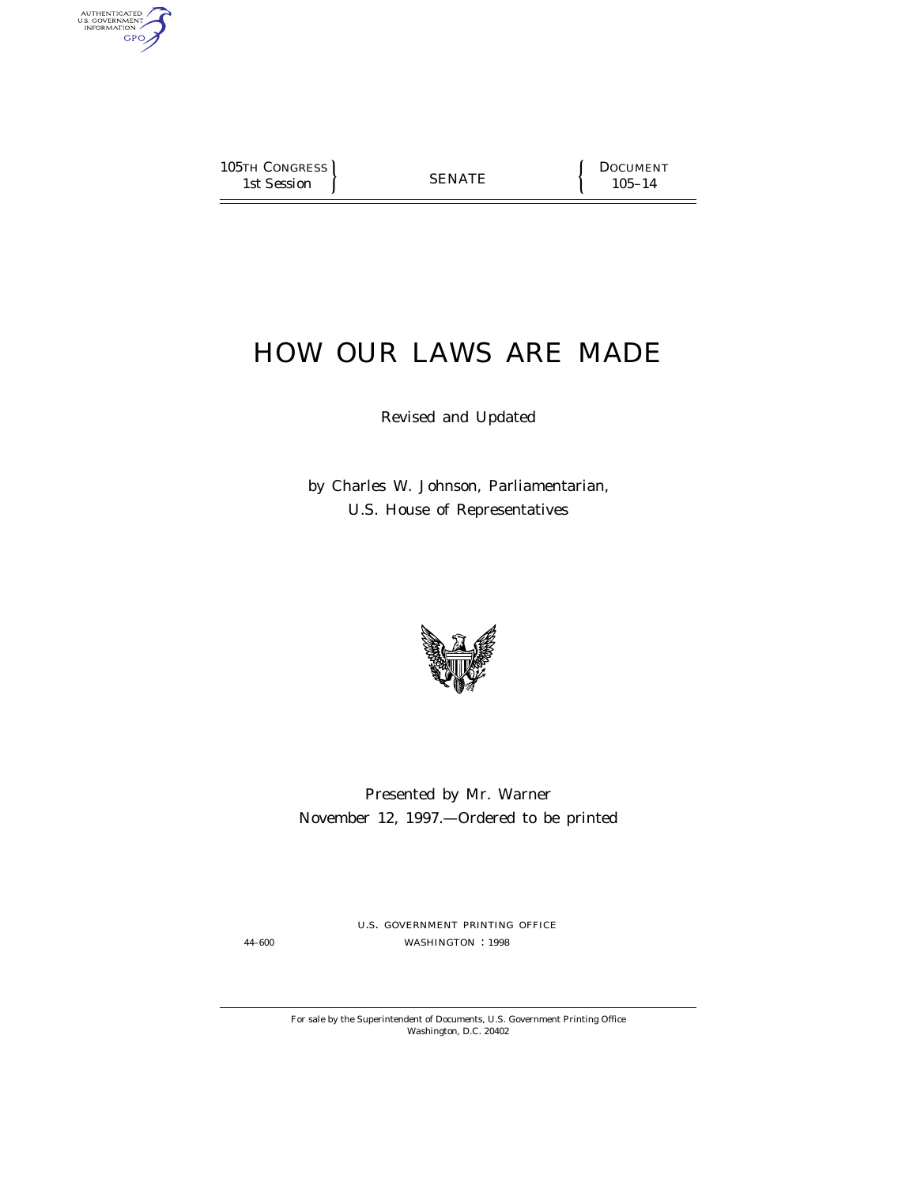105TH CONGRESS
1st Session

SENATE

DOCUMENT
105–14

# HOW OUR LAWS ARE MADE

Revised and Updated

by Charles W. Johnson, Parliamentarian,
U.S. House of Representatives

Presented by Mr. Warner
November 12, 1997.—Ordered to be printed

U.S. GOVERNMENT PRINTING OFFICE
44–600 WASHINGTON : 1998

For sale by the Superintendent of Documents, U.S. Government Printing Office
Washington, D.C. 20402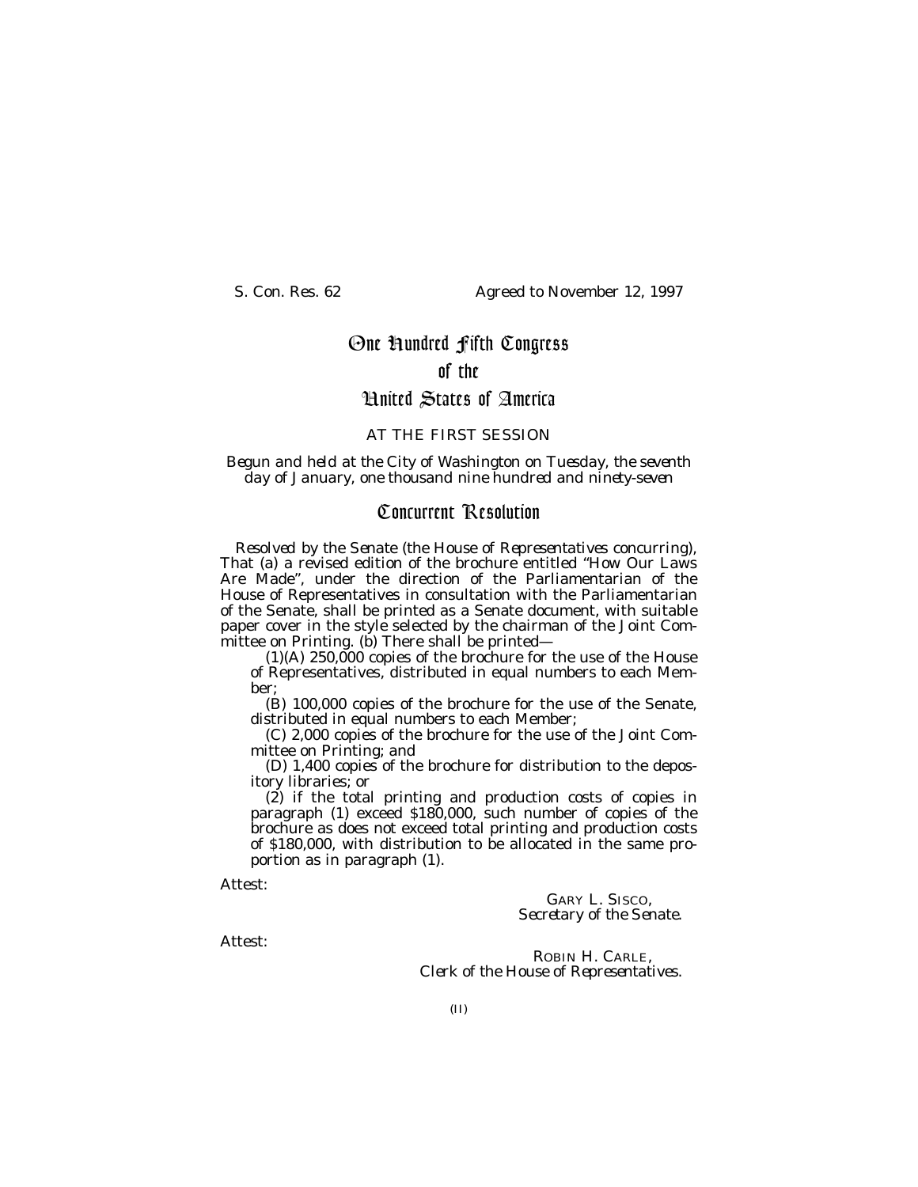S. Con. Res. 62 Agreed to November 12, 1997

# One Hundred Fifth Congress
# of the
# United States of America

AT THE FIRST SESSION

*Begun and held at the City of Washington on Tuesday, the seventh day of January, one thousand nine hundred and ninety-seven*

## Concurrent Resolution

*Resolved by the Senate (the House of Representatives concurring),* That (a) a revised edition of the brochure entitled "How Our Laws Are Made", under the direction of the Parliamentarian of the House of Representatives in consultation with the Parliamentarian of the Senate, shall be printed as a Senate document, with suitable paper cover in the style selected by the chairman of the Joint Committee on Printing. (b) There shall be printed—

(1)(A) 250,000 copies of the brochure for the use of the House of Representatives, distributed in equal numbers to each Member;

(B) 100,000 copies of the brochure for the use of the Senate, distributed in equal numbers to each Member;

(C) 2,000 copies of the brochure for the use of the Joint Committee on Printing; and

(D) 1,400 copies of the brochure for distribution to the depository libraries; or

(2) if the total printing and production costs of copies in paragraph (1) exceed $180,000, such number of copies of the brochure as does not exceed total printing and production costs of $180,000, with distribution to be allocated in the same proportion as in paragraph (1).

Attest:

GARY L. SISCO,
*Secretary of the Senate.*

Attest:

ROBIN H. CARLE,
*Clerk of the House of Representatives.*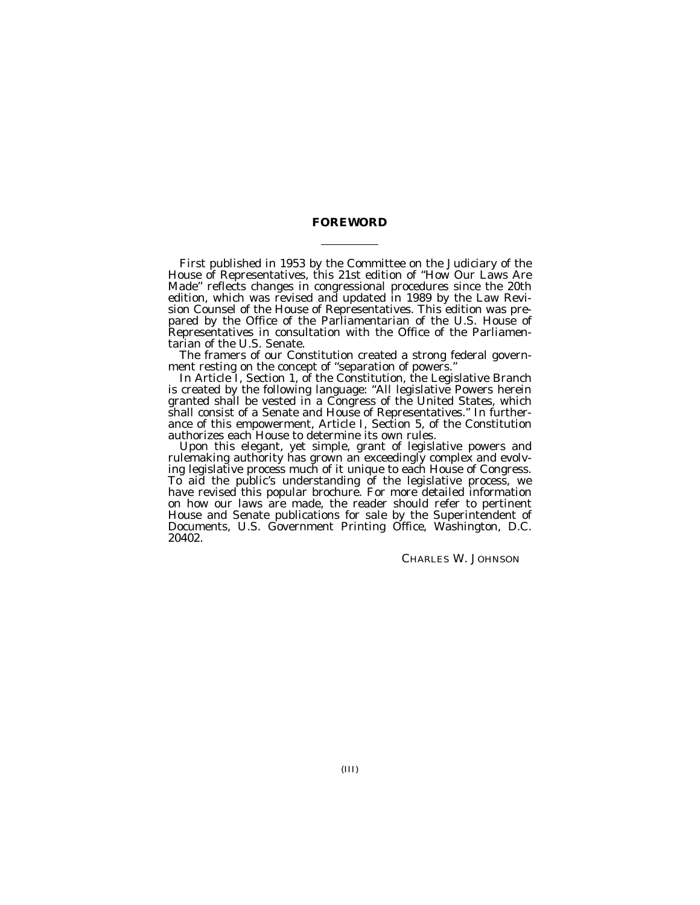# FOREWORD

First published in 1953 by the Committee on the Judiciary of the House of Representatives, this 21st edition of "How Our Laws Are Made" reflects changes in congressional procedures since the 20th edition, which was revised and updated in 1989 by the Law Revision Counsel of the House of Representatives. This edition was prepared by the Office of the Parliamentarian of the U.S. House of Representatives in consultation with the Office of the Parliamentarian of the U.S. Senate.

The framers of our Constitution created a strong federal government resting on the concept of "separation of powers."

In Article I, Section 1, of the Constitution, the Legislative Branch is created by the following language: "All legislative Powers herein granted shall be vested in a Congress of the United States, which shall consist of a Senate and House of Representatives." In furtherance of this empowerment, Article I, Section 5, of the Constitution authorizes each House to determine its own rules.

Upon this elegant, yet simple, grant of legislative powers and rulemaking authority has grown an exceedingly complex and evolving legislative process much of it unique to each House of Congress. To aid the public's understanding of the legislative process, we have revised this popular brochure. For more detailed information on how our laws are made, the reader should refer to pertinent House and Senate publications for sale by the Superintendent of Documents, U.S. Government Printing Office, Washington, D.C. 20402.

CHARLES W. JOHNSON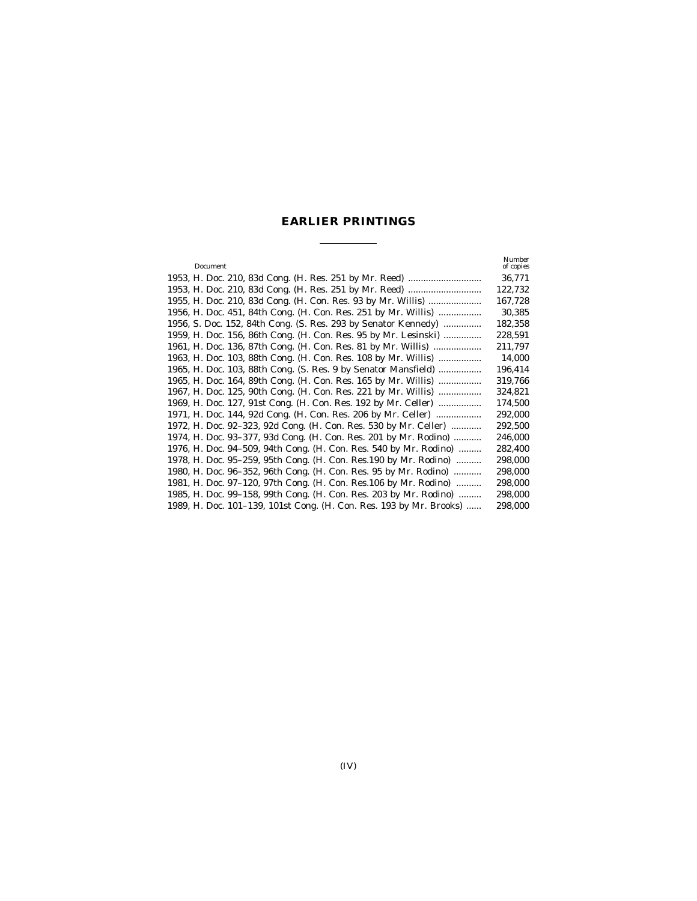## EARLIER PRINTINGS

| Document | Number of copies |
|---|---|
| 1953, H. Doc. 210, 83d Cong. (H. Res. 251 by Mr. Reed) | 36,771 |
| 1953, H. Doc. 210, 83d Cong. (H. Res. 251 by Mr. Reed) | 122,732 |
| 1955, H. Doc. 210, 83d Cong. (H. Con. Res. 93 by Mr. Willis) | 167,728 |
| 1956, H. Doc. 451, 84th Cong. (H. Con. Res. 251 by Mr. Willis) | 30,385 |
| 1956, S. Doc. 152, 84th Cong. (S. Res. 293 by Senator Kennedy) | 182,358 |
| 1959, H. Doc. 156, 86th Cong. (H. Con. Res. 95 by Mr. Lesinski) | 228,591 |
| 1961, H. Doc. 136, 87th Cong. (H. Con. Res. 81 by Mr. Willis) | 211,797 |
| 1963, H. Doc. 103, 88th Cong. (H. Con. Res. 108 by Mr. Willis) | 14,000 |
| 1965, H. Doc. 103, 88th Cong. (S. Res. 9 by Senator Mansfield) | 196,414 |
| 1965, H. Doc. 164, 89th Cong. (H. Con. Res. 165 by Mr. Willis) | 319,766 |
| 1967, H. Doc. 125, 90th Cong. (H. Con. Res. 221 by Mr. Willis) | 324,821 |
| 1969, H. Doc. 127, 91st Cong. (H. Con. Res. 192 by Mr. Celler) | 174,500 |
| 1971, H. Doc. 144, 92d Cong. (H. Con. Res. 206 by Mr. Celler) | 292,000 |
| 1972, H. Doc. 92–323, 92d Cong. (H. Con. Res. 530 by Mr. Celler) | 292,500 |
| 1974, H. Doc. 93–377, 93d Cong. (H. Con. Res. 201 by Mr. Rodino) | 246,000 |
| 1976, H. Doc. 94–509, 94th Cong. (H. Con. Res. 540 by Mr. Rodino) | 282,400 |
| 1978, H. Doc. 95–259, 95th Cong. (H. Con. Res.190 by Mr. Rodino) | 298,000 |
| 1980, H. Doc. 96–352, 96th Cong. (H. Con. Res. 95 by Mr. Rodino) | 298,000 |
| 1981, H. Doc. 97–120, 97th Cong. (H. Con. Res.106 by Mr. Rodino) | 298,000 |
| 1985, H. Doc. 99–158, 99th Cong. (H. Con. Res. 203 by Mr. Rodino) | 298,000 |
| 1989, H. Doc. 101–139, 101st Cong. (H. Con. Res. 193 by Mr. Brooks) | 298,000 |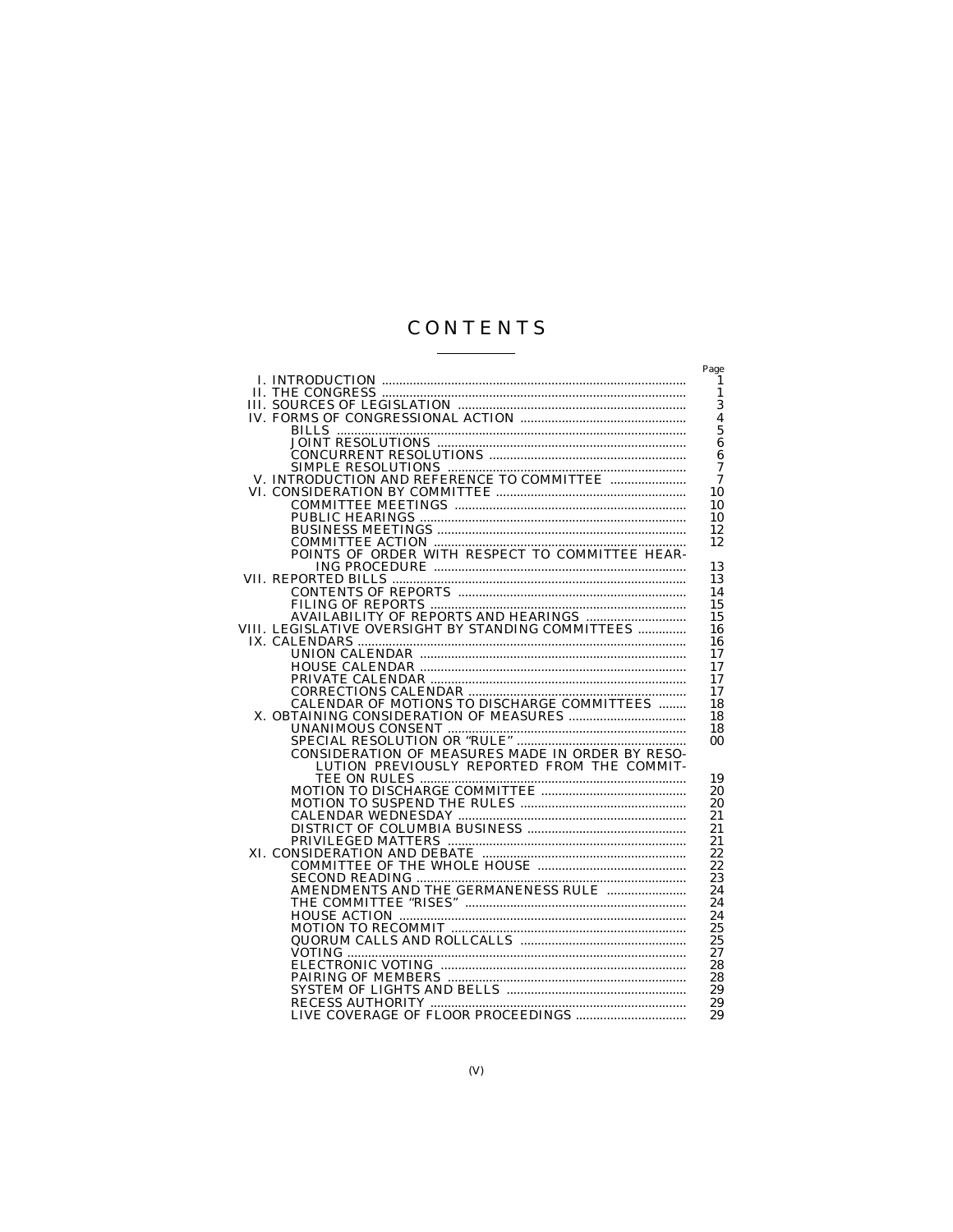# CONTENTS

| | Page |
|---|---|
| I. INTRODUCTION | 1 |
| II. THE CONGRESS | 1 |
| III. SOURCES OF LEGISLATION | 3 |
| IV. FORMS OF CONGRESSIONAL ACTION | 4 |
| BILLS | 5 |
| JOINT RESOLUTIONS | 6 |
| CONCURRENT RESOLUTIONS | 6 |
| SIMPLE RESOLUTIONS | 7 |
| V. INTRODUCTION AND REFERENCE TO COMMITTEE | 7 |
| VI. CONSIDERATION BY COMMITTEE | 10 |
| COMMITTEE MEETINGS | 10 |
| PUBLIC HEARINGS | 10 |
| BUSINESS MEETINGS | 12 |
| COMMITTEE ACTION | 12 |
| POINTS OF ORDER WITH RESPECT TO COMMITTEE HEARING PROCEDURE | 13 |
| VII. REPORTED BILLS | 13 |
| CONTENTS OF REPORTS | 14 |
| FILING OF REPORTS | 15 |
| AVAILABILITY OF REPORTS AND HEARINGS | 15 |
| VIII. LEGISLATIVE OVERSIGHT BY STANDING COMMITTEES | 16 |
| IX. CALENDARS | 16 |
| UNION CALENDAR | 17 |
| HOUSE CALENDAR | 17 |
| PRIVATE CALENDAR | 17 |
| CORRECTIONS CALENDAR | 17 |
| CALENDAR OF MOTIONS TO DISCHARGE COMMITTEES | 18 |
| X. OBTAINING CONSIDERATION OF MEASURES | 18 |
| UNANIMOUS CONSENT | 18 |
| SPECIAL RESOLUTION OR “RULE” | 00 |
| CONSIDERATION OF MEASURES MADE IN ORDER BY RESOLUTION PREVIOUSLY REPORTED FROM THE COMMITTEE ON RULES | 19 |
| MOTION TO DISCHARGE COMMITTEE | 20 |
| MOTION TO SUSPEND THE RULES | 20 |
| CALENDAR WEDNESDAY | 21 |
| DISTRICT OF COLUMBIA BUSINESS | 21 |
| PRIVILEGED MATTERS | 21 |
| XI. CONSIDERATION AND DEBATE | 22 |
| COMMITTEE OF THE WHOLE HOUSE | 22 |
| SECOND READING | 23 |
| AMENDMENTS AND THE GERMANENESS RULE | 24 |
| THE COMMITTEE “RISES” | 24 |
| HOUSE ACTION | 24 |
| MOTION TO RECOMMIT | 25 |
| QUORUM CALLS AND ROLLCALLS | 25 |
| VOTING | 27 |
| ELECTRONIC VOTING | 28 |
| PAIRING OF MEMBERS | 28 |
| SYSTEM OF LIGHTS AND BELLS | 29 |
| RECESS AUTHORITY | 29 |
| LIVE COVERAGE OF FLOOR PROCEEDINGS | 29 |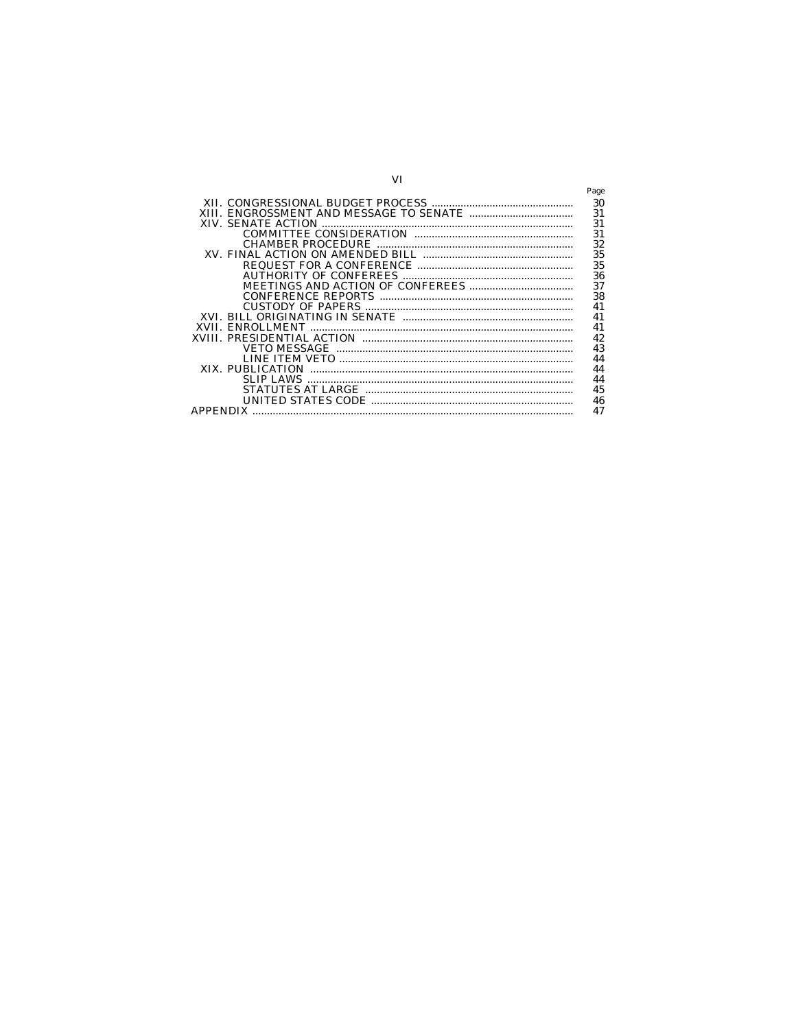| | Page |
|---|---|
| XII. CONGRESSIONAL BUDGET PROCESS | 30 |
| XIII. ENGROSSMENT AND MESSAGE TO SENATE | 31 |
| XIV. SENATE ACTION | 31 |
| COMMITTEE CONSIDERATION | 31 |
| CHAMBER PROCEDURE | 32 |
| XV. FINAL ACTION ON AMENDED BILL | 35 |
| REQUEST FOR A CONFERENCE | 35 |
| AUTHORITY OF CONFEREES | 36 |
| MEETINGS AND ACTION OF CONFEREES | 37 |
| CONFERENCE REPORTS | 38 |
| CUSTODY OF PAPERS | 41 |
| XVI. BILL ORIGINATING IN SENATE | 41 |
| XVII. ENROLLMENT | 41 |
| XVIII. PRESIDENTIAL ACTION | 42 |
| VETO MESSAGE | 43 |
| LINE ITEM VETO | 44 |
| XIX. PUBLICATION | 44 |
| SLIP LAWS | 44 |
| STATUTES AT LARGE | 45 |
| UNITED STATES CODE | 46 |
| APPENDIX | 47 |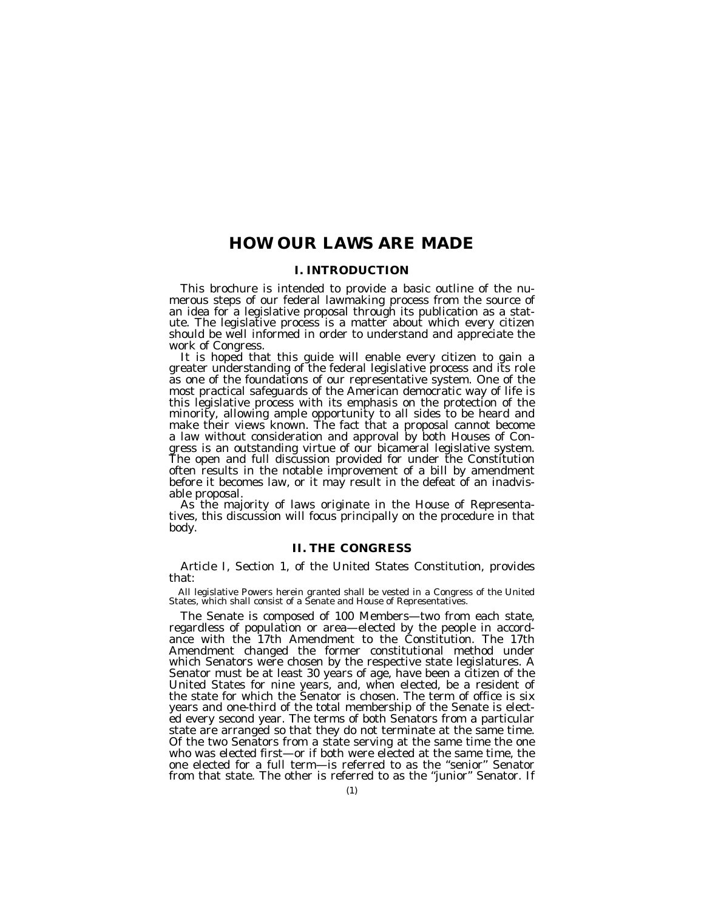# HOW OUR LAWS ARE MADE

## I. INTRODUCTION

This brochure is intended to provide a basic outline of the numerous steps of our federal lawmaking process from the source of an idea for a legislative proposal through its publication as a statute. The legislative process is a matter about which every citizen should be well informed in order to understand and appreciate the work of Congress.

It is hoped that this guide will enable every citizen to gain a greater understanding of the federal legislative process and its role as one of the foundations of our representative system. One of the most practical safeguards of the American democratic way of life is this legislative process with its emphasis on the protection of the minority, allowing ample opportunity to all sides to be heard and make their views known. The fact that a proposal cannot become a law without consideration and approval by both Houses of Congress is an outstanding virtue of our bicameral legislative system. The open and full discussion provided for under the Constitution often results in the notable improvement of a bill by amendment before it becomes law, or it may result in the defeat of an inadvisable proposal.

As the majority of laws originate in the House of Representatives, this discussion will focus principally on the procedure in that body.

## II. THE CONGRESS

Article I, Section 1, of the United States Constitution, provides that:

> All legislative Powers herein granted shall be vested in a Congress of the United States, which shall consist of a Senate and House of Representatives.

The Senate is composed of 100 Members—two from each state, regardless of population or area—elected by the people in accordance with the 17th Amendment to the Constitution. The 17th Amendment changed the former constitutional method under which Senators were chosen by the respective state legislatures. A Senator must be at least 30 years of age, have been a citizen of the United States for nine years, and, when elected, be a resident of the state for which the Senator is chosen. The term of office is six years and one-third of the total membership of the Senate is elected every second year. The terms of both Senators from a particular state are arranged so that they do not terminate at the same time. Of the two Senators from a state serving at the same time the one who was elected first—or if both were elected at the same time, the one elected for a full term—is referred to as the "senior" Senator from that state. The other is referred to as the "junior" Senator. If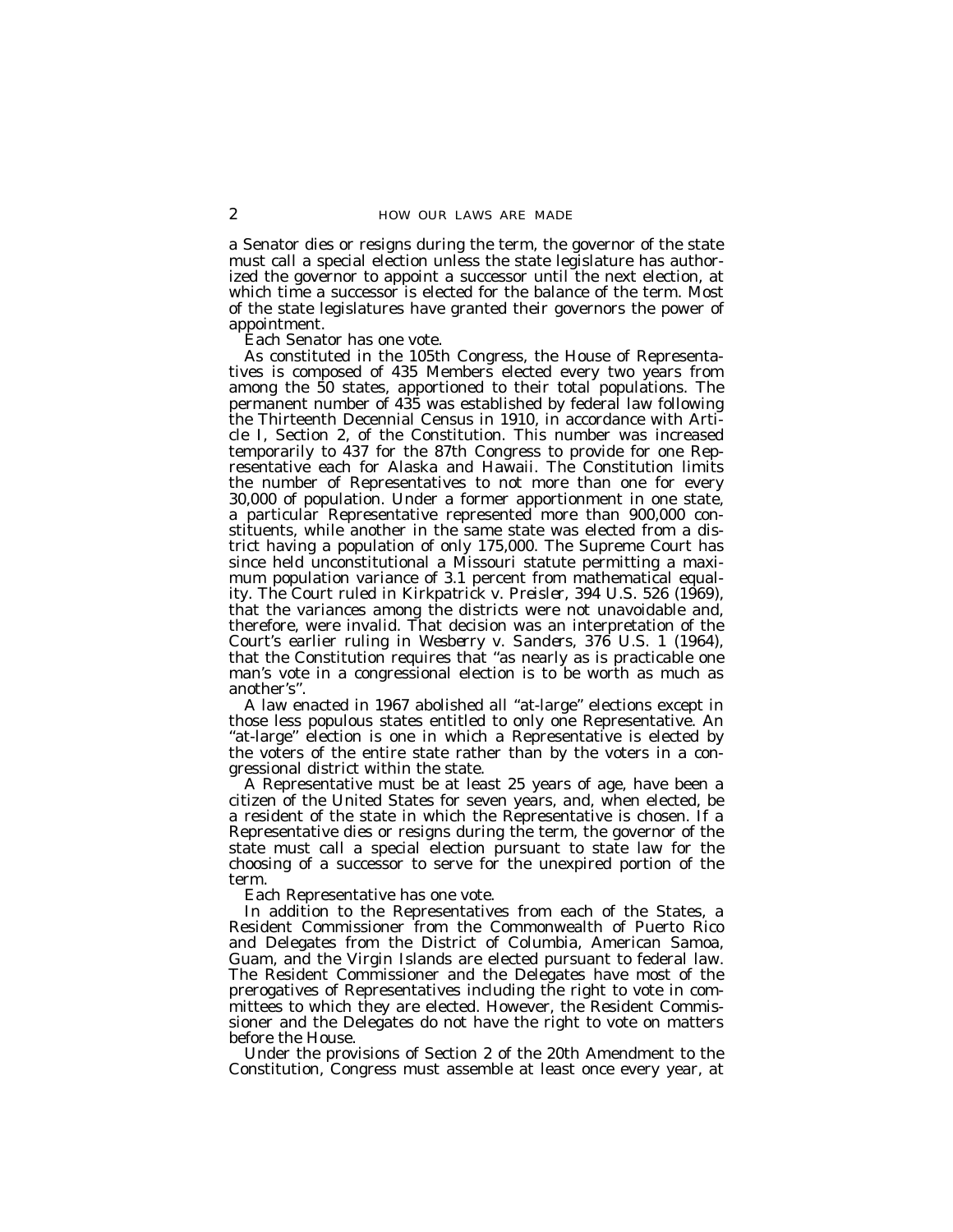a Senator dies or resigns during the term, the governor of the state must call a special election unless the state legislature has authorized the governor to appoint a successor until the next election, at which time a successor is elected for the balance of the term. Most of the state legislatures have granted their governors the power of appointment.

Each Senator has one vote.

As constituted in the 105th Congress, the House of Representatives is composed of 435 Members elected every two years from among the 50 states, apportioned to their total populations. The permanent number of 435 was established by federal law following the Thirteenth Decennial Census in 1910, in accordance with Article I, Section 2, of the Constitution. This number was increased temporarily to 437 for the 87th Congress to provide for one Representative each for Alaska and Hawaii. The Constitution limits the number of Representatives to not more than one for every 30,000 of population. Under a former apportionment in one state, a particular Representative represented more than 900,000 constituents, while another in the same state was elected from a district having a population of only 175,000. The Supreme Court has since held unconstitutional a Missouri statute permitting a maximum population variance of 3.1 percent from mathematical equality. The Court ruled in *Kirkpatrick v. Preisler*, 394 U.S. 526 (1969), that the variances among the districts were not unavoidable and, therefore, were invalid. That decision was an interpretation of the Court's earlier ruling in *Wesberry v. Sanders*, 376 U.S. 1 (1964), that the Constitution requires that "as nearly as is practicable one man's vote in a congressional election is to be worth as much as another's".

A law enacted in 1967 abolished all "at-large" elections except in those less populous states entitled to only one Representative. An "at-large" election is one in which a Representative is elected by the voters of the entire state rather than by the voters in a congressional district within the state.

A Representative must be at least 25 years of age, have been a citizen of the United States for seven years, and, when elected, be a resident of the state in which the Representative is chosen. If a Representative dies or resigns during the term, the governor of the state must call a special election pursuant to state law for the choosing of a successor to serve for the unexpired portion of the term.

Each Representative has one vote.

In addition to the Representatives from each of the States, a Resident Commissioner from the Commonwealth of Puerto Rico and Delegates from the District of Columbia, American Samoa, Guam, and the Virgin Islands are elected pursuant to federal law. The Resident Commissioner and the Delegates have most of the prerogatives of Representatives including the right to vote in committees to which they are elected. However, the Resident Commissioner and the Delegates do not have the right to vote on matters before the House.

Under the provisions of Section 2 of the 20th Amendment to the Constitution, Congress must assemble at least once every year, at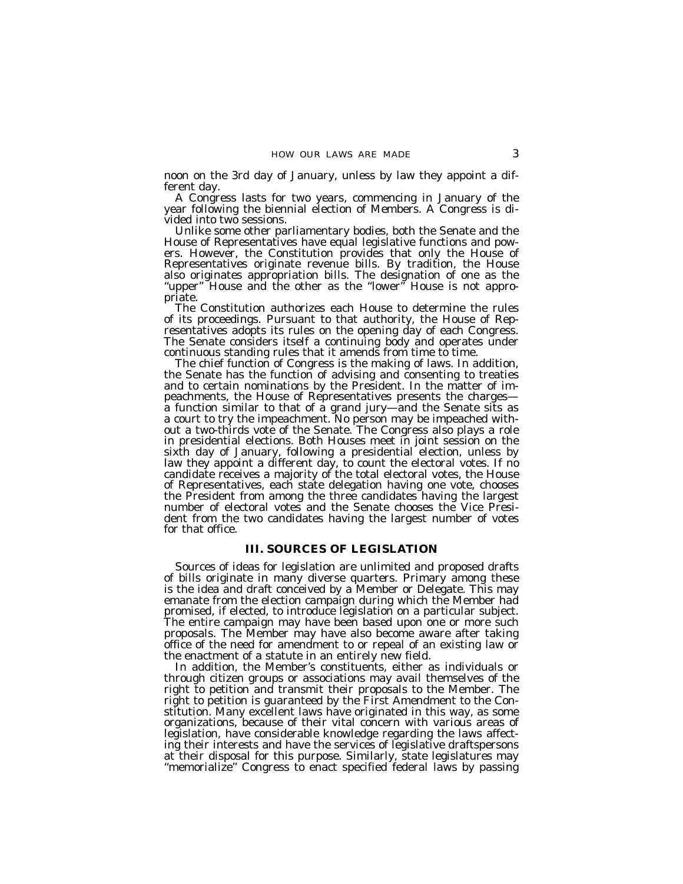noon on the 3rd day of January, unless by law they appoint a different day.

A Congress lasts for two years, commencing in January of the year following the biennial election of Members. A Congress is divided into two sessions.

Unlike some other parliamentary bodies, both the Senate and the House of Representatives have equal legislative functions and powers. However, the Constitution provides that only the House of Representatives originate revenue bills. By tradition, the House also originates appropriation bills. The designation of one as the "upper" House and the other as the "lower" House is not appropriate.

The Constitution authorizes each House to determine the rules of its proceedings. Pursuant to that authority, the House of Representatives adopts its rules on the opening day of each Congress. The Senate considers itself a continuing body and operates under continuous standing rules that it amends from time to time.

The chief function of Congress is the making of laws. In addition, the Senate has the function of advising and consenting to treaties and to certain nominations by the President. In the matter of impeachments, the House of Representatives presents the charges—a function similar to that of a grand jury—and the Senate sits as a court to try the impeachment. No person may be impeached without a two-thirds vote of the Senate. The Congress also plays a role in presidential elections. Both Houses meet in joint session on the sixth day of January, following a presidential election, unless by law they appoint a different day, to count the electoral votes. If no candidate receives a majority of the total electoral votes, the House of Representatives, each state delegation having one vote, chooses the President from among the three candidates having the largest number of electoral votes and the Senate chooses the Vice President from the two candidates having the largest number of votes for that office.

## III. SOURCES OF LEGISLATION

Sources of ideas for legislation are unlimited and proposed drafts of bills originate in many diverse quarters. Primary among these is the idea and draft conceived by a Member or Delegate. This may emanate from the election campaign during which the Member had promised, if elected, to introduce legislation on a particular subject. The entire campaign may have been based upon one or more such proposals. The Member may have also become aware after taking office of the need for amendment to or repeal of an existing law or the enactment of a statute in an entirely new field.

In addition, the Member's constituents, either as individuals or through citizen groups or associations may avail themselves of the right to petition and transmit their proposals to the Member. The right to petition is guaranteed by the First Amendment to the Constitution. Many excellent laws have originated in this way, as some organizations, because of their vital concern with various areas of legislation, have considerable knowledge regarding the laws affecting their interests and have the services of legislative draftspersons at their disposal for this purpose. Similarly, state legislatures may "memorialize" Congress to enact specified federal laws by passing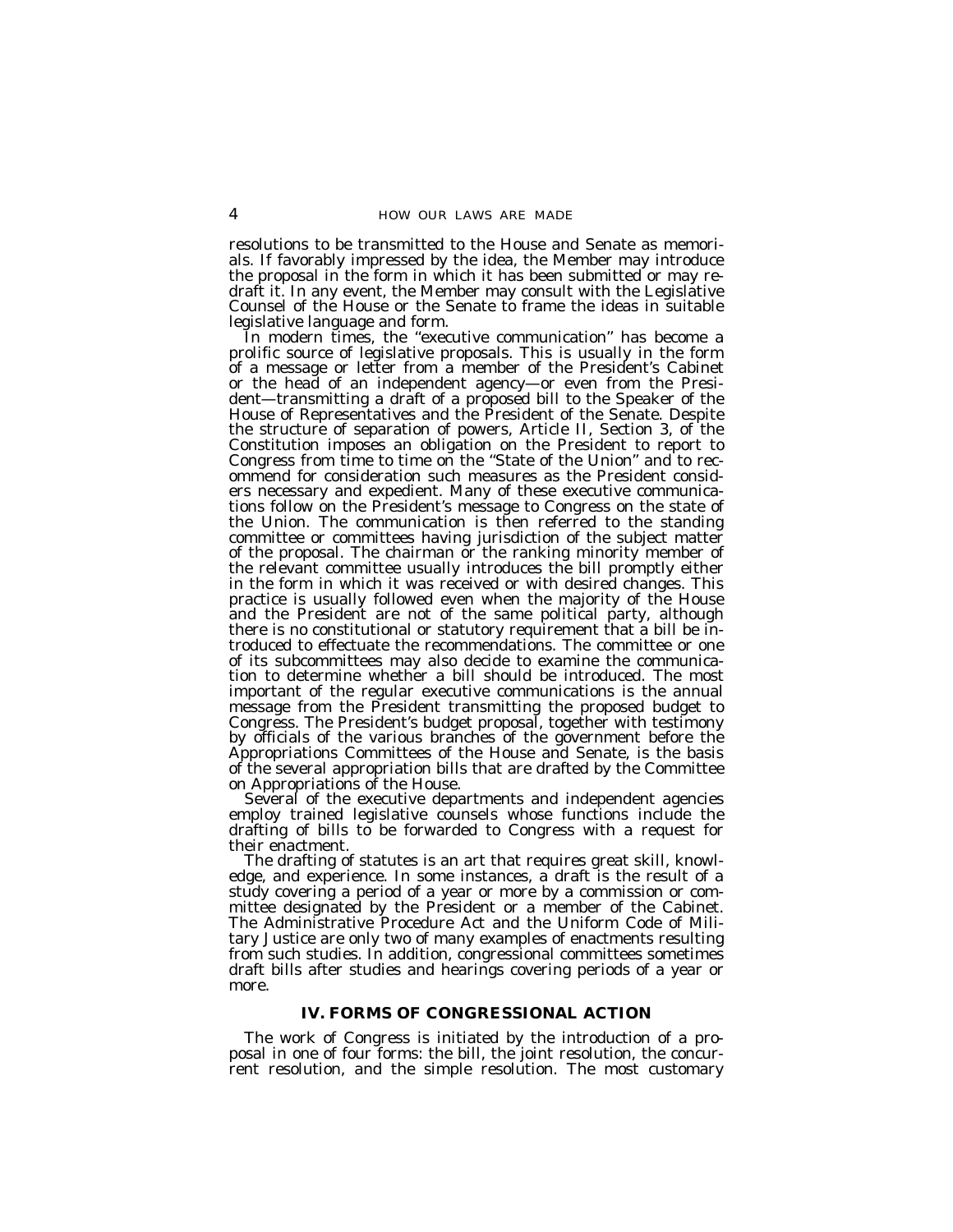resolutions to be transmitted to the House and Senate as memorials. If favorably impressed by the idea, the Member may introduce the proposal in the form in which it has been submitted or may redraft it. In any event, the Member may consult with the Legislative Counsel of the House or the Senate to frame the ideas in suitable legislative language and form.

In modern times, the "executive communication" has become a prolific source of legislative proposals. This is usually in the form of a message or letter from a member of the President's Cabinet or the head of an independent agency—or even from the President—transmitting a draft of a proposed bill to the Speaker of the House of Representatives and the President of the Senate. Despite the structure of separation of powers, Article II, Section 3, of the Constitution imposes an obligation on the President to report to Congress from time to time on the "State of the Union" and to recommend for consideration such measures as the President considers necessary and expedient. Many of these executive communications follow on the President's message to Congress on the state of the Union. The communication is then referred to the standing committee or committees having jurisdiction of the subject matter of the proposal. The chairman or the ranking minority member of the relevant committee usually introduces the bill promptly either in the form in which it was received or with desired changes. This practice is usually followed even when the majority of the House and the President are not of the same political party, although there is no constitutional or statutory requirement that a bill be introduced to effectuate the recommendations. The committee or one of its subcommittees may also decide to examine the communication to determine whether a bill should be introduced. The most important of the regular executive communications is the annual message from the President transmitting the proposed budget to Congress. The President's budget proposal, together with testimony by officials of the various branches of the government before the Appropriations Committees of the House and Senate, is the basis of the several appropriation bills that are drafted by the Committee on Appropriations of the House.

Several of the executive departments and independent agencies employ trained legislative counsels whose functions include the drafting of bills to be forwarded to Congress with a request for their enactment.

The drafting of statutes is an art that requires great skill, knowledge, and experience. In some instances, a draft is the result of a study covering a period of a year or more by a commission or committee designated by the President or a member of the Cabinet. The Administrative Procedure Act and the Uniform Code of Military Justice are only two of many examples of enactments resulting from such studies. In addition, congressional committees sometimes draft bills after studies and hearings covering periods of a year or more.

## IV. FORMS OF CONGRESSIONAL ACTION

The work of Congress is initiated by the introduction of a proposal in one of four forms: the bill, the joint resolution, the concurrent resolution, and the simple resolution. The most customary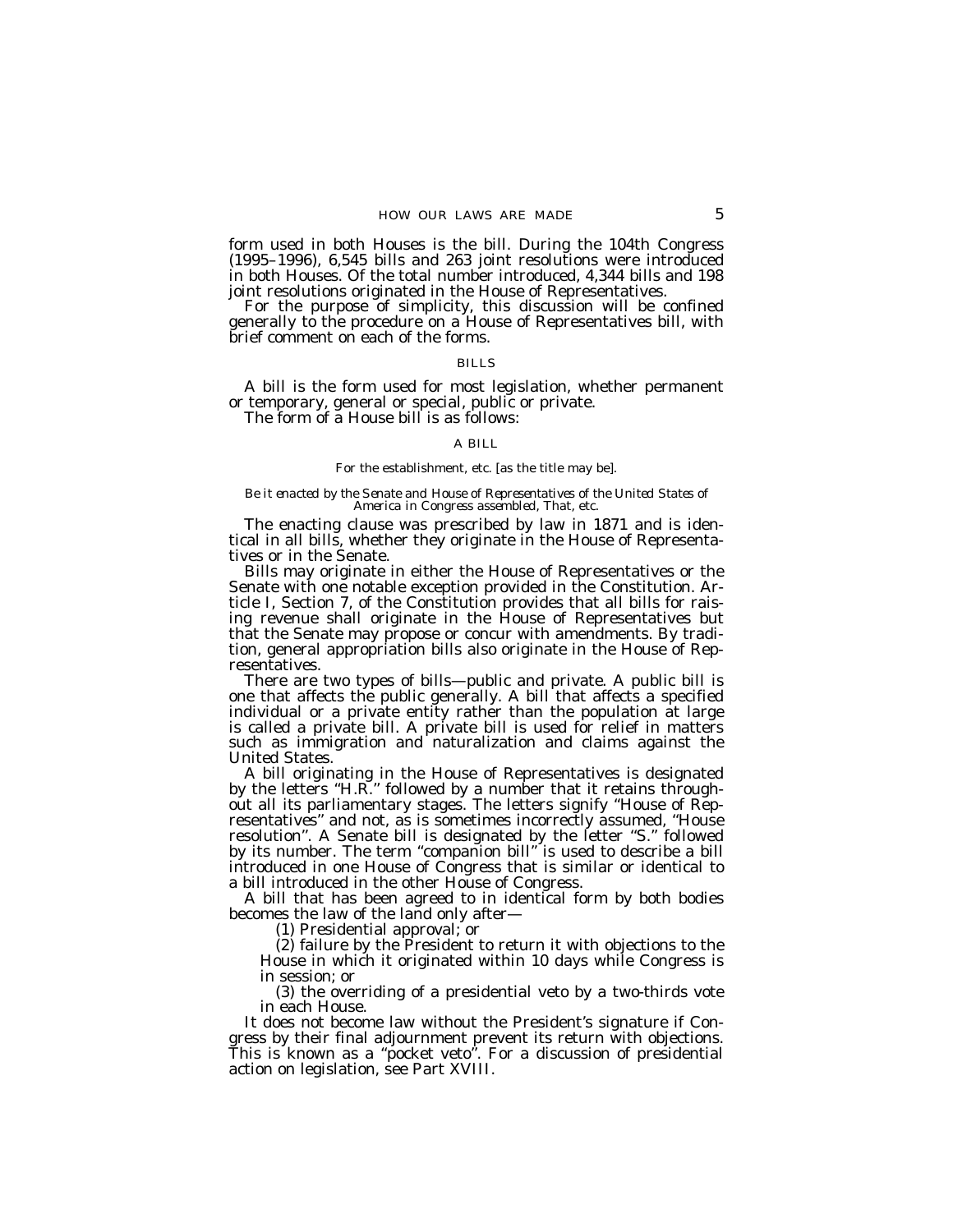form used in both Houses is the bill. During the 104th Congress (1995–1996), 6,545 bills and 263 joint resolutions were introduced in both Houses. Of the total number introduced, 4,344 bills and 198 joint resolutions originated in the House of Representatives.

For the purpose of simplicity, this discussion will be confined generally to the procedure on a House of Representatives bill, with brief comment on each of the forms.

## BILLS

A bill is the form used for most legislation, whether permanent or temporary, general or special, public or private.

The form of a House bill is as follows:

A BILL

For the establishment, etc. [as the title may be].

*Be it enacted by the Senate and House of Representatives of the United States of America in Congress assembled,* That, etc.

The enacting clause was prescribed by law in 1871 and is identical in all bills, whether they originate in the House of Representatives or in the Senate.

Bills may originate in either the House of Representatives or the Senate with one notable exception provided in the Constitution. Article I, Section 7, of the Constitution provides that all bills for raising revenue shall originate in the House of Representatives but that the Senate may propose or concur with amendments. By tradition, general appropriation bills also originate in the House of Representatives.

There are two types of bills—public and private. A public bill is one that affects the public generally. A bill that affects a specified individual or a private entity rather than the population at large is called a private bill. A private bill is used for relief in matters such as immigration and naturalization and claims against the United States.

A bill originating in the House of Representatives is designated by the letters "H.R." followed by a number that it retains throughout all its parliamentary stages. The letters signify "House of Representatives" and not, as is sometimes incorrectly assumed, "House resolution". A Senate bill is designated by the letter "S." followed by its number. The term "companion bill" is used to describe a bill introduced in one House of Congress that is similar or identical to a bill introduced in the other House of Congress.

A bill that has been agreed to in identical form by both bodies becomes the law of the land only after—

(1) Presidential approval; or

(2) failure by the President to return it with objections to the House in which it originated within 10 days while Congress is in session; or

(3) the overriding of a presidential veto by a two-thirds vote in each House.

It does not become law without the President's signature if Congress by their final adjournment prevent its return with objections. This is known as a "pocket veto". For a discussion of presidential action on legislation, see Part XVIII.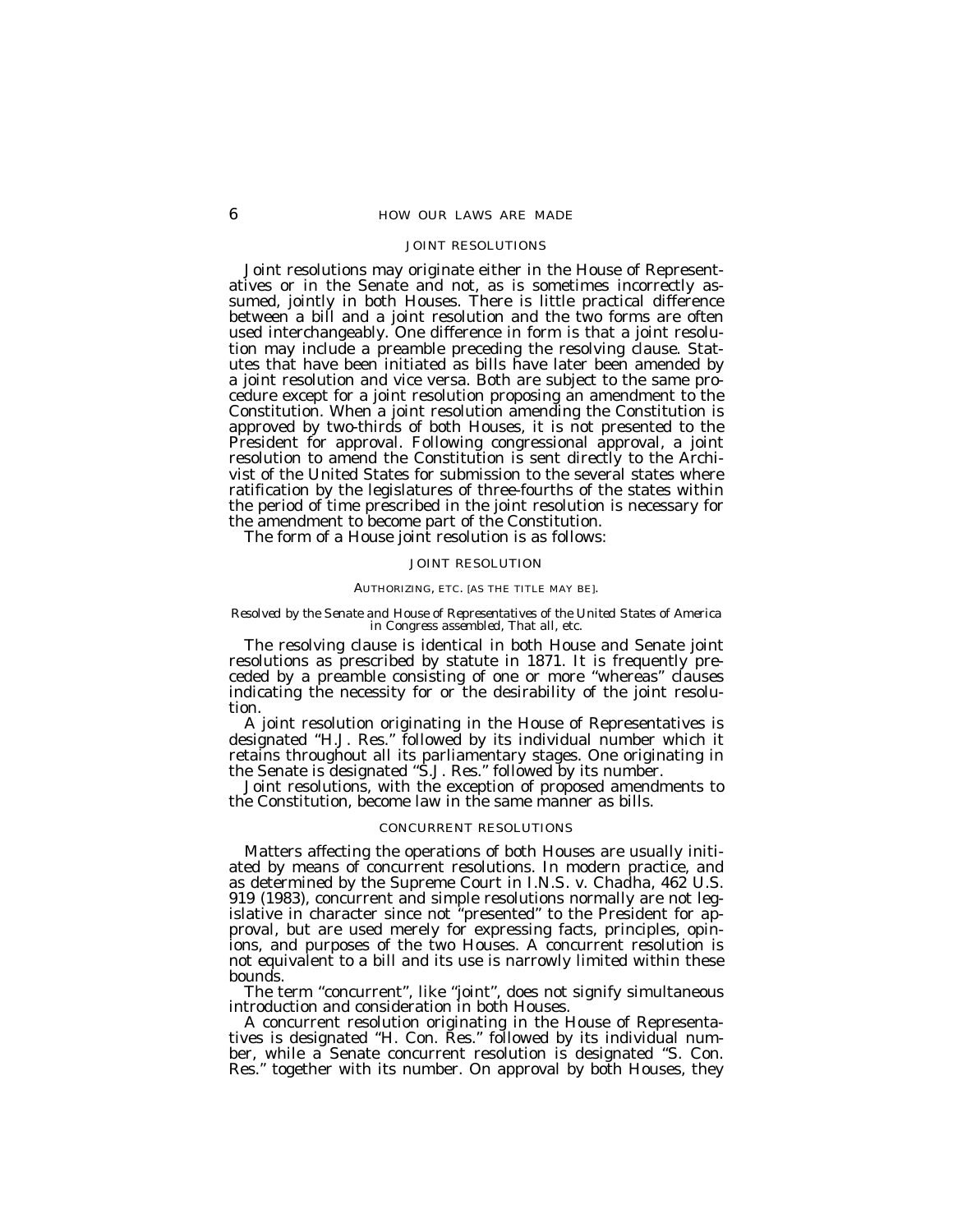## JOINT RESOLUTIONS

Joint resolutions may originate either in the House of Representatives or in the Senate and not, as is sometimes incorrectly assumed, jointly in both Houses. There is little practical difference between a bill and a joint resolution and the two forms are often used interchangeably. One difference in form is that a joint resolution may include a preamble preceding the resolving clause. Statutes that have been initiated as bills have later been amended by a joint resolution and vice versa. Both are subject to the same procedure except for a joint resolution proposing an amendment to the Constitution. When a joint resolution amending the Constitution is approved by two-thirds of both Houses, it is not presented to the President for approval. Following congressional approval, a joint resolution to amend the Constitution is sent directly to the Archivist of the United States for submission to the several states where ratification by the legislatures of three-fourths of the states within the period of time prescribed in the joint resolution is necessary for the amendment to become part of the Constitution.

The form of a House joint resolution is as follows:

JOINT RESOLUTION

AUTHORIZING, ETC. [AS THE TITLE MAY BE].

*Resolved by the Senate and House of Representatives of the United States of America in Congress assembled, That all, etc.*

The resolving clause is identical in both House and Senate joint resolutions as prescribed by statute in 1871. It is frequently preceded by a preamble consisting of one or more "whereas" clauses indicating the necessity for or the desirability of the joint resolution.

A joint resolution originating in the House of Representatives is designated "H.J. Res." followed by its individual number which it retains throughout all its parliamentary stages. One originating in the Senate is designated "S.J. Res." followed by its number.

Joint resolutions, with the exception of proposed amendments to the Constitution, become law in the same manner as bills.

## CONCURRENT RESOLUTIONS

Matters affecting the operations of both Houses are usually initiated by means of concurrent resolutions. In modern practice, and as determined by the Supreme Court in I.N.S. v. Chadha, 462 U.S. 919 (1983), concurrent and simple resolutions normally are not legislative in character since not "presented" to the President for approval, but are used merely for expressing facts, principles, opinions, and purposes of the two Houses. A concurrent resolution is not equivalent to a bill and its use is narrowly limited within these bounds.

The term "concurrent", like "joint", does not signify simultaneous introduction and consideration in both Houses.

A concurrent resolution originating in the House of Representatives is designated "H. Con. Res." followed by its individual number, while a Senate concurrent resolution is designated "S. Con. Res." together with its number. On approval by both Houses, they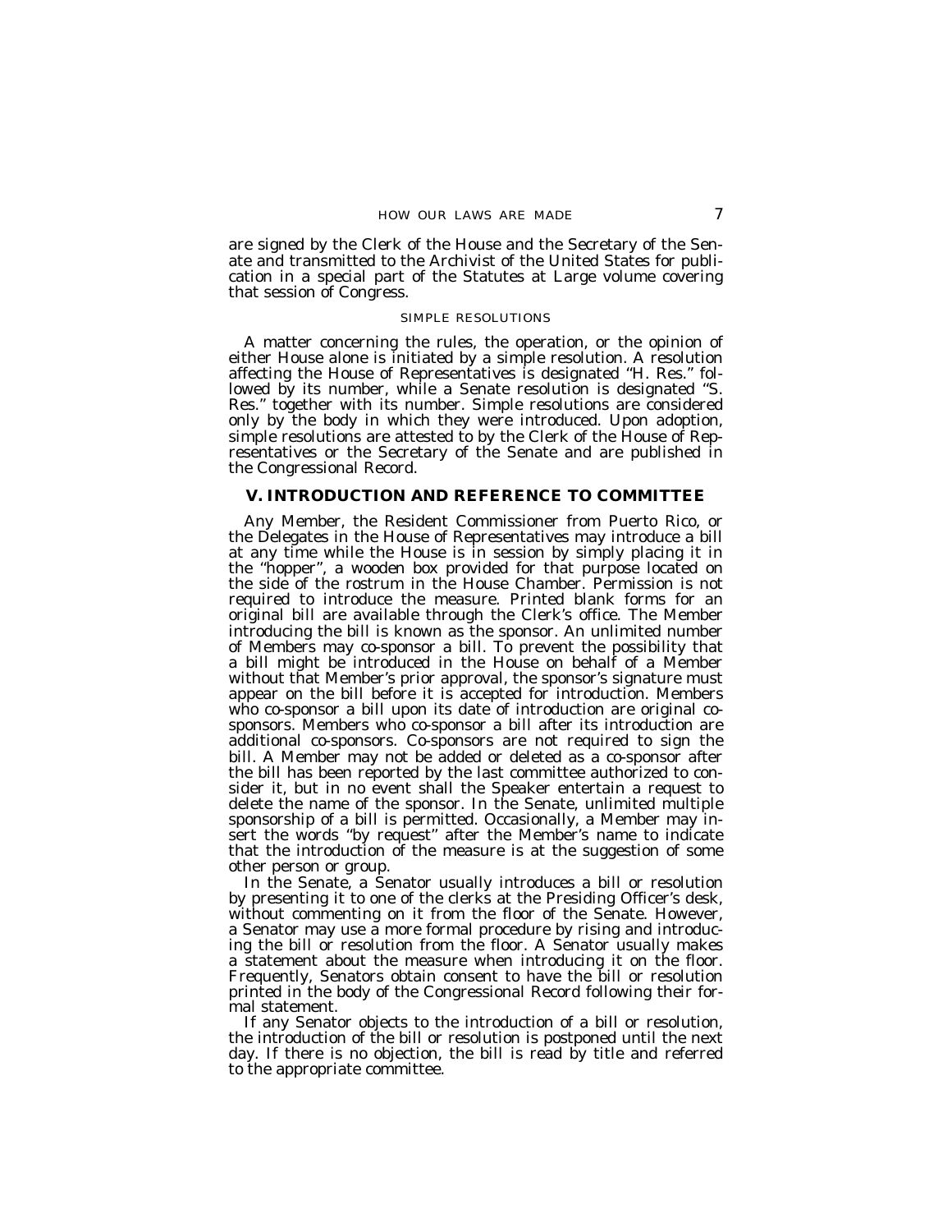are signed by the Clerk of the House and the Secretary of the Senate and transmitted to the Archivist of the United States for publication in a special part of the Statutes at Large volume covering that session of Congress.

### SIMPLE RESOLUTIONS

A matter concerning the rules, the operation, or the opinion of either House alone is initiated by a simple resolution. A resolution affecting the House of Representatives is designated "H. Res." followed by its number, while a Senate resolution is designated "S. Res." together with its number. Simple resolutions are considered only by the body in which they were introduced. Upon adoption, simple resolutions are attested to by the Clerk of the House of Representatives or the Secretary of the Senate and are published in the Congressional Record.

## V. INTRODUCTION AND REFERENCE TO COMMITTEE

Any Member, the Resident Commissioner from Puerto Rico, or the Delegates in the House of Representatives may introduce a bill at any time while the House is in session by simply placing it in the "hopper", a wooden box provided for that purpose located on the side of the rostrum in the House Chamber. Permission is not required to introduce the measure. Printed blank forms for an original bill are available through the Clerk's office. The Member introducing the bill is known as the sponsor. An unlimited number of Members may co-sponsor a bill. To prevent the possibility that a bill might be introduced in the House on behalf of a Member without that Member's prior approval, the sponsor's signature must appear on the bill before it is accepted for introduction. Members who co-sponsor a bill upon its date of introduction are original co-sponsors. Members who co-sponsor a bill after its introduction are additional co-sponsors. Co-sponsors are not required to sign the bill. A Member may not be added or deleted as a co-sponsor after the bill has been reported by the last committee authorized to consider it, but in no event shall the Speaker entertain a request to delete the name of the sponsor. In the Senate, unlimited multiple sponsorship of a bill is permitted. Occasionally, a Member may insert the words "by request" after the Member's name to indicate that the introduction of the measure is at the suggestion of some other person or group.

In the Senate, a Senator usually introduces a bill or resolution by presenting it to one of the clerks at the Presiding Officer's desk, without commenting on it from the floor of the Senate. However, a Senator may use a more formal procedure by rising and introducing the bill or resolution from the floor. A Senator usually makes a statement about the measure when introducing it on the floor. Frequently, Senators obtain consent to have the bill or resolution printed in the body of the Congressional Record following their formal statement.

If any Senator objects to the introduction of a bill or resolution, the introduction of the bill or resolution is postponed until the next day. If there is no objection, the bill is read by title and referred to the appropriate committee.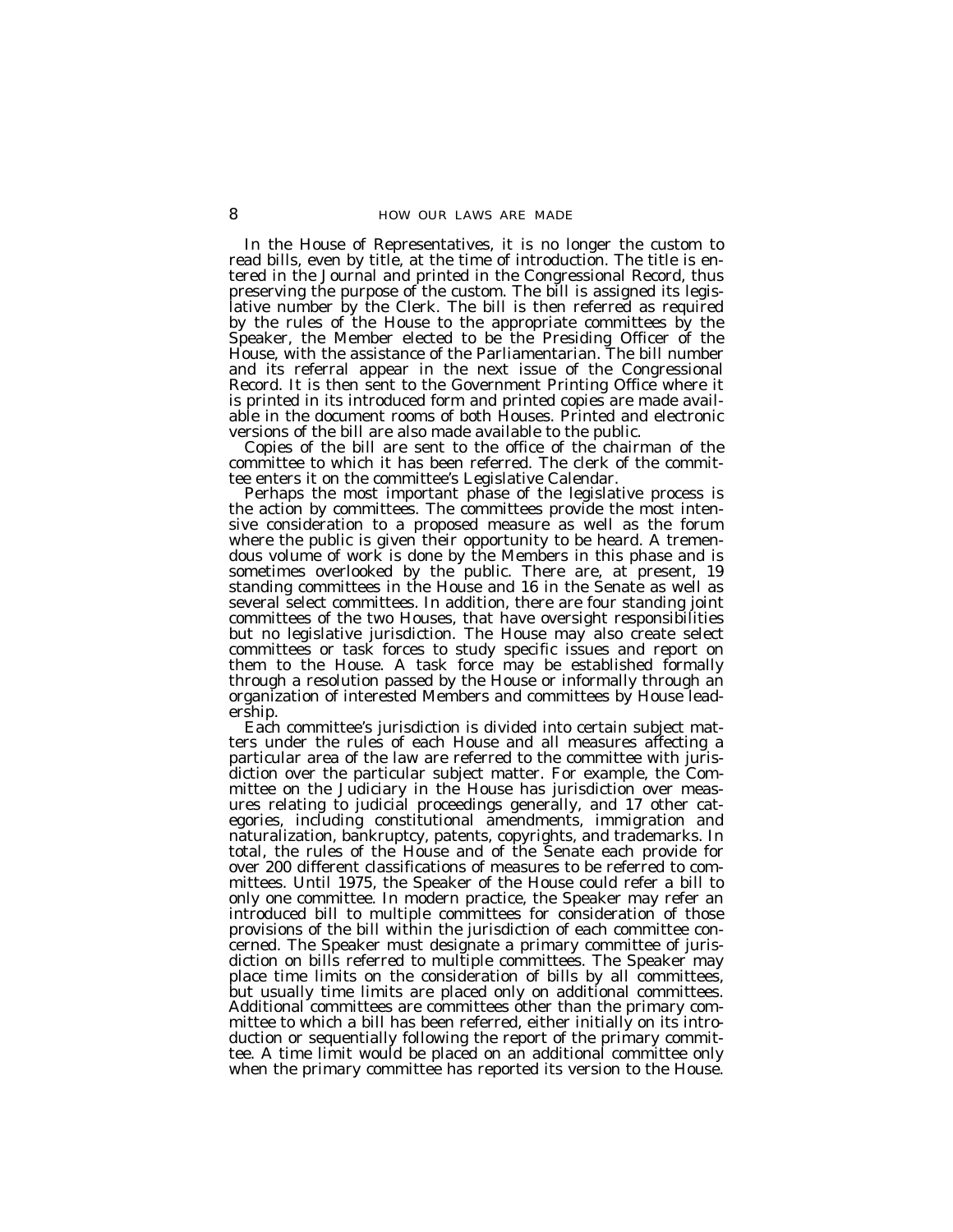In the House of Representatives, it is no longer the custom to read bills, even by title, at the time of introduction. The title is entered in the Journal and printed in the Congressional Record, thus preserving the purpose of the custom. The bill is assigned its legislative number by the Clerk. The bill is then referred as required by the rules of the House to the appropriate committees by the Speaker, the Member elected to be the Presiding Officer of the House, with the assistance of the Parliamentarian. The bill number and its referral appear in the next issue of the Congressional Record. It is then sent to the Government Printing Office where it is printed in its introduced form and printed copies are made available in the document rooms of both Houses. Printed and electronic versions of the bill are also made available to the public.

Copies of the bill are sent to the office of the chairman of the committee to which it has been referred. The clerk of the committee enters it on the committee's Legislative Calendar.

Perhaps the most important phase of the legislative process is the action by committees. The committees provide the most intensive consideration to a proposed measure as well as the forum where the public is given their opportunity to be heard. A tremendous volume of work is done by the Members in this phase and is sometimes overlooked by the public. There are, at present, 19 standing committees in the House and 16 in the Senate as well as several select committees. In addition, there are four standing joint committees of the two Houses, that have oversight responsibilities but no legislative jurisdiction. The House may also create select committees or task forces to study specific issues and report on them to the House. A task force may be established formally through a resolution passed by the House or informally through an organization of interested Members and committees by House leadership.

Each committee's jurisdiction is divided into certain subject matters under the rules of each House and all measures affecting a particular area of the law are referred to the committee with jurisdiction over the particular subject matter. For example, the Committee on the Judiciary in the House has jurisdiction over measures relating to judicial proceedings generally, and 17 other categories, including constitutional amendments, immigration and naturalization, bankruptcy, patents, copyrights, and trademarks. In total, the rules of the House and of the Senate each provide for over 200 different classifications of measures to be referred to committees. Until 1975, the Speaker of the House could refer a bill to only one committee. In modern practice, the Speaker may refer an introduced bill to multiple committees for consideration of those provisions of the bill within the jurisdiction of each committee concerned. The Speaker must designate a primary committee of jurisdiction on bills referred to multiple committees. The Speaker may place time limits on the consideration of bills by all committees, but usually time limits are placed only on additional committees. Additional committees are committees other than the primary committee to which a bill has been referred, either initially on its introduction or sequentially following the report of the primary committee. A time limit would be placed on an additional committee only when the primary committee has reported its version to the House.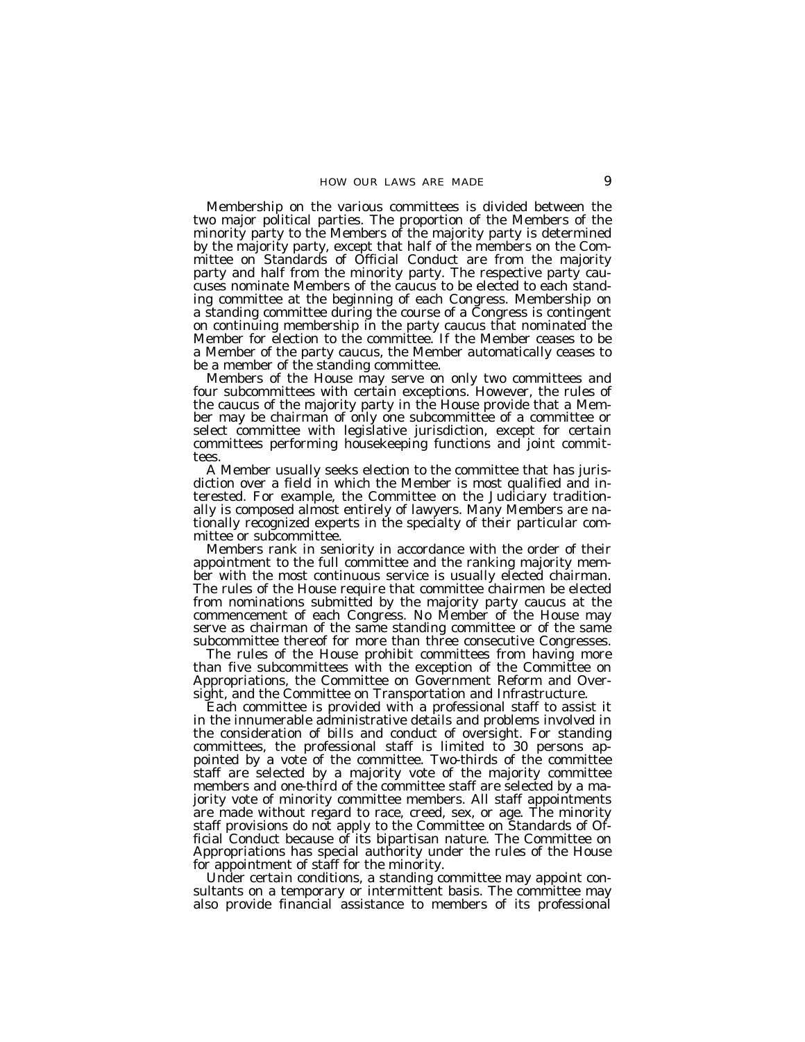Membership on the various committees is divided between the two major political parties. The proportion of the Members of the minority party to the Members of the majority party is determined by the majority party, except that half of the members on the Committee on Standards of Official Conduct are from the majority party and half from the minority party. The respective party caucuses nominate Members of the caucus to be elected to each standing committee at the beginning of each Congress. Membership on a standing committee during the course of a Congress is contingent on continuing membership in the party caucus that nominated the Member for election to the committee. If the Member ceases to be a Member of the party caucus, the Member automatically ceases to be a member of the standing committee.

Members of the House may serve on only two committees and four subcommittees with certain exceptions. However, the rules of the caucus of the majority party in the House provide that a Member may be chairman of only one subcommittee of a committee or select committee with legislative jurisdiction, except for certain committees performing housekeeping functions and joint committees.

A Member usually seeks election to the committee that has jurisdiction over a field in which the Member is most qualified and interested. For example, the Committee on the Judiciary traditionally is composed almost entirely of lawyers. Many Members are nationally recognized experts in the specialty of their particular committee or subcommittee.

Members rank in seniority in accordance with the order of their appointment to the full committee and the ranking majority member with the most continuous service is usually elected chairman. The rules of the House require that committee chairmen be elected from nominations submitted by the majority party caucus at the commencement of each Congress. No Member of the House may serve as chairman of the same standing committee or of the same subcommittee thereof for more than three consecutive Congresses.

The rules of the House prohibit committees from having more than five subcommittees with the exception of the Committee on Appropriations, the Committee on Government Reform and Oversight, and the Committee on Transportation and Infrastructure.

Each committee is provided with a professional staff to assist it in the innumerable administrative details and problems involved in the consideration of bills and conduct of oversight. For standing committees, the professional staff is limited to 30 persons appointed by a vote of the committee. Two-thirds of the committee staff are selected by a majority vote of the majority committee members and one-third of the committee staff are selected by a majority vote of minority committee members. All staff appointments are made without regard to race, creed, sex, or age. The minority staff provisions do not apply to the Committee on Standards of Official Conduct because of its bipartisan nature. The Committee on Appropriations has special authority under the rules of the House for appointment of staff for the minority.

Under certain conditions, a standing committee may appoint consultants on a temporary or intermittent basis. The committee may also provide financial assistance to members of its professional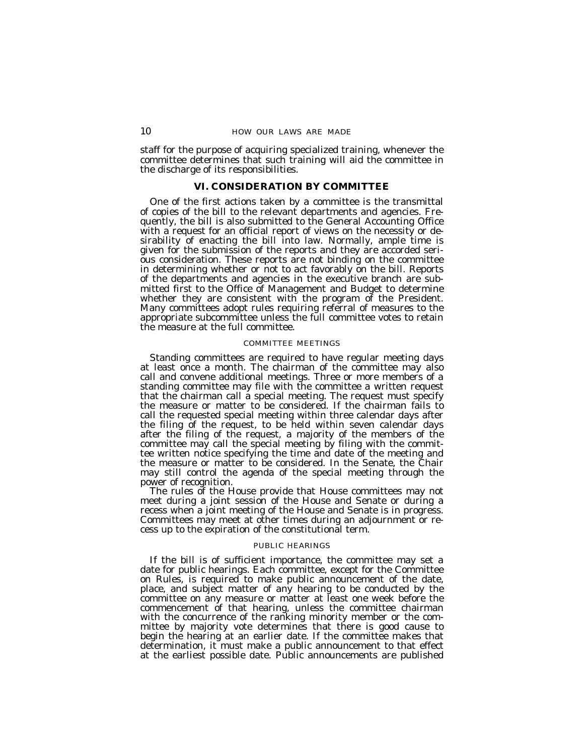staff for the purpose of acquiring specialized training, whenever the committee determines that such training will aid the committee in the discharge of its responsibilities.

## VI. CONSIDERATION BY COMMITTEE

One of the first actions taken by a committee is the transmittal of copies of the bill to the relevant departments and agencies. Frequently, the bill is also submitted to the General Accounting Office with a request for an official report of views on the necessity or desirability of enacting the bill into law. Normally, ample time is given for the submission of the reports and they are accorded serious consideration. These reports are not binding on the committee in determining whether or not to act favorably on the bill. Reports of the departments and agencies in the executive branch are submitted first to the Office of Management and Budget to determine whether they are consistent with the program of the President. Many committees adopt rules requiring referral of measures to the appropriate subcommittee unless the full committee votes to retain the measure at the full committee.

### COMMITTEE MEETINGS

Standing committees are required to have regular meeting days at least once a month. The chairman of the committee may also call and convene additional meetings. Three or more members of a standing committee may file with the committee a written request that the chairman call a special meeting. The request must specify the measure or matter to be considered. If the chairman fails to call the requested special meeting within three calendar days after the filing of the request, to be held within seven calendar days after the filing of the request, a majority of the members of the committee may call the special meeting by filing with the committee written notice specifying the time and date of the meeting and the measure or matter to be considered. In the Senate, the Chair may still control the agenda of the special meeting through the power of recognition.

The rules of the House provide that House committees may not meet during a joint session of the House and Senate or during a recess when a joint meeting of the House and Senate is in progress. Committees may meet at other times during an adjournment or recess up to the expiration of the constitutional term.

### PUBLIC HEARINGS

If the bill is of sufficient importance, the committee may set a date for public hearings. Each committee, except for the Committee on Rules, is required to make public announcement of the date, place, and subject matter of any hearing to be conducted by the committee on any measure or matter at least one week before the commencement of that hearing, unless the committee chairman with the concurrence of the ranking minority member or the committee by majority vote determines that there is good cause to begin the hearing at an earlier date. If the committee makes that determination, it must make a public announcement to that effect at the earliest possible date. Public announcements are published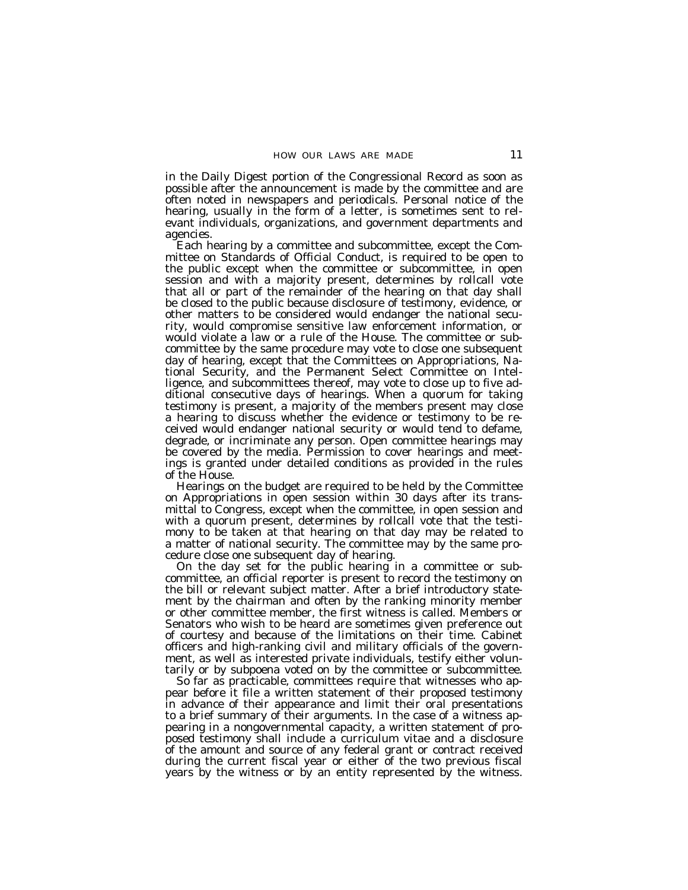in the Daily Digest portion of the Congressional Record as soon as possible after the announcement is made by the committee and are often noted in newspapers and periodicals. Personal notice of the hearing, usually in the form of a letter, is sometimes sent to relevant individuals, organizations, and government departments and agencies.

Each hearing by a committee and subcommittee, except the Committee on Standards of Official Conduct, is required to be open to the public except when the committee or subcommittee, in open session and with a majority present, determines by rollcall vote that all or part of the remainder of the hearing on that day shall be closed to the public because disclosure of testimony, evidence, or other matters to be considered would endanger the national security, would compromise sensitive law enforcement information, or would violate a law or a rule of the House. The committee or subcommittee by the same procedure may vote to close one subsequent day of hearing, except that the Committees on Appropriations, National Security, and the Permanent Select Committee on Intelligence, and subcommittees thereof, may vote to close up to five additional consecutive days of hearings. When a quorum for taking testimony is present, a majority of the members present may close a hearing to discuss whether the evidence or testimony to be received would endanger national security or would tend to defame, degrade, or incriminate any person. Open committee hearings may be covered by the media. Permission to cover hearings and meetings is granted under detailed conditions as provided in the rules of the House.

Hearings on the budget are required to be held by the Committee on Appropriations in open session within 30 days after its transmittal to Congress, except when the committee, in open session and with a quorum present, determines by rollcall vote that the testimony to be taken at that hearing on that day may be related to a matter of national security. The committee may by the same procedure close one subsequent day of hearing.

On the day set for the public hearing in a committee or subcommittee, an official reporter is present to record the testimony on the bill or relevant subject matter. After a brief introductory statement by the chairman and often by the ranking minority member or other committee member, the first witness is called. Members or Senators who wish to be heard are sometimes given preference out of courtesy and because of the limitations on their time. Cabinet officers and high-ranking civil and military officials of the government, as well as interested private individuals, testify either voluntarily or by subpoena voted on by the committee or subcommittee.

So far as practicable, committees require that witnesses who appear before it file a written statement of their proposed testimony in advance of their appearance and limit their oral presentations to a brief summary of their arguments. In the case of a witness appearing in a nongovernmental capacity, a written statement of proposed testimony shall include a curriculum vitae and a disclosure of the amount and source of any federal grant or contract received during the current fiscal year or either of the two previous fiscal years by the witness or by an entity represented by the witness.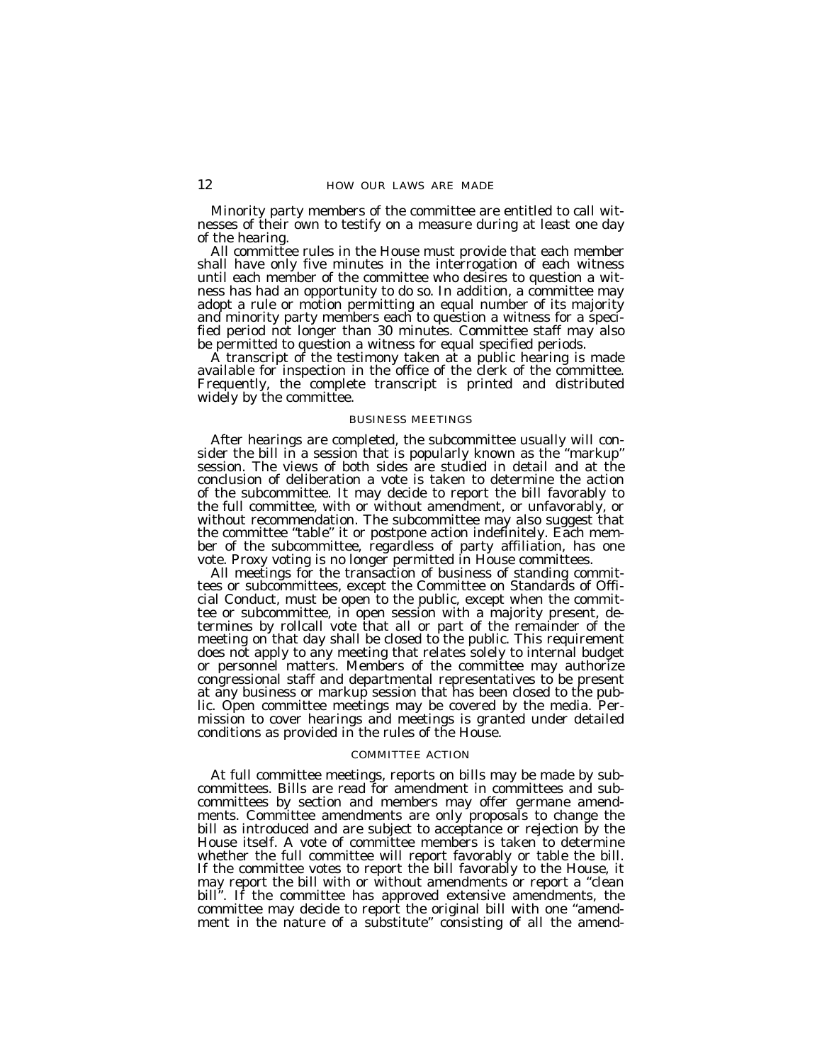Minority party members of the committee are entitled to call witnesses of their own to testify on a measure during at least one day of the hearing.

All committee rules in the House must provide that each member shall have only five minutes in the interrogation of each witness until each member of the committee who desires to question a witness has had an opportunity to do so. In addition, a committee may adopt a rule or motion permitting an equal number of its majority and minority party members each to question a witness for a specified period not longer than 30 minutes. Committee staff may also be permitted to question a witness for equal specified periods.

A transcript of the testimony taken at a public hearing is made available for inspection in the office of the clerk of the committee. Frequently, the complete transcript is printed and distributed widely by the committee.

## BUSINESS MEETINGS

After hearings are completed, the subcommittee usually will consider the bill in a session that is popularly known as the "markup" session. The views of both sides are studied in detail and at the conclusion of deliberation a vote is taken to determine the action of the subcommittee. It may decide to report the bill favorably to the full committee, with or without amendment, or unfavorably, or without recommendation. The subcommittee may also suggest that the committee "table" it or postpone action indefinitely. Each member of the subcommittee, regardless of party affiliation, has one vote. Proxy voting is no longer permitted in House committees.

All meetings for the transaction of business of standing committees or subcommittees, except the Committee on Standards of Official Conduct, must be open to the public, except when the committee or subcommittee, in open session with a majority present, determines by rollcall vote that all or part of the remainder of the meeting on that day shall be closed to the public. This requirement does not apply to any meeting that relates solely to internal budget or personnel matters. Members of the committee may authorize congressional staff and departmental representatives to be present at any business or markup session that has been closed to the public. Open committee meetings may be covered by the media. Permission to cover hearings and meetings is granted under detailed conditions as provided in the rules of the House.

## COMMITTEE ACTION

At full committee meetings, reports on bills may be made by subcommittees. Bills are read for amendment in committees and subcommittees by section and members may offer germane amendments. Committee amendments are only proposals to change the bill as introduced and are subject to acceptance or rejection by the House itself. A vote of committee members is taken to determine whether the full committee will report favorably or table the bill. If the committee votes to report the bill favorably to the House, it may report the bill with or without amendments or report a "clean bill". If the committee has approved extensive amendments, the committee may decide to report the original bill with one "amendment in the nature of a substitute" consisting of all the amend-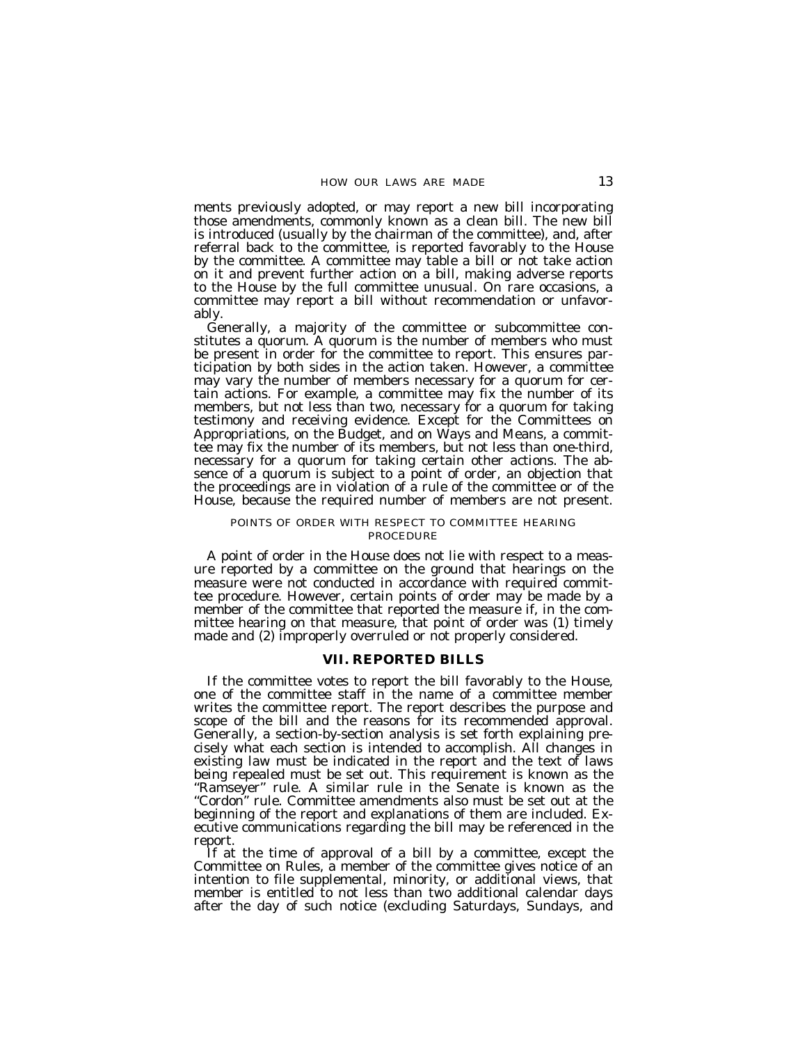ments previously adopted, or may report a new bill incorporating those amendments, commonly known as a clean bill. The new bill is introduced (usually by the chairman of the committee), and, after referral back to the committee, is reported favorably to the House by the committee. A committee may table a bill or not take action on it and prevent further action on a bill, making adverse reports to the House by the full committee unusual. On rare occasions, a committee may report a bill without recommendation or unfavorably.

Generally, a majority of the committee or subcommittee constitutes a quorum. A quorum is the number of members who must be present in order for the committee to report. This ensures participation by both sides in the action taken. However, a committee may vary the number of members necessary for a quorum for certain actions. For example, a committee may fix the number of its members, but not less than two, necessary for a quorum for taking testimony and receiving evidence. Except for the Committees on Appropriations, on the Budget, and on Ways and Means, a committee may fix the number of its members, but not less than one-third, necessary for a quorum for taking certain other actions. The absence of a quorum is subject to a point of order, an objection that the proceedings are in violation of a rule of the committee or of the House, because the required number of members are not present.

### POINTS OF ORDER WITH RESPECT TO COMMITTEE HEARING PROCEDURE

A point of order in the House does not lie with respect to a measure reported by a committee on the ground that hearings on the measure were not conducted in accordance with required committee procedure. However, certain points of order may be made by a member of the committee that reported the measure if, in the committee hearing on that measure, that point of order was (1) timely made and (2) improperly overruled or not properly considered.

## VII. REPORTED BILLS

If the committee votes to report the bill favorably to the House, one of the committee staff in the name of a committee member writes the committee report. The report describes the purpose and scope of the bill and the reasons for its recommended approval. Generally, a section-by-section analysis is set forth explaining precisely what each section is intended to accomplish. All changes in existing law must be indicated in the report and the text of laws being repealed must be set out. This requirement is known as the "Ramseyer" rule. A similar rule in the Senate is known as the "Cordon" rule. Committee amendments also must be set out at the beginning of the report and explanations of them are included. Executive communications regarding the bill may be referenced in the report.

If at the time of approval of a bill by a committee, except the Committee on Rules, a member of the committee gives notice of an intention to file supplemental, minority, or additional views, that member is entitled to not less than two additional calendar days after the day of such notice (excluding Saturdays, Sundays, and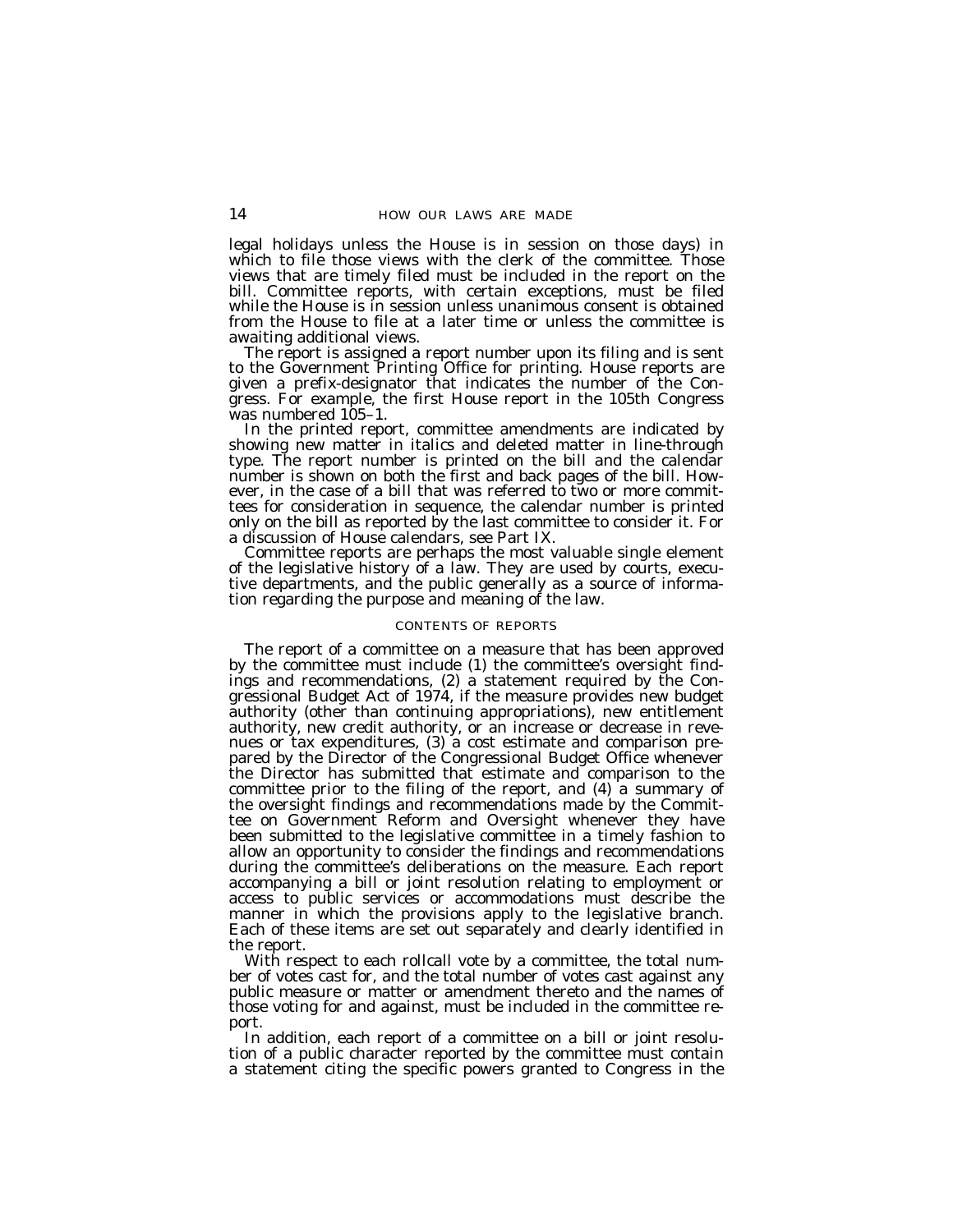legal holidays unless the House is in session on those days) in which to file those views with the clerk of the committee. Those views that are timely filed must be included in the report on the bill. Committee reports, with certain exceptions, must be filed while the House is in session unless unanimous consent is obtained from the House to file at a later time or unless the committee is awaiting additional views.

The report is assigned a report number upon its filing and is sent to the Government Printing Office for printing. House reports are given a prefix-designator that indicates the number of the Congress. For example, the first House report in the 105th Congress was numbered 105–1.

In the printed report, committee amendments are indicated by showing new matter in italics and deleted matter in line-through type. The report number is printed on the bill and the calendar number is shown on both the first and back pages of the bill. However, in the case of a bill that was referred to two or more committees for consideration in sequence, the calendar number is printed only on the bill as reported by the last committee to consider it. For a discussion of House calendars, see Part IX.

Committee reports are perhaps the most valuable single element of the legislative history of a law. They are used by courts, executive departments, and the public generally as a source of information regarding the purpose and meaning of the law.

### CONTENTS OF REPORTS

The report of a committee on a measure that has been approved by the committee must include (1) the committee's oversight findings and recommendations, (2) a statement required by the Congressional Budget Act of 1974, if the measure provides new budget authority (other than continuing appropriations), new entitlement authority, new credit authority, or an increase or decrease in revenues or tax expenditures, (3) a cost estimate and comparison prepared by the Director of the Congressional Budget Office whenever the Director has submitted that estimate and comparison to the committee prior to the filing of the report, and (4) a summary of the oversight findings and recommendations made by the Committee on Government Reform and Oversight whenever they have been submitted to the legislative committee in a timely fashion to allow an opportunity to consider the findings and recommendations during the committee's deliberations on the measure. Each report accompanying a bill or joint resolution relating to employment or access to public services or accommodations must describe the manner in which the provisions apply to the legislative branch. Each of these items are set out separately and clearly identified in the report.

With respect to each rollcall vote by a committee, the total number of votes cast for, and the total number of votes cast against any public measure or matter or amendment thereto and the names of those voting for and against, must be included in the committee report.

In addition, each report of a committee on a bill or joint resolution of a public character reported by the committee must contain a statement citing the specific powers granted to Congress in the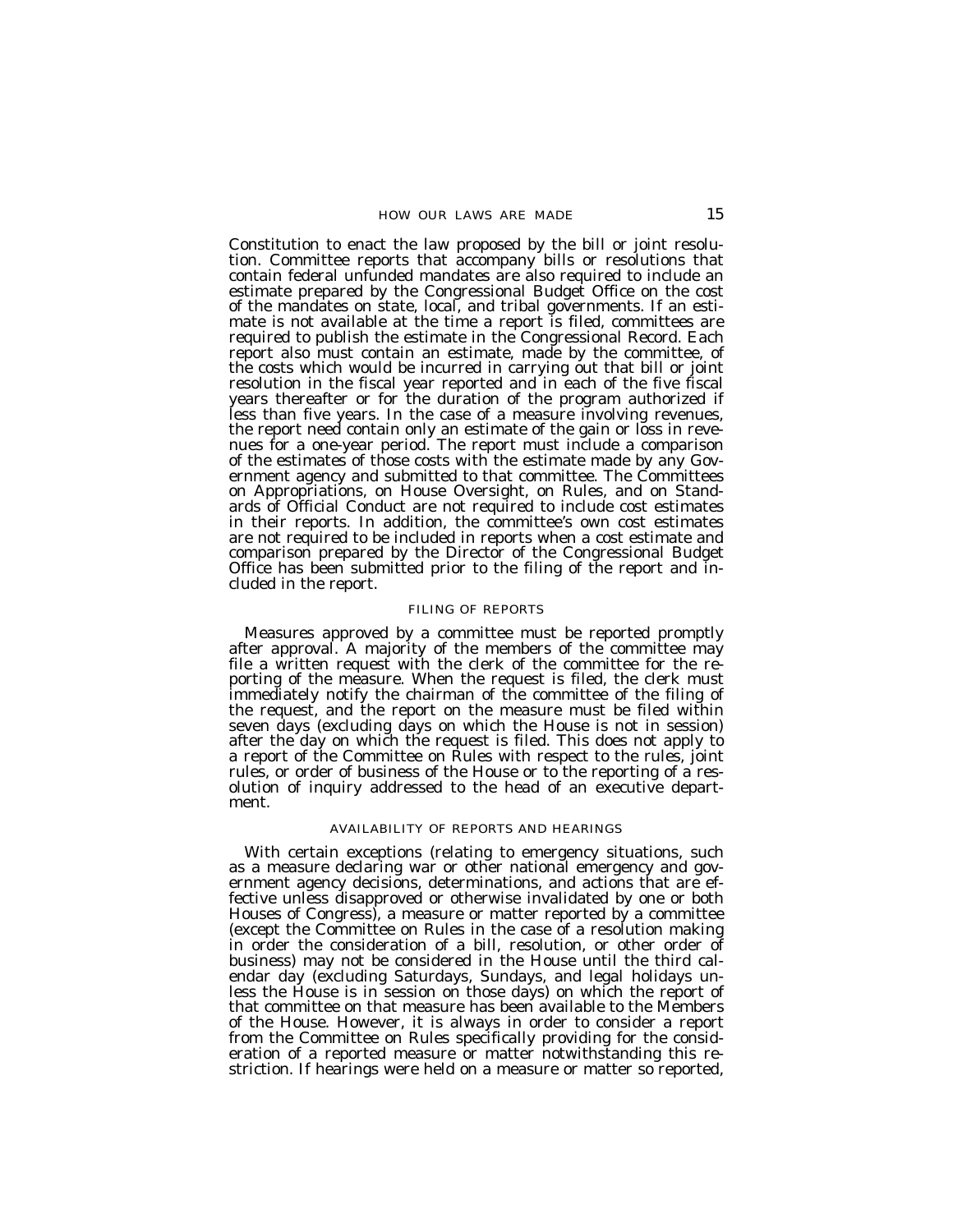Constitution to enact the law proposed by the bill or joint resolution. Committee reports that accompany bills or resolutions that contain federal unfunded mandates are also required to include an estimate prepared by the Congressional Budget Office on the cost of the mandates on state, local, and tribal governments. If an estimate is not available at the time a report is filed, committees are required to publish the estimate in the Congressional Record. Each report also must contain an estimate, made by the committee, of the costs which would be incurred in carrying out that bill or joint resolution in the fiscal year reported and in each of the five fiscal years thereafter or for the duration of the program authorized if less than five years. In the case of a measure involving revenues, the report need contain only an estimate of the gain or loss in revenues for a one-year period. The report must include a comparison of the estimates of those costs with the estimate made by any Government agency and submitted to that committee. The Committees on Appropriations, on House Oversight, on Rules, and on Standards of Official Conduct are not required to include cost estimates in their reports. In addition, the committee's own cost estimates are not required to be included in reports when a cost estimate and comparison prepared by the Director of the Congressional Budget Office has been submitted prior to the filing of the report and included in the report.

### FILING OF REPORTS

Measures approved by a committee must be reported promptly after approval. A majority of the members of the committee may file a written request with the clerk of the committee for the reporting of the measure. When the request is filed, the clerk must immediately notify the chairman of the committee of the filing of the request, and the report on the measure must be filed within seven days (excluding days on which the House is not in session) after the day on which the request is filed. This does not apply to a report of the Committee on Rules with respect to the rules, joint rules, or order of business of the House or to the reporting of a resolution of inquiry addressed to the head of an executive department.

### AVAILABILITY OF REPORTS AND HEARINGS

With certain exceptions (relating to emergency situations, such as a measure declaring war or other national emergency and government agency decisions, determinations, and actions that are effective unless disapproved or otherwise invalidated by one or both Houses of Congress), a measure or matter reported by a committee (except the Committee on Rules in the case of a resolution making in order the consideration of a bill, resolution, or other order of business) may not be considered in the House until the third calendar day (excluding Saturdays, Sundays, and legal holidays unless the House is in session on those days) on which the report of that committee on that measure has been available to the Members of the House. However, it is always in order to consider a report from the Committee on Rules specifically providing for the consideration of a reported measure or matter notwithstanding this restriction. If hearings were held on a measure or matter so reported,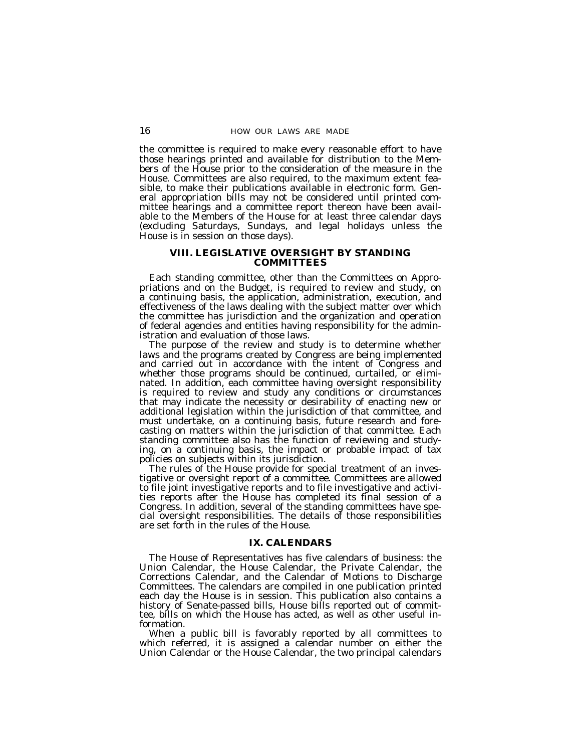the committee is required to make every reasonable effort to have those hearings printed and available for distribution to the Members of the House prior to the consideration of the measure in the House. Committees are also required, to the maximum extent feasible, to make their publications available in electronic form. General appropriation bills may not be considered until printed committee hearings and a committee report thereon have been available to the Members of the House for at least three calendar days (excluding Saturdays, Sundays, and legal holidays unless the House is in session on those days).

## VIII. LEGISLATIVE OVERSIGHT BY STANDING COMMITTEES

Each standing committee, other than the Committees on Appropriations and on the Budget, is required to review and study, on a continuing basis, the application, administration, execution, and effectiveness of the laws dealing with the subject matter over which the committee has jurisdiction and the organization and operation of federal agencies and entities having responsibility for the administration and evaluation of those laws.

The purpose of the review and study is to determine whether laws and the programs created by Congress are being implemented and carried out in accordance with the intent of Congress and whether those programs should be continued, curtailed, or eliminated. In addition, each committee having oversight responsibility is required to review and study any conditions or circumstances that may indicate the necessity or desirability of enacting new or additional legislation within the jurisdiction of that committee, and must undertake, on a continuing basis, future research and forecasting on matters within the jurisdiction of that committee. Each standing committee also has the function of reviewing and studying, on a continuing basis, the impact or probable impact of tax policies on subjects within its jurisdiction.

The rules of the House provide for special treatment of an investigative or oversight report of a committee. Committees are allowed to file joint investigative reports and to file investigative and activities reports after the House has completed its final session of a Congress. In addition, several of the standing committees have special oversight responsibilities. The details of those responsibilities are set forth in the rules of the House.

## IX. CALENDARS

The House of Representatives has five calendars of business: the Union Calendar, the House Calendar, the Private Calendar, the Corrections Calendar, and the Calendar of Motions to Discharge Committees. The calendars are compiled in one publication printed each day the House is in session. This publication also contains a history of Senate-passed bills, House bills reported out of committee, bills on which the House has acted, as well as other useful information.

When a public bill is favorably reported by all committees to which referred, it is assigned a calendar number on either the Union Calendar or the House Calendar, the two principal calendars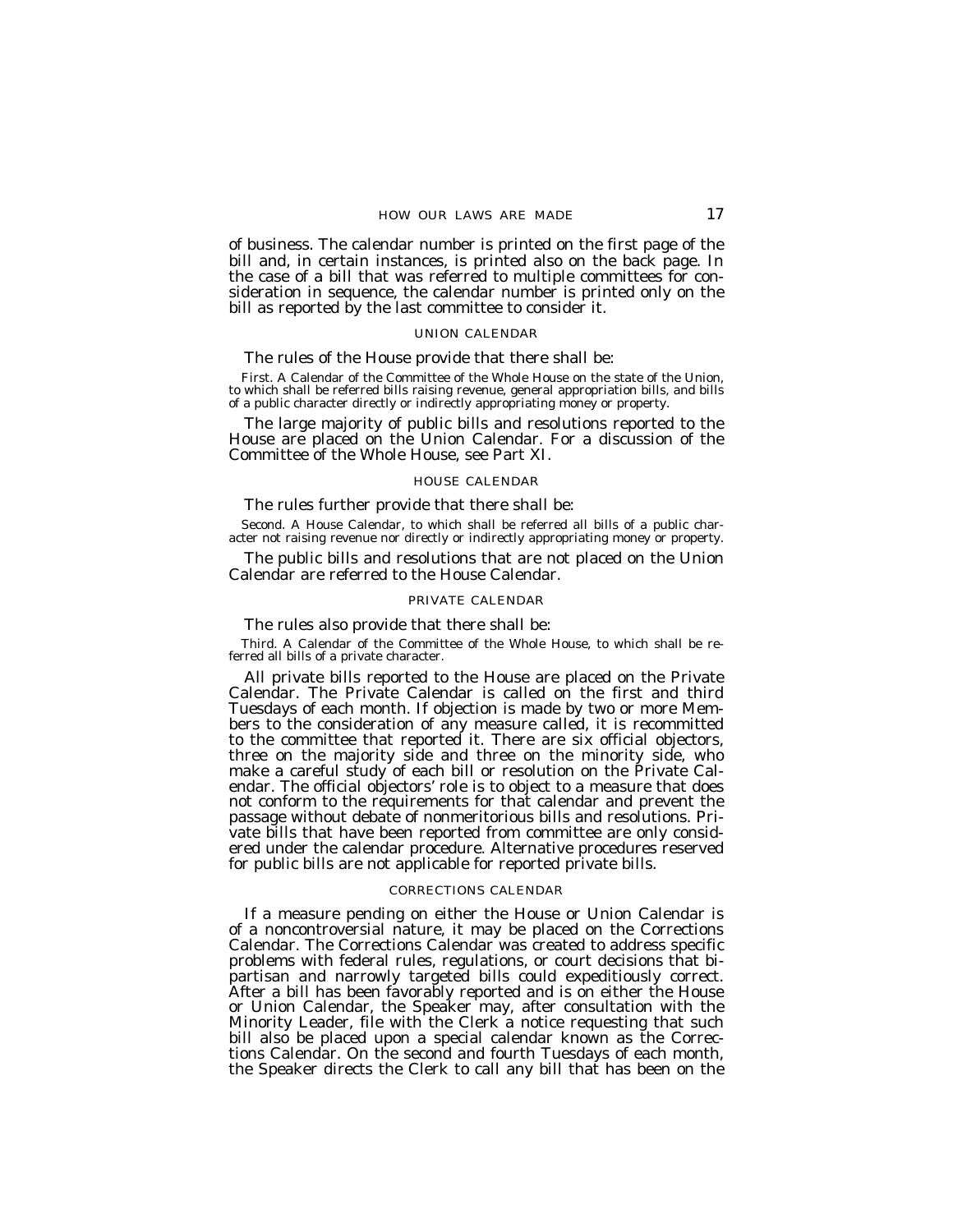of business. The calendar number is printed on the first page of the bill and, in certain instances, is printed also on the back page. In the case of a bill that was referred to multiple committees for consideration in sequence, the calendar number is printed only on the bill as reported by the last committee to consider it.

### UNION CALENDAR

The rules of the House provide that there shall be:

> First. A Calendar of the Committee of the Whole House on the state of the Union, to which shall be referred bills raising revenue, general appropriation bills, and bills of a public character directly or indirectly appropriating money or property.

The large majority of public bills and resolutions reported to the House are placed on the Union Calendar. For a discussion of the Committee of the Whole House, see Part XI.

### HOUSE CALENDAR

The rules further provide that there shall be:

> Second. A House Calendar, to which shall be referred all bills of a public character not raising revenue nor directly or indirectly appropriating money or property.

The public bills and resolutions that are not placed on the Union Calendar are referred to the House Calendar.

### PRIVATE CALENDAR

The rules also provide that there shall be:

> Third. A Calendar of the Committee of the Whole House, to which shall be referred all bills of a private character.

All private bills reported to the House are placed on the Private Calendar. The Private Calendar is called on the first and third Tuesdays of each month. If objection is made by two or more Members to the consideration of any measure called, it is recommitted to the committee that reported it. There are six official objectors, three on the majority side and three on the minority side, who make a careful study of each bill or resolution on the Private Calendar. The official objectors' role is to object to a measure that does not conform to the requirements for that calendar and prevent the passage without debate of nonmeritorious bills and resolutions. Private bills that have been reported from committee are only considered under the calendar procedure. Alternative procedures reserved for public bills are not applicable for reported private bills.

### CORRECTIONS CALENDAR

If a measure pending on either the House or Union Calendar is of a noncontroversial nature, it may be placed on the Corrections Calendar. The Corrections Calendar was created to address specific problems with federal rules, regulations, or court decisions that bipartisan and narrowly targeted bills could expeditiously correct. After a bill has been favorably reported and is on either the House or Union Calendar, the Speaker may, after consultation with the Minority Leader, file with the Clerk a notice requesting that such bill also be placed upon a special calendar known as the Corrections Calendar. On the second and fourth Tuesdays of each month, the Speaker directs the Clerk to call any bill that has been on the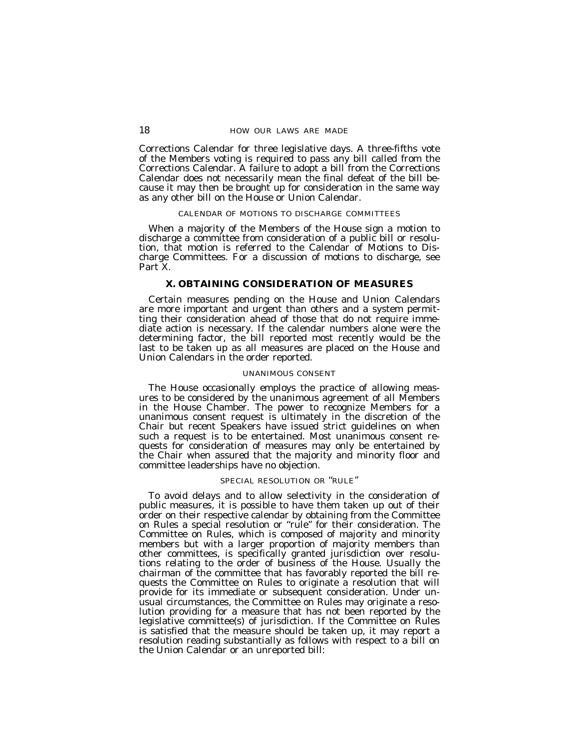Corrections Calendar for three legislative days. A three-fifths vote of the Members voting is required to pass any bill called from the Corrections Calendar. A failure to adopt a bill from the Corrections Calendar does not necessarily mean the final defeat of the bill because it may then be brought up for consideration in the same way as any other bill on the House or Union Calendar.

### CALENDAR OF MOTIONS TO DISCHARGE COMMITTEES

When a majority of the Members of the House sign a motion to discharge a committee from consideration of a public bill or resolution, that motion is referred to the Calendar of Motions to Discharge Committees. For a discussion of motions to discharge, see Part X.

## X. OBTAINING CONSIDERATION OF MEASURES

Certain measures pending on the House and Union Calendars are more important and urgent than others and a system permitting their consideration ahead of those that do not require immediate action is necessary. If the calendar numbers alone were the determining factor, the bill reported most recently would be the last to be taken up as all measures are placed on the House and Union Calendars in the order reported.

### UNANIMOUS CONSENT

The House occasionally employs the practice of allowing measures to be considered by the unanimous agreement of all Members in the House Chamber. The power to recognize Members for a unanimous consent request is ultimately in the discretion of the Chair but recent Speakers have issued strict guidelines on when such a request is to be entertained. Most unanimous consent requests for consideration of measures may only be entertained by the Chair when assured that the majority and minority floor and committee leaderships have no objection.

### SPECIAL RESOLUTION OR "RULE"

To avoid delays and to allow selectivity in the consideration of public measures, it is possible to have them taken up out of their order on their respective calendar by obtaining from the Committee on Rules a special resolution or "rule" for their consideration. The Committee on Rules, which is composed of majority and minority members but with a larger proportion of majority members than other committees, is specifically granted jurisdiction over resolutions relating to the order of business of the House. Usually the chairman of the committee that has favorably reported the bill requests the Committee on Rules to originate a resolution that will provide for its immediate or subsequent consideration. Under unusual circumstances, the Committee on Rules may originate a resolution providing for a measure that has not been reported by the legislative committee(s) of jurisdiction. If the Committee on Rules is satisfied that the measure should be taken up, it may report a resolution reading substantially as follows with respect to a bill on the Union Calendar or an unreported bill: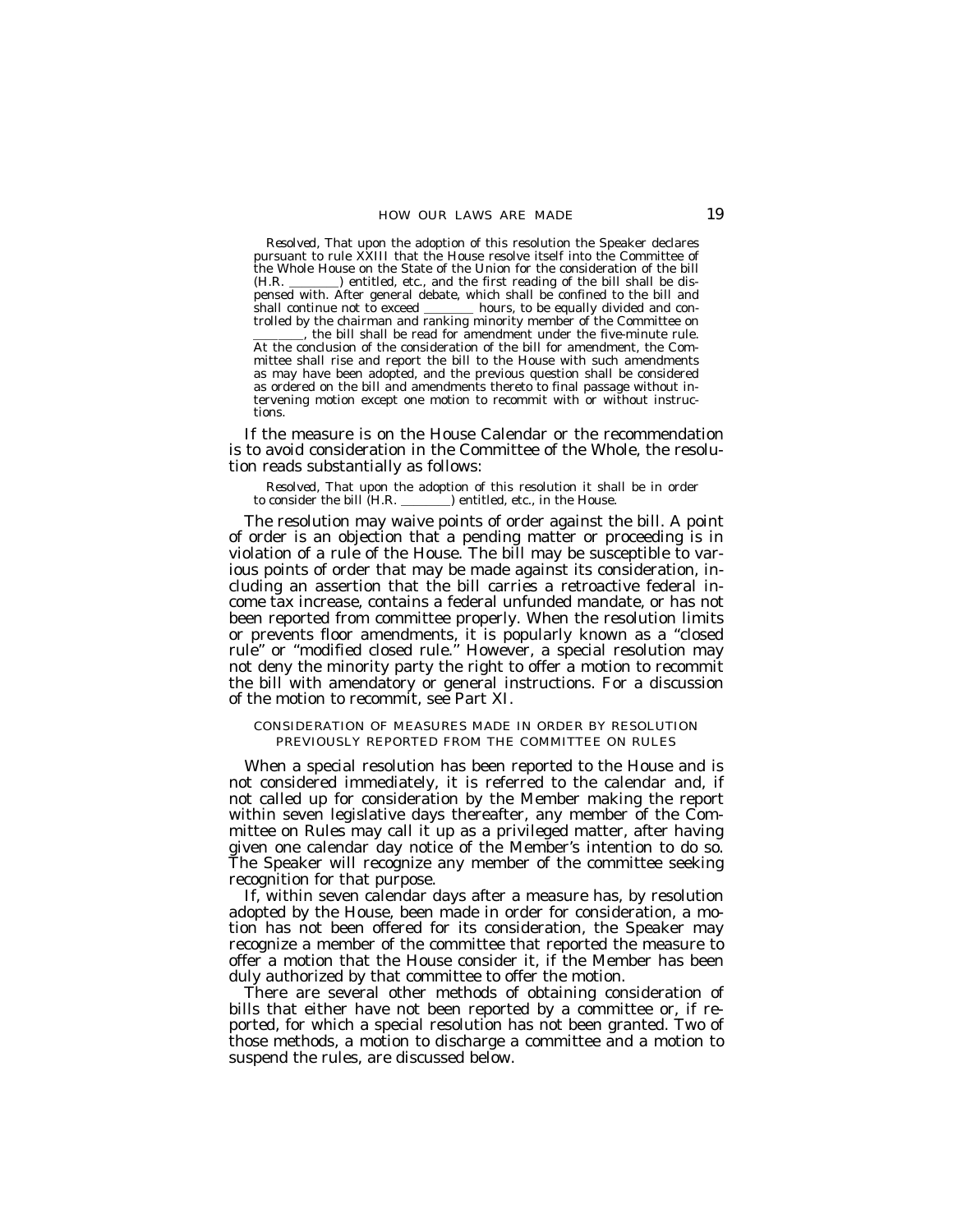*Resolved*, That upon the adoption of this resolution the Speaker declares pursuant to rule XXIII that the House resolve itself into the Committee of the Whole House on the State of the Union for the consideration of the bill (H.R. \_\_\_\_\_\_\_\_) entitled, etc., and the first reading of the bill shall be dispensed with. After general debate, which shall be confined to the bill and shall continue not to exceed \_\_\_\_\_\_\_\_ hours, to be equally divided and controlled by the chairman and ranking minority member of the Committee on \_\_\_\_\_\_\_\_, the bill shall be read for amendment under the five-minute rule. At the conclusion of the consideration of the bill for amendment, the Committee shall rise and report the bill to the House with such amendments as may have been adopted, and the previous question shall be considered as ordered on the bill and amendments thereto to final passage without intervening motion except one motion to recommit with or without instructions.

If the measure is on the House Calendar or the recommendation is to avoid consideration in the Committee of the Whole, the resolution reads substantially as follows:

*Resolved*, That upon the adoption of this resolution it shall be in order to consider the bill (H.R. \_\_\_\_\_\_\_\_) entitled, etc., in the House.

The resolution may waive points of order against the bill. A point of order is an objection that a pending matter or proceeding is in violation of a rule of the House. The bill may be susceptible to various points of order that may be made against its consideration, including an assertion that the bill carries a retroactive federal income tax increase, contains a federal unfunded mandate, or has not been reported from committee properly. When the resolution limits or prevents floor amendments, it is popularly known as a "closed rule" or "modified closed rule." However, a special resolution may not deny the minority party the right to offer a motion to recommit the bill with amendatory or general instructions. For a discussion of the motion to recommit, see Part XI.

### CONSIDERATION OF MEASURES MADE IN ORDER BY RESOLUTION PREVIOUSLY REPORTED FROM THE COMMITTEE ON RULES

When a special resolution has been reported to the House and is not considered immediately, it is referred to the calendar and, if not called up for consideration by the Member making the report within seven legislative days thereafter, any member of the Committee on Rules may call it up as a privileged matter, after having given one calendar day notice of the Member's intention to do so. The Speaker will recognize any member of the committee seeking recognition for that purpose.

If, within seven calendar days after a measure has, by resolution adopted by the House, been made in order for consideration, a motion has not been offered for its consideration, the Speaker may recognize a member of the committee that reported the measure to offer a motion that the House consider it, if the Member has been duly authorized by that committee to offer the motion.

There are several other methods of obtaining consideration of bills that either have not been reported by a committee or, if reported, for which a special resolution has not been granted. Two of those methods, a motion to discharge a committee and a motion to suspend the rules, are discussed below.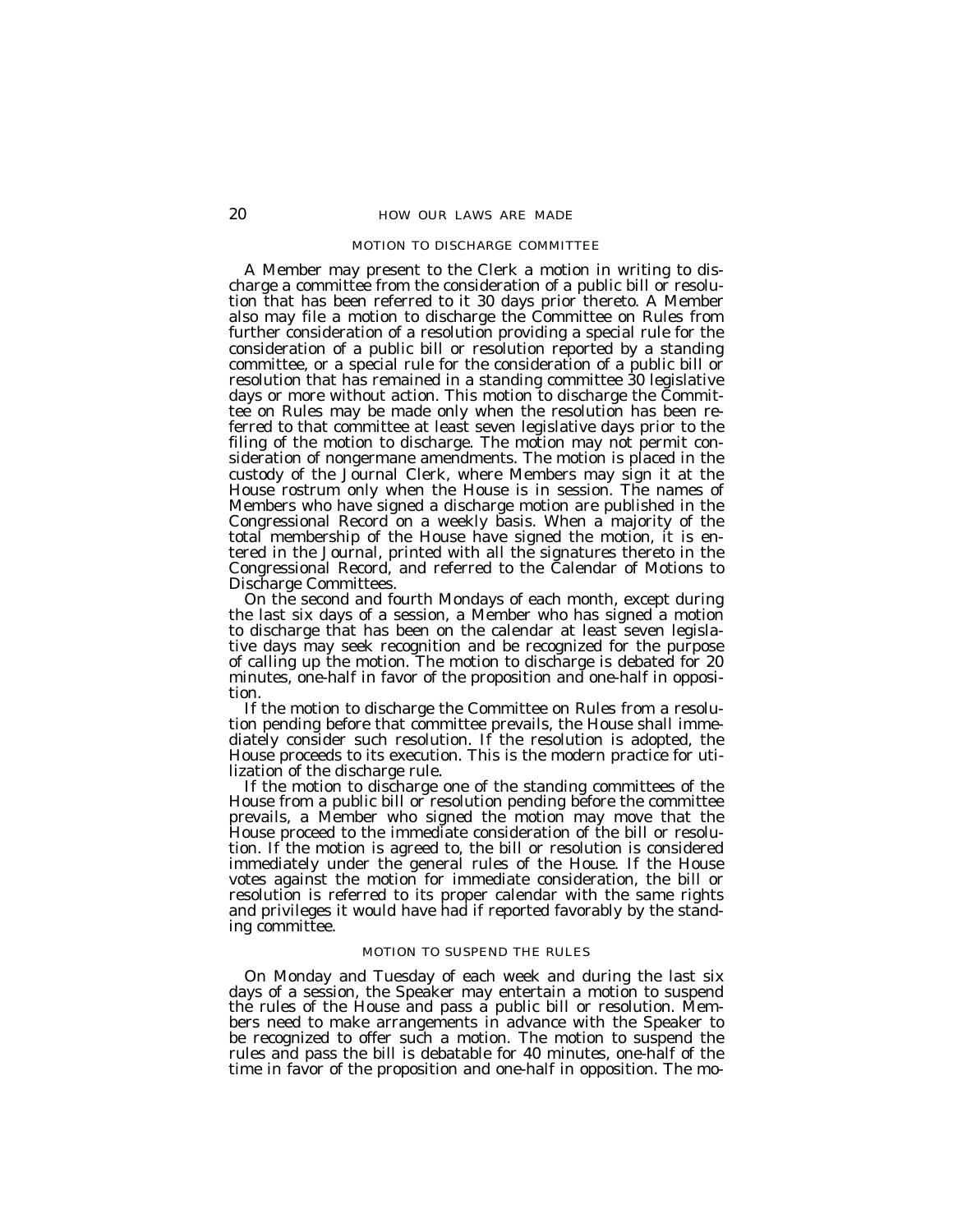## MOTION TO DISCHARGE COMMITTEE

A Member may present to the Clerk a motion in writing to discharge a committee from the consideration of a public bill or resolution that has been referred to it 30 days prior thereto. A Member also may file a motion to discharge the Committee on Rules from further consideration of a resolution providing a special rule for the consideration of a public bill or resolution reported by a standing committee, or a special rule for the consideration of a public bill or resolution that has remained in a standing committee 30 legislative days or more without action. This motion to discharge the Committee on Rules may be made only when the resolution has been referred to that committee at least seven legislative days prior to the filing of the motion to discharge. The motion may not permit consideration of nongermane amendments. The motion is placed in the custody of the Journal Clerk, where Members may sign it at the House rostrum only when the House is in session. The names of Members who have signed a discharge motion are published in the Congressional Record on a weekly basis. When a majority of the total membership of the House have signed the motion, it is entered in the Journal, printed with all the signatures thereto in the Congressional Record, and referred to the Calendar of Motions to Discharge Committees.

On the second and fourth Mondays of each month, except during the last six days of a session, a Member who has signed a motion to discharge that has been on the calendar at least seven legislative days may seek recognition and be recognized for the purpose of calling up the motion. The motion to discharge is debated for 20 minutes, one-half in favor of the proposition and one-half in opposition.

If the motion to discharge the Committee on Rules from a resolution pending before that committee prevails, the House shall immediately consider such resolution. If the resolution is adopted, the House proceeds to its execution. This is the modern practice for utilization of the discharge rule.

If the motion to discharge one of the standing committees of the House from a public bill or resolution pending before the committee prevails, a Member who signed the motion may move that the House proceed to the immediate consideration of the bill or resolution. If the motion is agreed to, the bill or resolution is considered immediately under the general rules of the House. If the House votes against the motion for immediate consideration, the bill or resolution is referred to its proper calendar with the same rights and privileges it would have had if reported favorably by the standing committee.

## MOTION TO SUSPEND THE RULES

On Monday and Tuesday of each week and during the last six days of a session, the Speaker may entertain a motion to suspend the rules of the House and pass a public bill or resolution. Members need to make arrangements in advance with the Speaker to be recognized to offer such a motion. The motion to suspend the rules and pass the bill is debatable for 40 minutes, one-half of the time in favor of the proposition and one-half in opposition. The mo-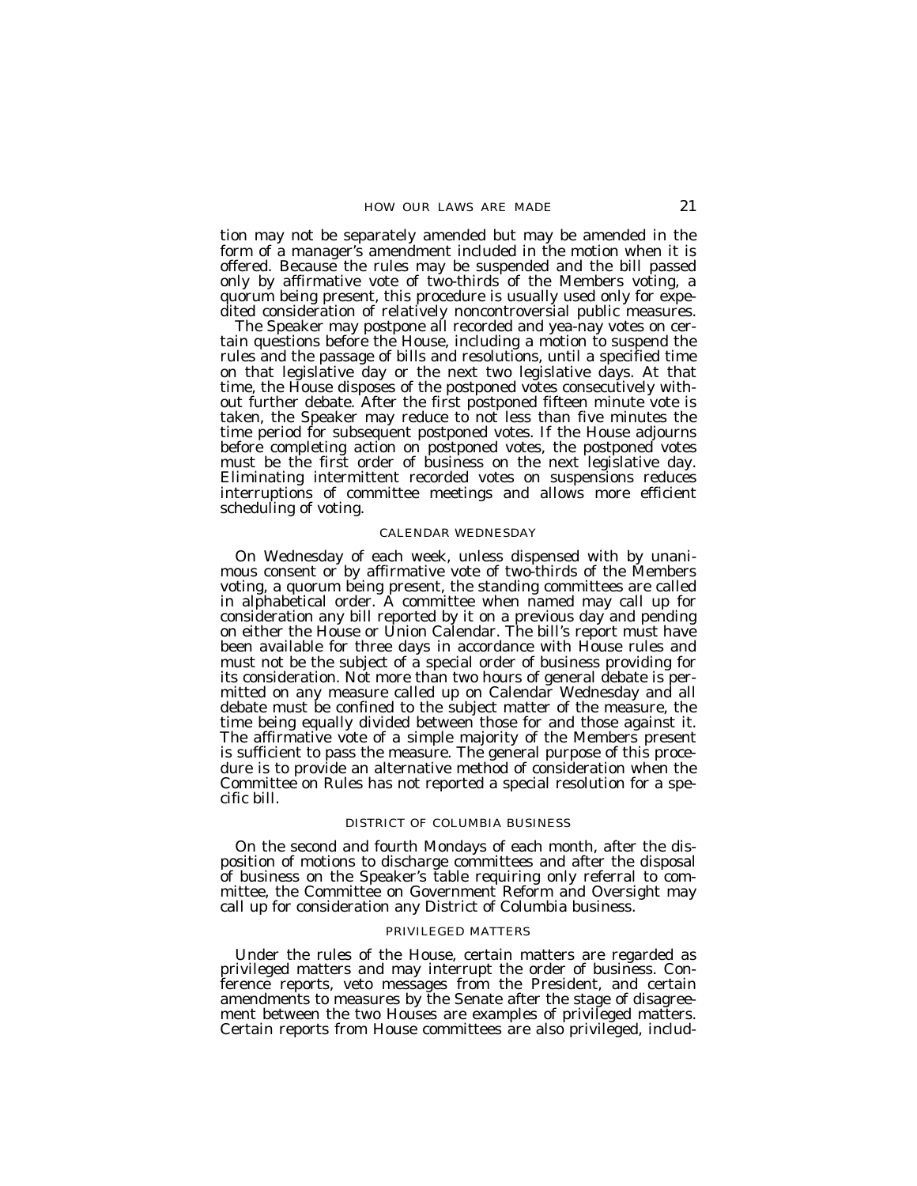tion may not be separately amended but may be amended in the form of a manager's amendment included in the motion when it is offered. Because the rules may be suspended and the bill passed only by affirmative vote of two-thirds of the Members voting, a quorum being present, this procedure is usually used only for expedited consideration of relatively noncontroversial public measures.

The Speaker may postpone all recorded and yea-nay votes on certain questions before the House, including a motion to suspend the rules and the passage of bills and resolutions, until a specified time on that legislative day or the next two legislative days. At that time, the House disposes of the postponed votes consecutively without further debate. After the first postponed fifteen minute vote is taken, the Speaker may reduce to not less than five minutes the time period for subsequent postponed votes. If the House adjourns before completing action on postponed votes, the postponed votes must be the first order of business on the next legislative day. Eliminating intermittent recorded votes on suspensions reduces interruptions of committee meetings and allows more efficient scheduling of voting.

### CALENDAR WEDNESDAY

On Wednesday of each week, unless dispensed with by unanimous consent or by affirmative vote of two-thirds of the Members voting, a quorum being present, the standing committees are called in alphabetical order. A committee when named may call up for consideration any bill reported by it on a previous day and pending on either the House or Union Calendar. The bill's report must have been available for three days in accordance with House rules and must not be the subject of a special order of business providing for its consideration. Not more than two hours of general debate is permitted on any measure called up on Calendar Wednesday and all debate must be confined to the subject matter of the measure, the time being equally divided between those for and those against it. The affirmative vote of a simple majority of the Members present is sufficient to pass the measure. The general purpose of this procedure is to provide an alternative method of consideration when the Committee on Rules has not reported a special resolution for a specific bill.

### DISTRICT OF COLUMBIA BUSINESS

On the second and fourth Mondays of each month, after the disposition of motions to discharge committees and after the disposal of business on the Speaker's table requiring only referral to committee, the Committee on Government Reform and Oversight may call up for consideration any District of Columbia business.

### PRIVILEGED MATTERS

Under the rules of the House, certain matters are regarded as privileged matters and may interrupt the order of business. Conference reports, veto messages from the President, and certain amendments to measures by the Senate after the stage of disagreement between the two Houses are examples of privileged matters. Certain reports from House committees are also privileged, includ-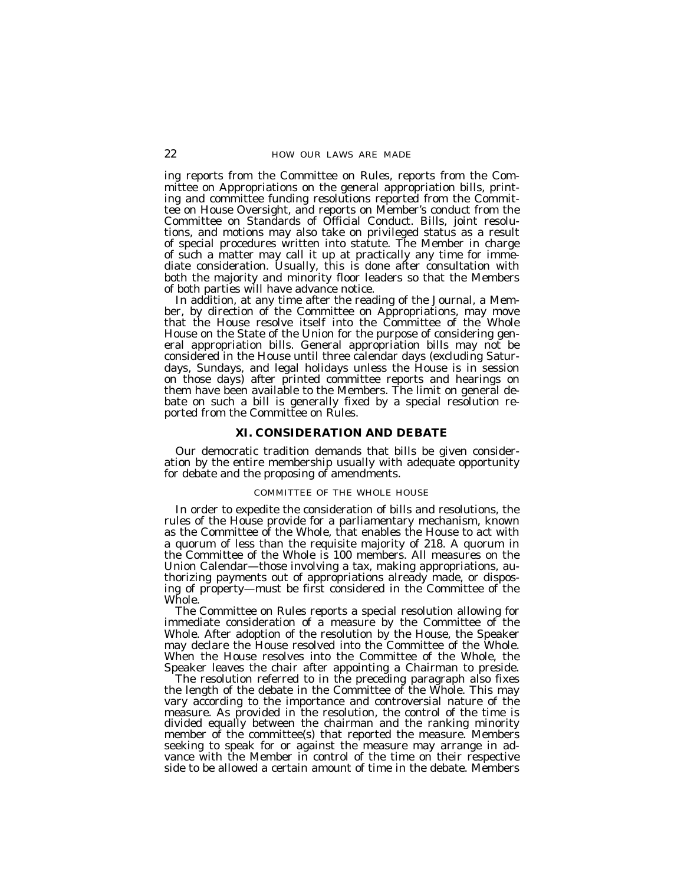ing reports from the Committee on Rules, reports from the Committee on Appropriations on the general appropriation bills, printing and committee funding resolutions reported from the Committee on House Oversight, and reports on Member's conduct from the Committee on Standards of Official Conduct. Bills, joint resolutions, and motions may also take on privileged status as a result of special procedures written into statute. The Member in charge of such a matter may call it up at practically any time for immediate consideration. Usually, this is done after consultation with both the majority and minority floor leaders so that the Members of both parties will have advance notice.

In addition, at any time after the reading of the Journal, a Member, by direction of the Committee on Appropriations, may move that the House resolve itself into the Committee of the Whole House on the State of the Union for the purpose of considering general appropriation bills. General appropriation bills may not be considered in the House until three calendar days (excluding Saturdays, Sundays, and legal holidays unless the House is in session on those days) after printed committee reports and hearings on them have been available to the Members. The limit on general debate on such a bill is generally fixed by a special resolution reported from the Committee on Rules.

## XI. CONSIDERATION AND DEBATE

Our democratic tradition demands that bills be given consideration by the entire membership usually with adequate opportunity for debate and the proposing of amendments.

### COMMITTEE OF THE WHOLE HOUSE

In order to expedite the consideration of bills and resolutions, the rules of the House provide for a parliamentary mechanism, known as the Committee of the Whole, that enables the House to act with a quorum of less than the requisite majority of 218. A quorum in the Committee of the Whole is 100 members. All measures on the Union Calendar—those involving a tax, making appropriations, authorizing payments out of appropriations already made, or disposing of property—must be first considered in the Committee of the Whole.

The Committee on Rules reports a special resolution allowing for immediate consideration of a measure by the Committee of the Whole. After adoption of the resolution by the House, the Speaker may declare the House resolved into the Committee of the Whole. When the House resolves into the Committee of the Whole, the Speaker leaves the chair after appointing a Chairman to preside.

The resolution referred to in the preceding paragraph also fixes the length of the debate in the Committee of the Whole. This may vary according to the importance and controversial nature of the measure. As provided in the resolution, the control of the time is divided equally between the chairman and the ranking minority member of the committee(s) that reported the measure. Members seeking to speak for or against the measure may arrange in advance with the Member in control of the time on their respective side to be allowed a certain amount of time in the debate. Members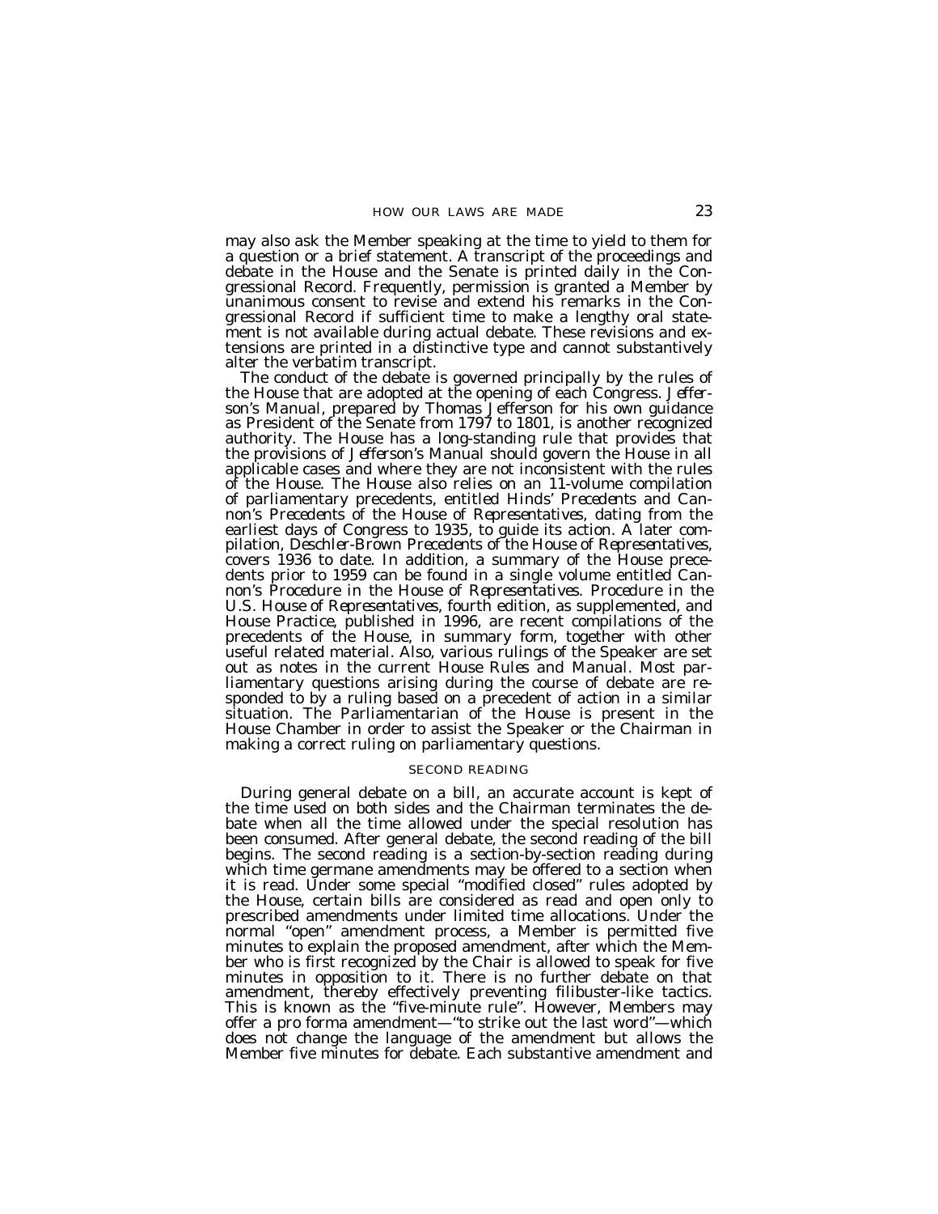may also ask the Member speaking at the time to yield to them for a question or a brief statement. A transcript of the proceedings and debate in the House and the Senate is printed daily in the Congressional Record. Frequently, permission is granted a Member by unanimous consent to revise and extend his remarks in the Congressional Record if sufficient time to make a lengthy oral statement is not available during actual debate. These revisions and extensions are printed in a distinctive type and cannot substantively alter the verbatim transcript.

The conduct of the debate is governed principally by the rules of the House that are adopted at the opening of each Congress. *Jefferson's Manual*, prepared by Thomas Jefferson for his own guidance as President of the Senate from 1797 to 1801, is another recognized authority. The House has a long-standing rule that provides that the provisions of *Jefferson's Manual* should govern the House in all applicable cases and where they are not inconsistent with the rules of the House. The House also relies on an 11-volume compilation of parliamentary precedents, entitled *Hinds' Precedents* and *Cannon's Precedents of the House of Representatives*, dating from the earliest days of Congress to 1935, to guide its action. A later compilation, *Deschler-Brown Precedents of the House of Representatives*, covers 1936 to date. In addition, a summary of the House precedents prior to 1959 can be found in a single volume entitled *Cannon's Procedure in the House of Representatives*. *Procedure in the U.S. House of Representatives*, fourth edition, as supplemented, and *House Practice*, published in 1996, are recent compilations of the precedents of the House, in summary form, together with other useful related material. Also, various rulings of the Speaker are set out as notes in the current *House Rules and Manual*. Most parliamentary questions arising during the course of debate are responded to by a ruling based on a precedent of action in a similar situation. The Parliamentarian of the House is present in the House Chamber in order to assist the Speaker or the Chairman in making a correct ruling on parliamentary questions.

### SECOND READING

During general debate on a bill, an accurate account is kept of the time used on both sides and the Chairman terminates the debate when all the time allowed under the special resolution has been consumed. After general debate, the second reading of the bill begins. The second reading is a section-by-section reading during which time germane amendments may be offered to a section when it is read. Under some special "modified closed" rules adopted by the House, certain bills are considered as read and open only to prescribed amendments under limited time allocations. Under the normal "open" amendment process, a Member is permitted five minutes to explain the proposed amendment, after which the Member who is first recognized by the Chair is allowed to speak for five minutes in opposition to it. There is no further debate on that amendment, thereby effectively preventing filibuster-like tactics. This is known as the "five-minute rule". However, Members may offer a pro forma amendment—"to strike out the last word"—which does not change the language of the amendment but allows the Member five minutes for debate. Each substantive amendment and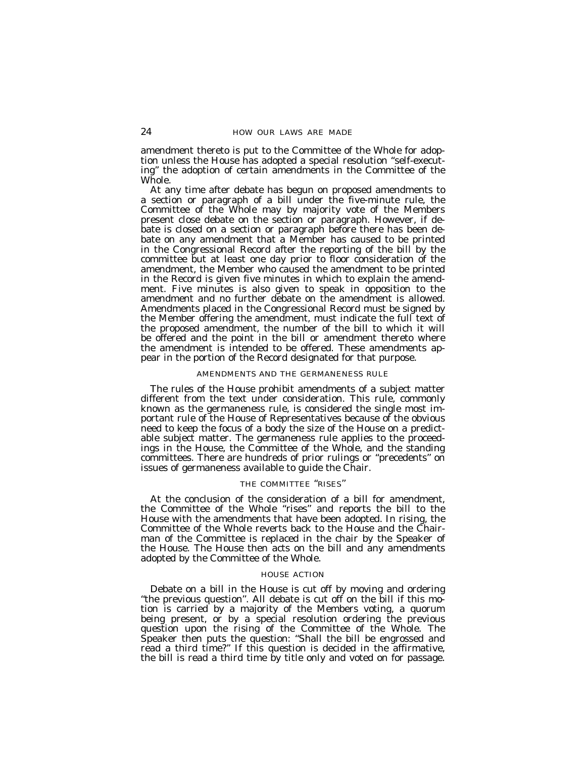amendment thereto is put to the Committee of the Whole for adoption unless the House has adopted a special resolution "self-executing" the adoption of certain amendments in the Committee of the Whole.

At any time after debate has begun on proposed amendments to a section or paragraph of a bill under the five-minute rule, the Committee of the Whole may by majority vote of the Members present close debate on the section or paragraph. However, if debate is closed on a section or paragraph before there has been debate on any amendment that a Member has caused to be printed in the Congressional Record after the reporting of the bill by the committee but at least one day prior to floor consideration of the amendment, the Member who caused the amendment to be printed in the Record is given five minutes in which to explain the amendment. Five minutes is also given to speak in opposition to the amendment and no further debate on the amendment is allowed. Amendments placed in the Congressional Record must be signed by the Member offering the amendment, must indicate the full text of the proposed amendment, the number of the bill to which it will be offered and the point in the bill or amendment thereto where the amendment is intended to be offered. These amendments appear in the portion of the Record designated for that purpose.

### AMENDMENTS AND THE GERMANENESS RULE

The rules of the House prohibit amendments of a subject matter different from the text under consideration. This rule, commonly known as the germaneness rule, is considered the single most important rule of the House of Representatives because of the obvious need to keep the focus of a body the size of the House on a predictable subject matter. The germaneness rule applies to the proceedings in the House, the Committee of the Whole, and the standing committees. There are hundreds of prior rulings or "precedents" on issues of germaneness available to guide the Chair.

### THE COMMITTEE "RISES"

At the conclusion of the consideration of a bill for amendment, the Committee of the Whole "rises" and reports the bill to the House with the amendments that have been adopted. In rising, the Committee of the Whole reverts back to the House and the Chairman of the Committee is replaced in the chair by the Speaker of the House. The House then acts on the bill and any amendments adopted by the Committee of the Whole.

### HOUSE ACTION

Debate on a bill in the House is cut off by moving and ordering "the previous question". All debate is cut off on the bill if this motion is carried by a majority of the Members voting, a quorum being present, or by a special resolution ordering the previous question upon the rising of the Committee of the Whole. The Speaker then puts the question: "Shall the bill be engrossed and read a third time?" If this question is decided in the affirmative, the bill is read a third time by title only and voted on for passage.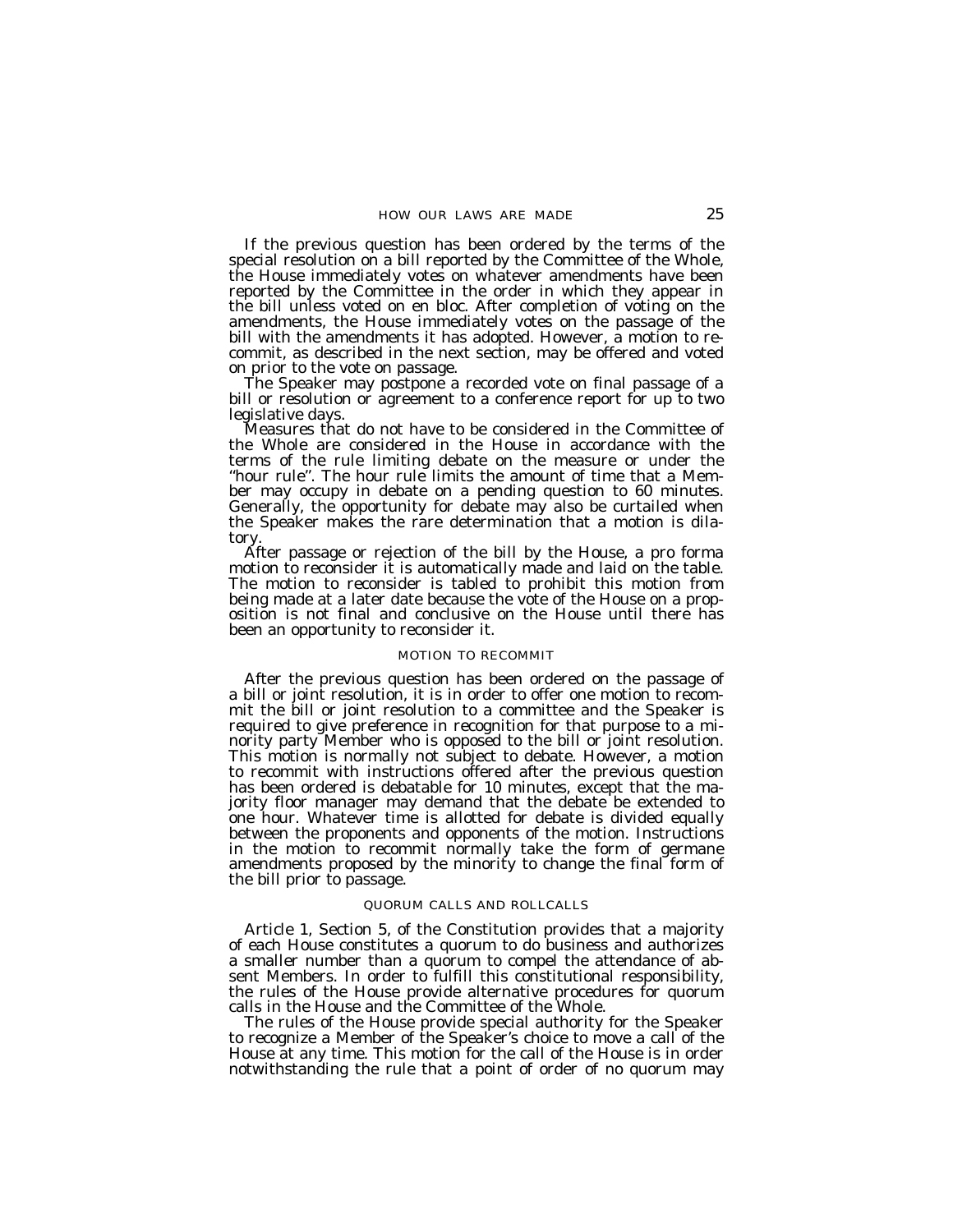If the previous question has been ordered by the terms of the special resolution on a bill reported by the Committee of the Whole, the House immediately votes on whatever amendments have been reported by the Committee in the order in which they appear in the bill unless voted on en bloc. After completion of voting on the amendments, the House immediately votes on the passage of the bill with the amendments it has adopted. However, a motion to recommit, as described in the next section, may be offered and voted on prior to the vote on passage.

The Speaker may postpone a recorded vote on final passage of a bill or resolution or agreement to a conference report for up to two legislative days.

Measures that do not have to be considered in the Committee of the Whole are considered in the House in accordance with the terms of the rule limiting debate on the measure or under the "hour rule". The hour rule limits the amount of time that a Member may occupy in debate on a pending question to 60 minutes. Generally, the opportunity for debate may also be curtailed when the Speaker makes the rare determination that a motion is dilatory.

After passage or rejection of the bill by the House, a pro forma motion to reconsider it is automatically made and laid on the table. The motion to reconsider is tabled to prohibit this motion from being made at a later date because the vote of the House on a proposition is not final and conclusive on the House until there has been an opportunity to reconsider it.

## MOTION TO RECOMMIT

After the previous question has been ordered on the passage of a bill or joint resolution, it is in order to offer one motion to recommit the bill or joint resolution to a committee and the Speaker is required to give preference in recognition for that purpose to a minority party Member who is opposed to the bill or joint resolution. This motion is normally not subject to debate. However, a motion to recommit with instructions offered after the previous question has been ordered is debatable for 10 minutes, except that the majority floor manager may demand that the debate be extended to one hour. Whatever time is allotted for debate is divided equally between the proponents and opponents of the motion. Instructions in the motion to recommit normally take the form of germane amendments proposed by the minority to change the final form of the bill prior to passage.

## QUORUM CALLS AND ROLLCALLS

Article 1, Section 5, of the Constitution provides that a majority of each House constitutes a quorum to do business and authorizes a smaller number than a quorum to compel the attendance of absent Members. In order to fulfill this constitutional responsibility, the rules of the House provide alternative procedures for quorum calls in the House and the Committee of the Whole.

The rules of the House provide special authority for the Speaker to recognize a Member of the Speaker's choice to move a call of the House at any time. This motion for the call of the House is in order notwithstanding the rule that a point of order of no quorum may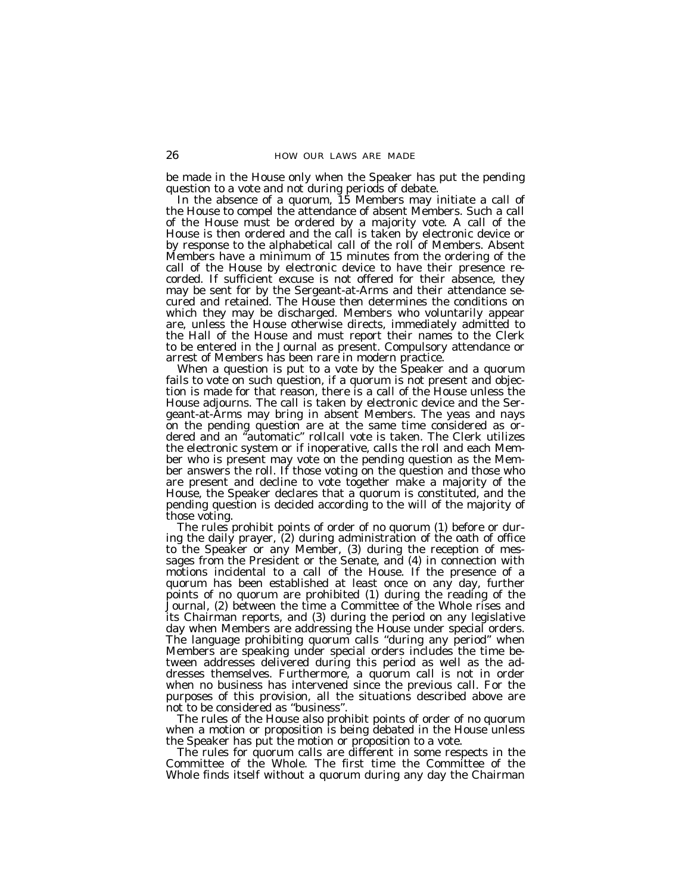be made in the House only when the Speaker has put the pending question to a vote and not during periods of debate.

In the absence of a quorum, 15 Members may initiate a call of the House to compel the attendance of absent Members. Such a call of the House must be ordered by a majority vote. A call of the House is then ordered and the call is taken by electronic device or by response to the alphabetical call of the roll of Members. Absent Members have a minimum of 15 minutes from the ordering of the call of the House by electronic device to have their presence recorded. If sufficient excuse is not offered for their absence, they may be sent for by the Sergeant-at-Arms and their attendance secured and retained. The House then determines the conditions on which they may be discharged. Members who voluntarily appear are, unless the House otherwise directs, immediately admitted to the Hall of the House and must report their names to the Clerk to be entered in the Journal as present. Compulsory attendance or arrest of Members has been rare in modern practice.

When a question is put to a vote by the Speaker and a quorum fails to vote on such question, if a quorum is not present and objection is made for that reason, there is a call of the House unless the House adjourns. The call is taken by electronic device and the Sergeant-at-Arms may bring in absent Members. The yeas and nays on the pending question are at the same time considered as ordered and an "automatic" rollcall vote is taken. The Clerk utilizes the electronic system or if inoperative, calls the roll and each Member who is present may vote on the pending question as the Member answers the roll. If those voting on the question and those who are present and decline to vote together make a majority of the House, the Speaker declares that a quorum is constituted, and the pending question is decided according to the will of the majority of those voting.

The rules prohibit points of order of no quorum (1) before or during the daily prayer, (2) during administration of the oath of office to the Speaker or any Member, (3) during the reception of messages from the President or the Senate, and (4) in connection with motions incidental to a call of the House. If the presence of a quorum has been established at least once on any day, further points of no quorum are prohibited (1) during the reading of the Journal, (2) between the time a Committee of the Whole rises and its Chairman reports, and (3) during the period on any legislative day when Members are addressing the House under special orders. The language prohibiting quorum calls "during any period" when Members are speaking under special orders includes the time between addresses delivered during this period as well as the addresses themselves. Furthermore, a quorum call is not in order when no business has intervened since the previous call. For the purposes of this provision, all the situations described above are not to be considered as "business".

The rules of the House also prohibit points of order of no quorum when a motion or proposition is being debated in the House unless the Speaker has put the motion or proposition to a vote.

The rules for quorum calls are different in some respects in the Committee of the Whole. The first time the Committee of the Whole finds itself without a quorum during any day the Chairman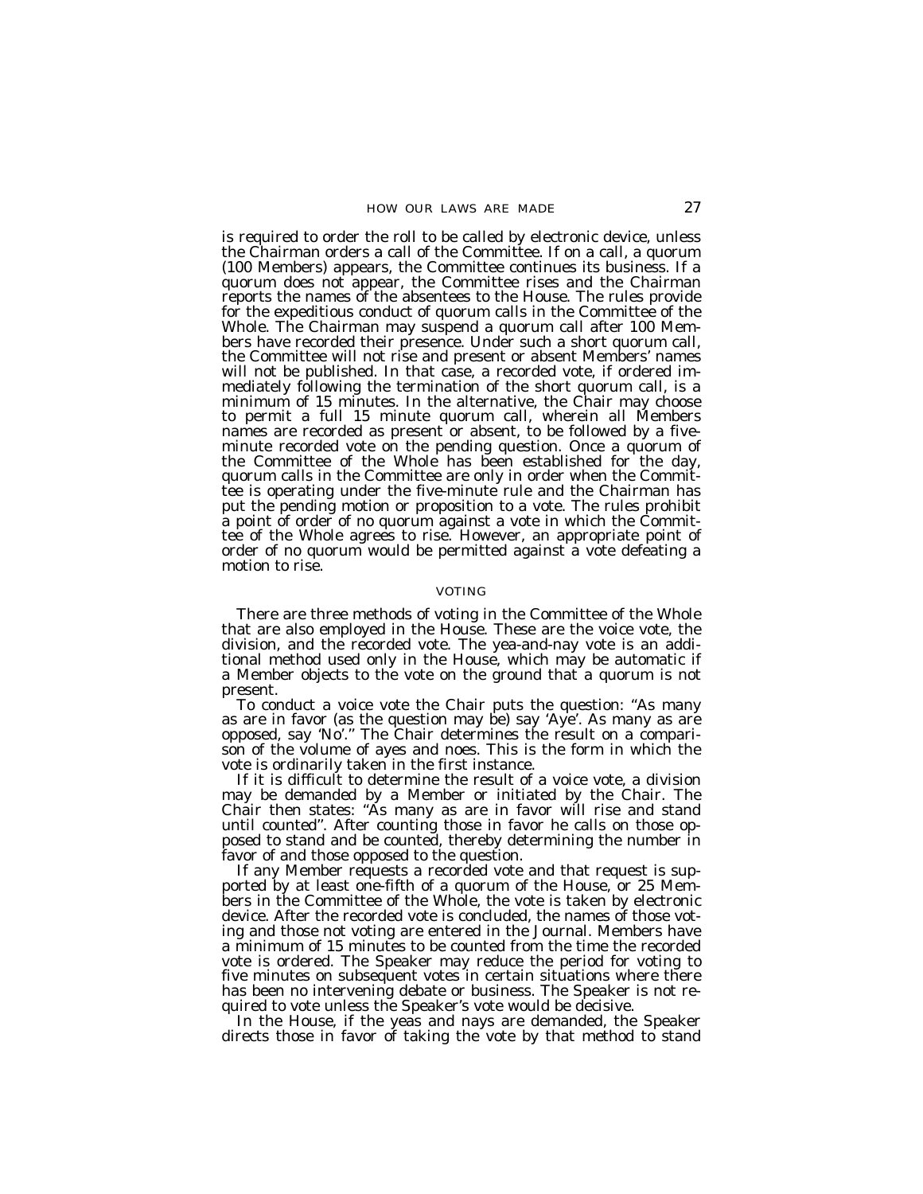is required to order the roll to be called by electronic device, unless the Chairman orders a call of the Committee. If on a call, a quorum (100 Members) appears, the Committee continues its business. If a quorum does not appear, the Committee rises and the Chairman reports the names of the absentees to the House. The rules provide for the expeditious conduct of quorum calls in the Committee of the Whole. The Chairman may suspend a quorum call after 100 Members have recorded their presence. Under such a short quorum call, the Committee will not rise and present or absent Members' names will not be published. In that case, a recorded vote, if ordered immediately following the termination of the short quorum call, is a minimum of 15 minutes. In the alternative, the Chair may choose to permit a full 15 minute quorum call, wherein all Members names are recorded as present or absent, to be followed by a five-minute recorded vote on the pending question. Once a quorum of the Committee of the Whole has been established for the day, quorum calls in the Committee are only in order when the Committee is operating under the five-minute rule and the Chairman has put the pending motion or proposition to a vote. The rules prohibit a point of order of no quorum against a vote in which the Committee of the Whole agrees to rise. However, an appropriate point of order of no quorum would be permitted against a vote defeating a motion to rise.

## VOTING

There are three methods of voting in the Committee of the Whole that are also employed in the House. These are the voice vote, the division, and the recorded vote. The yea-and-nay vote is an additional method used only in the House, which may be automatic if a Member objects to the vote on the ground that a quorum is not present.

To conduct a voice vote the Chair puts the question: "As many as are in favor (as the question may be) say 'Aye'. As many as are opposed, say 'No'." The Chair determines the result on a comparison of the volume of ayes and noes. This is the form in which the vote is ordinarily taken in the first instance.

If it is difficult to determine the result of a voice vote, a division may be demanded by a Member or initiated by the Chair. The Chair then states: "As many as are in favor will rise and stand until counted". After counting those in favor he calls on those opposed to stand and be counted, thereby determining the number in favor of and those opposed to the question.

If any Member requests a recorded vote and that request is supported by at least one-fifth of a quorum of the House, or 25 Members in the Committee of the Whole, the vote is taken by electronic device. After the recorded vote is concluded, the names of those voting and those not voting are entered in the Journal. Members have a minimum of 15 minutes to be counted from the time the recorded vote is ordered. The Speaker may reduce the period for voting to five minutes on subsequent votes in certain situations where there has been no intervening debate or business. The Speaker is not required to vote unless the Speaker's vote would be decisive.

In the House, if the yeas and nays are demanded, the Speaker directs those in favor of taking the vote by that method to stand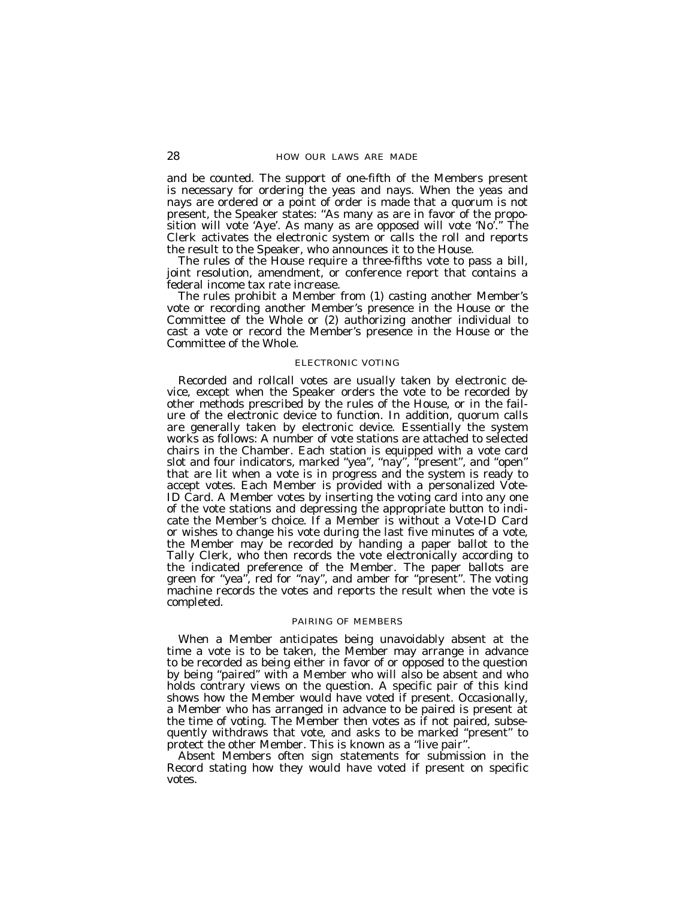and be counted. The support of one-fifth of the Members present is necessary for ordering the yeas and nays. When the yeas and nays are ordered or a point of order is made that a quorum is not present, the Speaker states: ''As many as are in favor of the proposition will vote 'Aye'. As many as are opposed will vote 'No'.'' The Clerk activates the electronic system or calls the roll and reports the result to the Speaker, who announces it to the House.

The rules of the House require a three-fifths vote to pass a bill, joint resolution, amendment, or conference report that contains a federal income tax rate increase.

The rules prohibit a Member from (1) casting another Member's vote or recording another Member's presence in the House or the Committee of the Whole or (2) authorizing another individual to cast a vote or record the Member's presence in the House or the Committee of the Whole.

### ELECTRONIC VOTING

Recorded and rollcall votes are usually taken by electronic device, except when the Speaker orders the vote to be recorded by other methods prescribed by the rules of the House, or in the failure of the electronic device to function. In addition, quorum calls are generally taken by electronic device. Essentially the system works as follows: A number of vote stations are attached to selected chairs in the Chamber. Each station is equipped with a vote card slot and four indicators, marked ''yea'', ''nay'', ''present'', and ''open'' that are lit when a vote is in progress and the system is ready to accept votes. Each Member is provided with a personalized Vote-ID Card. A Member votes by inserting the voting card into any one of the vote stations and depressing the appropriate button to indicate the Member's choice. If a Member is without a Vote-ID Card or wishes to change his vote during the last five minutes of a vote, the Member may be recorded by handing a paper ballot to the Tally Clerk, who then records the vote electronically according to the indicated preference of the Member. The paper ballots are green for ''yea'', red for ''nay'', and amber for ''present''. The voting machine records the votes and reports the result when the vote is completed.

### PAIRING OF MEMBERS

When a Member anticipates being unavoidably absent at the time a vote is to be taken, the Member may arrange in advance to be recorded as being either in favor of or opposed to the question by being ''paired'' with a Member who will also be absent and who holds contrary views on the question. A specific pair of this kind shows how the Member would have voted if present. Occasionally, a Member who has arranged in advance to be paired is present at the time of voting. The Member then votes as if not paired, subsequently withdraws that vote, and asks to be marked ''present'' to protect the other Member. This is known as a ''live pair''.

Absent Members often sign statements for submission in the Record stating how they would have voted if present on specific votes.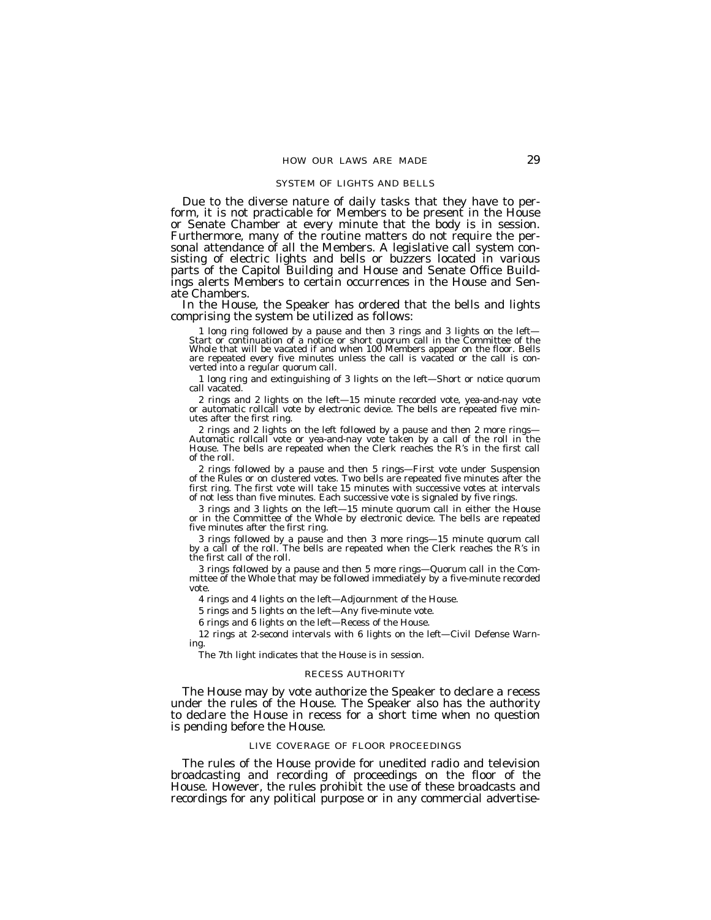## SYSTEM OF LIGHTS AND BELLS

Due to the diverse nature of daily tasks that they have to perform, it is not practicable for Members to be present in the House or Senate Chamber at every minute that the body is in session. Furthermore, many of the routine matters do not require the personal attendance of all the Members. A legislative call system consisting of electric lights and bells or buzzers located in various parts of the Capitol Building and House and Senate Office Buildings alerts Members to certain occurrences in the House and Senate Chambers.

In the House, the Speaker has ordered that the bells and lights comprising the system be utilized as follows:

1 long ring followed by a pause and then 3 rings and 3 lights on the left—Start or continuation of a notice or short quorum call in the Committee of the Whole that will be vacated if and when 100 Members appear on the floor. Bells are repeated every five minutes unless the call is vacated or the call is converted into a regular quorum call.

1 long ring and extinguishing of 3 lights on the left—Short or notice quorum call vacated.

2 rings and 2 lights on the left—15 minute recorded vote, yea-and-nay vote or automatic rollcall vote by electronic device. The bells are repeated five minutes after the first ring.

2 rings and 2 lights on the left followed by a pause and then 2 more rings—Automatic rollcall vote or yea-and-nay vote taken by a call of the roll in the House. The bells are repeated when the Clerk reaches the R's in the first call of the roll.

2 rings followed by a pause and then 5 rings—First vote under Suspension of the Rules or on clustered votes. Two bells are repeated five minutes after the first ring. The first vote will take 15 minutes with successive votes at intervals of not less than five minutes. Each successive vote is signaled by five rings.

3 rings and 3 lights on the left—15 minute quorum call in either the House or in the Committee of the Whole by electronic device. The bells are repeated five minutes after the first ring.

3 rings followed by a pause and then 3 more rings—15 minute quorum call by a call of the roll. The bells are repeated when the Clerk reaches the R's in the first call of the roll.

3 rings followed by a pause and then 5 more rings—Quorum call in the Committee of the Whole that may be followed immediately by a five-minute recorded vote.

4 rings and 4 lights on the left—Adjournment of the House.

5 rings and 5 lights on the left—Any five-minute vote.

6 rings and 6 lights on the left—Recess of the House.

12 rings at 2-second intervals with 6 lights on the left—Civil Defense Warning.

The 7th light indicates that the House is in session.

## RECESS AUTHORITY

The House may by vote authorize the Speaker to declare a recess under the rules of the House. The Speaker also has the authority to declare the House in recess for a short time when no question is pending before the House.

## LIVE COVERAGE OF FLOOR PROCEEDINGS

The rules of the House provide for unedited radio and television broadcasting and recording of proceedings on the floor of the House. However, the rules prohibit the use of these broadcasts and recordings for any political purpose or in any commercial advertise-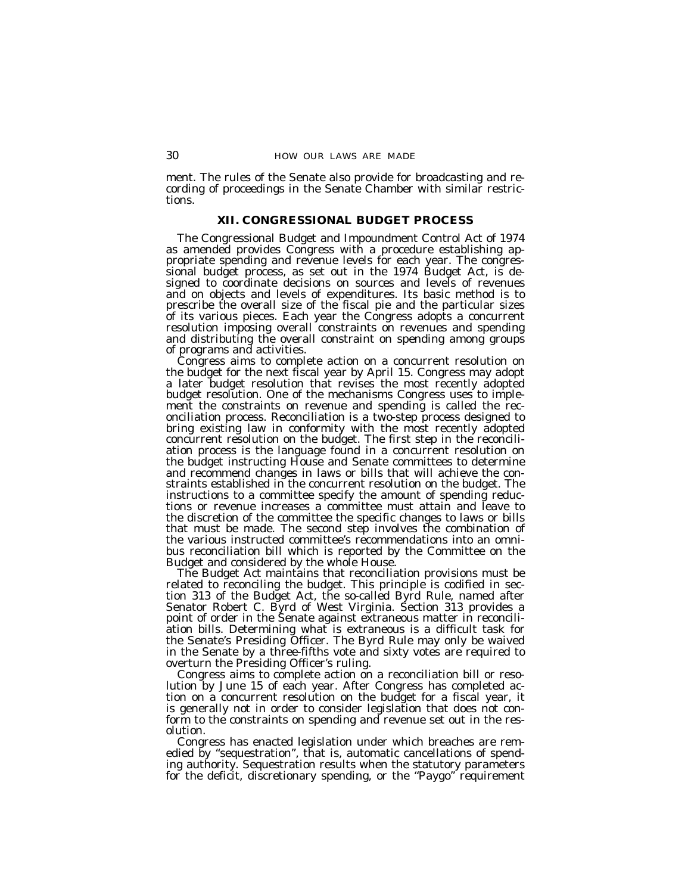ment. The rules of the Senate also provide for broadcasting and recording of proceedings in the Senate Chamber with similar restrictions.

## XII. CONGRESSIONAL BUDGET PROCESS

The Congressional Budget and Impoundment Control Act of 1974 as amended provides Congress with a procedure establishing appropriate spending and revenue levels for each year. The congressional budget process, as set out in the 1974 Budget Act, is designed to coordinate decisions on sources and levels of revenues and on objects and levels of expenditures. Its basic method is to prescribe the overall size of the fiscal pie and the particular sizes of its various pieces. Each year the Congress adopts a concurrent resolution imposing overall constraints on revenues and spending and distributing the overall constraint on spending among groups of programs and activities.

Congress aims to complete action on a concurrent resolution on the budget for the next fiscal year by April 15. Congress may adopt a later budget resolution that revises the most recently adopted budget resolution. One of the mechanisms Congress uses to implement the constraints on revenue and spending is called the reconciliation process. Reconciliation is a two-step process designed to bring existing law in conformity with the most recently adopted concurrent resolution on the budget. The first step in the reconciliation process is the language found in a concurrent resolution on the budget instructing House and Senate committees to determine and recommend changes in laws or bills that will achieve the constraints established in the concurrent resolution on the budget. The instructions to a committee specify the amount of spending reductions or revenue increases a committee must attain and leave to the discretion of the committee the specific changes to laws or bills that must be made. The second step involves the combination of the various instructed committee's recommendations into an omnibus reconciliation bill which is reported by the Committee on the Budget and considered by the whole House.

The Budget Act maintains that reconciliation provisions must be related to reconciling the budget. This principle is codified in section 313 of the Budget Act, the so-called Byrd Rule, named after Senator Robert C. Byrd of West Virginia. Section 313 provides a point of order in the Senate against extraneous matter in reconciliation bills. Determining what is extraneous is a difficult task for the Senate's Presiding Officer. The Byrd Rule may only be waived in the Senate by a three-fifths vote and sixty votes are required to overturn the Presiding Officer's ruling.

Congress aims to complete action on a reconciliation bill or resolution by June 15 of each year. After Congress has completed action on a concurrent resolution on the budget for a fiscal year, it is generally not in order to consider legislation that does not conform to the constraints on spending and revenue set out in the resolution.

Congress has enacted legislation under which breaches are remedied by "sequestration", that is, automatic cancellations of spending authority. Sequestration results when the statutory parameters for the deficit, discretionary spending, or the "Paygo" requirement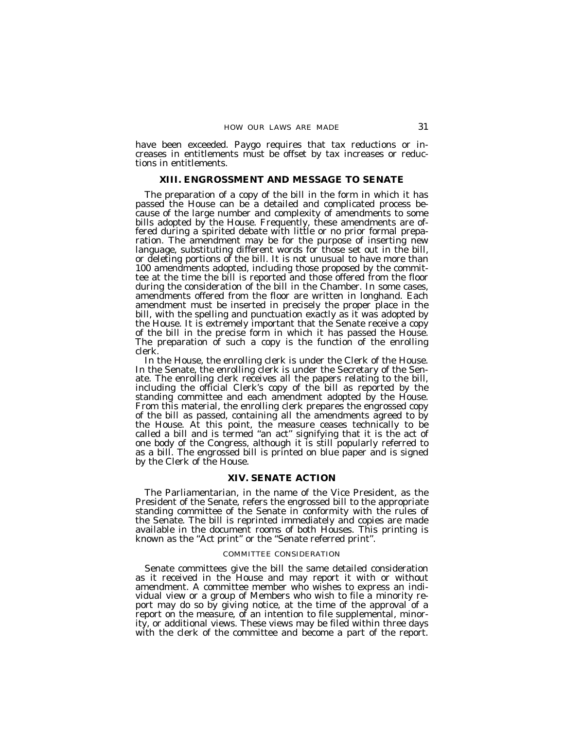have been exceeded. Paygo requires that tax reductions or increases in entitlements must be offset by tax increases or reductions in entitlements.

## XIII. ENGROSSMENT AND MESSAGE TO SENATE

The preparation of a copy of the bill in the form in which it has passed the House can be a detailed and complicated process because of the large number and complexity of amendments to some bills adopted by the House. Frequently, these amendments are offered during a spirited debate with little or no prior formal preparation. The amendment may be for the purpose of inserting new language, substituting different words for those set out in the bill, or deleting portions of the bill. It is not unusual to have more than 100 amendments adopted, including those proposed by the committee at the time the bill is reported and those offered from the floor during the consideration of the bill in the Chamber. In some cases, amendments offered from the floor are written in longhand. Each amendment must be inserted in precisely the proper place in the bill, with the spelling and punctuation exactly as it was adopted by the House. It is extremely important that the Senate receive a copy of the bill in the precise form in which it has passed the House. The preparation of such a copy is the function of the enrolling clerk.

In the House, the enrolling clerk is under the Clerk of the House. In the Senate, the enrolling clerk is under the Secretary of the Senate. The enrolling clerk receives all the papers relating to the bill, including the official Clerk's copy of the bill as reported by the standing committee and each amendment adopted by the House. From this material, the enrolling clerk prepares the engrossed copy of the bill as passed, containing all the amendments agreed to by the House. At this point, the measure ceases technically to be called a bill and is termed "an act" signifying that it is the act of one body of the Congress, although it is still popularly referred to as a bill. The engrossed bill is printed on blue paper and is signed by the Clerk of the House.

## XIV. SENATE ACTION

The Parliamentarian, in the name of the Vice President, as the President of the Senate, refers the engrossed bill to the appropriate standing committee of the Senate in conformity with the rules of the Senate. The bill is reprinted immediately and copies are made available in the document rooms of both Houses. This printing is known as the "Act print" or the "Senate referred print".

### COMMITTEE CONSIDERATION

Senate committees give the bill the same detailed consideration as it received in the House and may report it with or without amendment. A committee member who wishes to express an individual view or a group of Members who wish to file a minority report may do so by giving notice, at the time of the approval of a report on the measure, of an intention to file supplemental, minority, or additional views. These views may be filed within three days with the clerk of the committee and become a part of the report.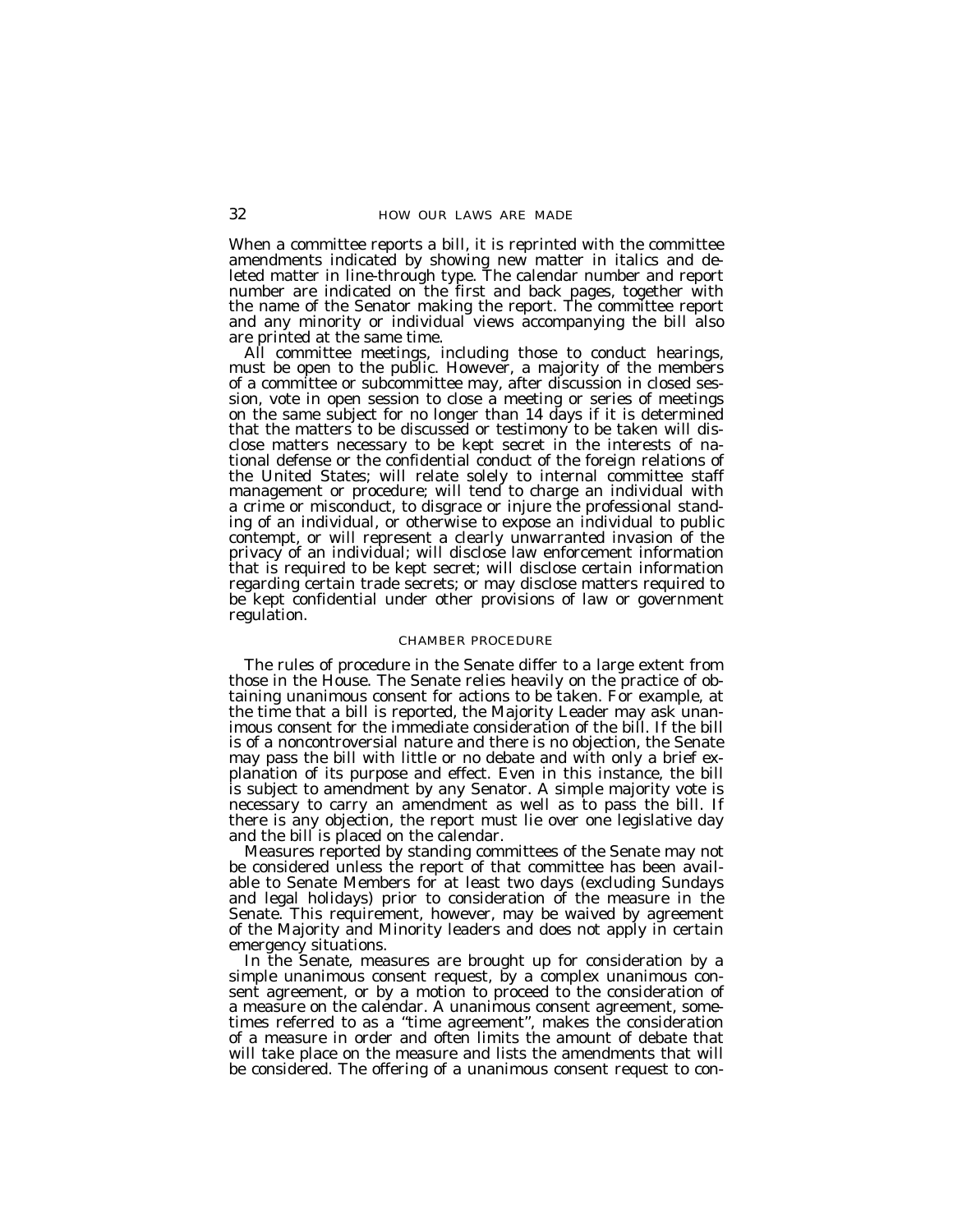When a committee reports a bill, it is reprinted with the committee amendments indicated by showing new matter in italics and deleted matter in line-through type. The calendar number and report number are indicated on the first and back pages, together with the name of the Senator making the report. The committee report and any minority or individual views accompanying the bill also are printed at the same time.

All committee meetings, including those to conduct hearings, must be open to the public. However, a majority of the members of a committee or subcommittee may, after discussion in closed session, vote in open session to close a meeting or series of meetings on the same subject for no longer than 14 days if it is determined that the matters to be discussed or testimony to be taken will disclose matters necessary to be kept secret in the interests of national defense or the confidential conduct of the foreign relations of the United States; will relate solely to internal committee staff management or procedure; will tend to charge an individual with a crime or misconduct, to disgrace or injure the professional standing of an individual, or otherwise to expose an individual to public contempt, or will represent a clearly unwarranted invasion of the privacy of an individual; will disclose law enforcement information that is required to be kept secret; will disclose certain information regarding certain trade secrets; or may disclose matters required to be kept confidential under other provisions of law or government regulation.

## CHAMBER PROCEDURE

The rules of procedure in the Senate differ to a large extent from those in the House. The Senate relies heavily on the practice of obtaining unanimous consent for actions to be taken. For example, at the time that a bill is reported, the Majority Leader may ask unanimous consent for the immediate consideration of the bill. If the bill is of a noncontroversial nature and there is no objection, the Senate may pass the bill with little or no debate and with only a brief explanation of its purpose and effect. Even in this instance, the bill is subject to amendment by any Senator. A simple majority vote is necessary to carry an amendment as well as to pass the bill. If there is any objection, the report must lie over one legislative day and the bill is placed on the calendar.

Measures reported by standing committees of the Senate may not be considered unless the report of that committee has been available to Senate Members for at least two days (excluding Sundays and legal holidays) prior to consideration of the measure in the Senate. This requirement, however, may be waived by agreement of the Majority and Minority leaders and does not apply in certain emergency situations.

In the Senate, measures are brought up for consideration by a simple unanimous consent request, by a complex unanimous consent agreement, or by a motion to proceed to the consideration of a measure on the calendar. A unanimous consent agreement, sometimes referred to as a "time agreement", makes the consideration of a measure in order and often limits the amount of debate that will take place on the measure and lists the amendments that will be considered. The offering of a unanimous consent request to con-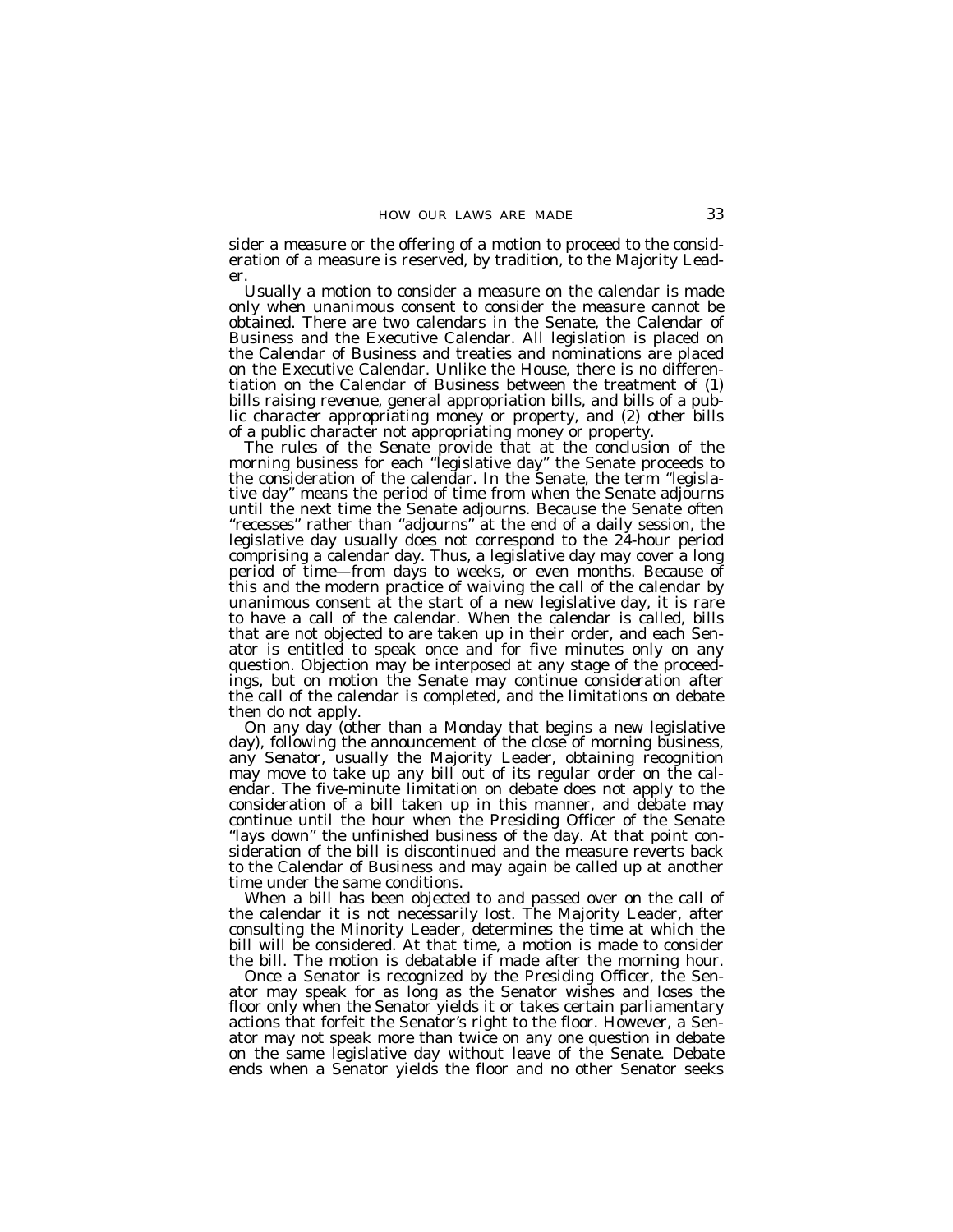sider a measure or the offering of a motion to proceed to the consideration of a measure is reserved, by tradition, to the Majority Leader.

Usually a motion to consider a measure on the calendar is made only when unanimous consent to consider the measure cannot be obtained. There are two calendars in the Senate, the Calendar of Business and the Executive Calendar. All legislation is placed on the Calendar of Business and treaties and nominations are placed on the Executive Calendar. Unlike the House, there is no differentiation on the Calendar of Business between the treatment of (1) bills raising revenue, general appropriation bills, and bills of a public character appropriating money or property, and (2) other bills of a public character not appropriating money or property.

The rules of the Senate provide that at the conclusion of the morning business for each "legislative day" the Senate proceeds to the consideration of the calendar. In the Senate, the term "legislative day" means the period of time from when the Senate adjourns until the next time the Senate adjourns. Because the Senate often "recesses" rather than "adjourns" at the end of a daily session, the legislative day usually does not correspond to the 24-hour period comprising a calendar day. Thus, a legislative day may cover a long period of time—from days to weeks, or even months. Because of this and the modern practice of waiving the call of the calendar by unanimous consent at the start of a new legislative day, it is rare to have a call of the calendar. When the calendar is called, bills that are not objected to are taken up in their order, and each Senator is entitled to speak once and for five minutes only on any question. Objection may be interposed at any stage of the proceedings, but on motion the Senate may continue consideration after the call of the calendar is completed, and the limitations on debate then do not apply.

On any day (other than a Monday that begins a new legislative day), following the announcement of the close of morning business, any Senator, usually the Majority Leader, obtaining recognition may move to take up any bill out of its regular order on the calendar. The five-minute limitation on debate does not apply to the consideration of a bill taken up in this manner, and debate may continue until the hour when the Presiding Officer of the Senate "lays down" the unfinished business of the day. At that point consideration of the bill is discontinued and the measure reverts back to the Calendar of Business and may again be called up at another time under the same conditions.

When a bill has been objected to and passed over on the call of the calendar it is not necessarily lost. The Majority Leader, after consulting the Minority Leader, determines the time at which the bill will be considered. At that time, a motion is made to consider the bill. The motion is debatable if made after the morning hour.

Once a Senator is recognized by the Presiding Officer, the Senator may speak for as long as the Senator wishes and loses the floor only when the Senator yields it or takes certain parliamentary actions that forfeit the Senator's right to the floor. However, a Senator may not speak more than twice on any one question in debate on the same legislative day without leave of the Senate. Debate ends when a Senator yields the floor and no other Senator seeks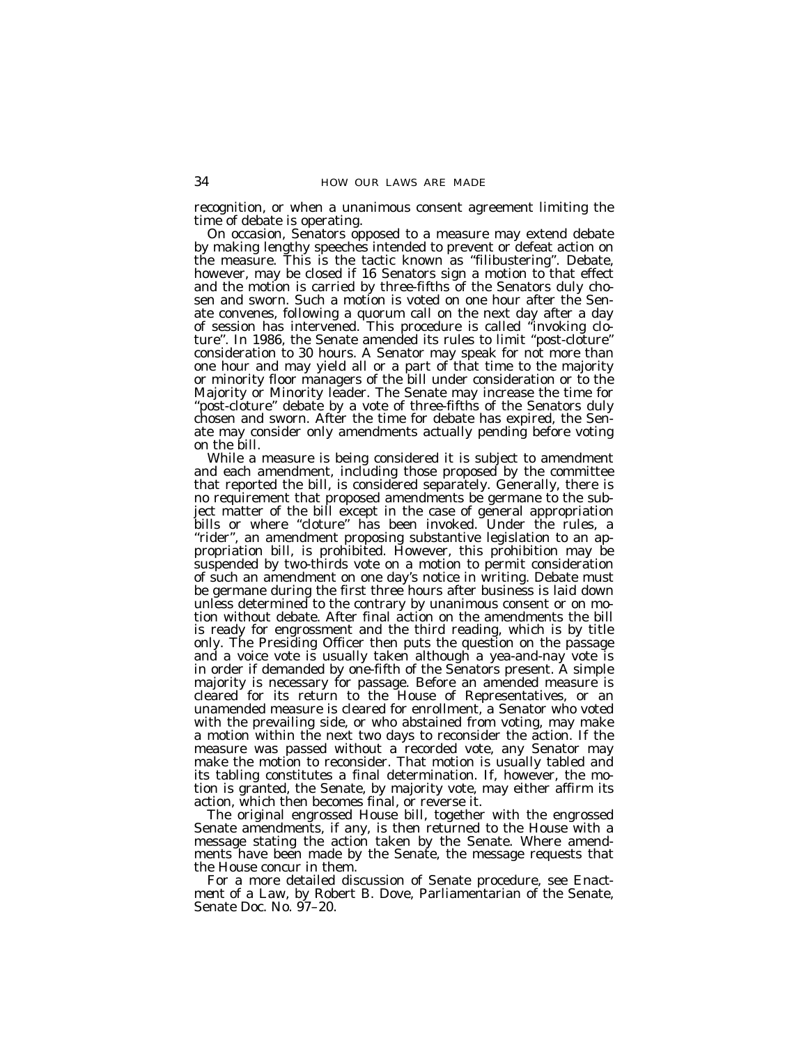recognition, or when a unanimous consent agreement limiting the time of debate is operating.

On occasion, Senators opposed to a measure may extend debate by making lengthy speeches intended to prevent or defeat action on the measure. This is the tactic known as "filibustering". Debate, however, may be closed if 16 Senators sign a motion to that effect and the motion is carried by three-fifths of the Senators duly chosen and sworn. Such a motion is voted on one hour after the Senate convenes, following a quorum call on the next day after a day of session has intervened. This procedure is called "invoking cloture". In 1986, the Senate amended its rules to limit "post-cloture" consideration to 30 hours. A Senator may speak for not more than one hour and may yield all or a part of that time to the majority or minority floor managers of the bill under consideration or to the Majority or Minority leader. The Senate may increase the time for "post-cloture" debate by a vote of three-fifths of the Senators duly chosen and sworn. After the time for debate has expired, the Senate may consider only amendments actually pending before voting on the bill.

While a measure is being considered it is subject to amendment and each amendment, including those proposed by the committee that reported the bill, is considered separately. Generally, there is no requirement that proposed amendments be germane to the subject matter of the bill except in the case of general appropriation bills or where "cloture" has been invoked. Under the rules, a "rider", an amendment proposing substantive legislation to an appropriation bill, is prohibited. However, this prohibition may be suspended by two-thirds vote on a motion to permit consideration of such an amendment on one day's notice in writing. Debate must be germane during the first three hours after business is laid down unless determined to the contrary by unanimous consent or on motion without debate. After final action on the amendments the bill is ready for engrossment and the third reading, which is by title only. The Presiding Officer then puts the question on the passage and a voice vote is usually taken although a yea-and-nay vote is in order if demanded by one-fifth of the Senators present. A simple majority is necessary for passage. Before an amended measure is cleared for its return to the House of Representatives, or an unamended measure is cleared for enrollment, a Senator who voted with the prevailing side, or who abstained from voting, may make a motion within the next two days to reconsider the action. If the measure was passed without a recorded vote, any Senator may make the motion to reconsider. That motion is usually tabled and its tabling constitutes a final determination. If, however, the motion is granted, the Senate, by majority vote, may either affirm its action, which then becomes final, or reverse it.

The original engrossed House bill, together with the engrossed Senate amendments, if any, is then returned to the House with a message stating the action taken by the Senate. Where amendments have been made by the Senate, the message requests that the House concur in them.

For a more detailed discussion of Senate procedure, see *Enactment of a Law*, by Robert B. Dove, Parliamentarian of the Senate, Senate Doc. No. 97–20.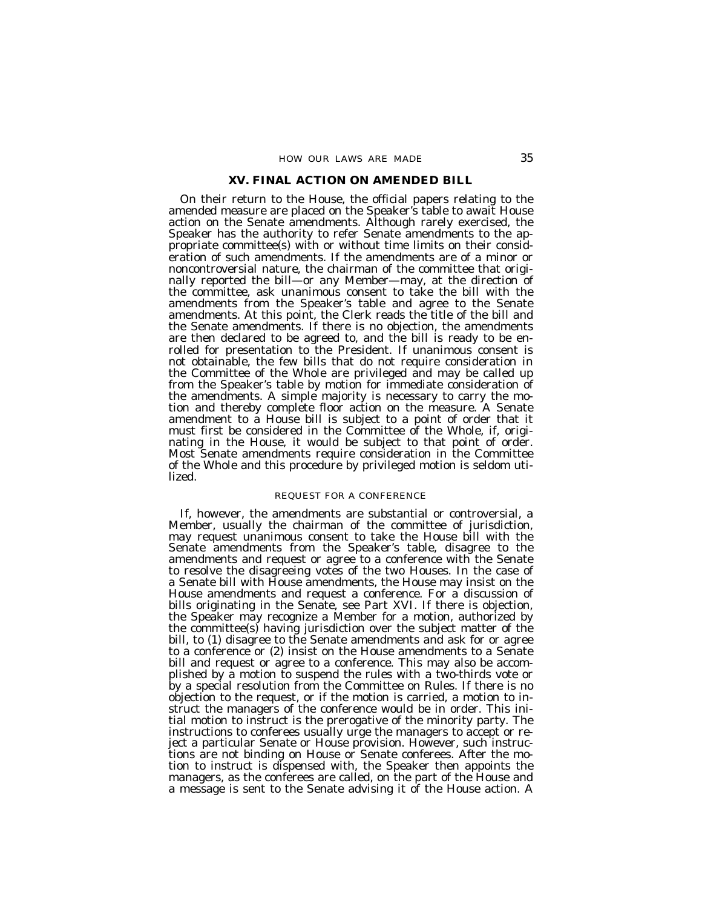## XV. FINAL ACTION ON AMENDED BILL

On their return to the House, the official papers relating to the amended measure are placed on the Speaker's table to await House action on the Senate amendments. Although rarely exercised, the Speaker has the authority to refer Senate amendments to the appropriate committee(s) with or without time limits on their consideration of such amendments. If the amendments are of a minor or noncontroversial nature, the chairman of the committee that originally reported the bill—or any Member—may, at the direction of the committee, ask unanimous consent to take the bill with the amendments from the Speaker's table and agree to the Senate amendments. At this point, the Clerk reads the title of the bill and the Senate amendments. If there is no objection, the amendments are then declared to be agreed to, and the bill is ready to be enrolled for presentation to the President. If unanimous consent is not obtainable, the few bills that do not require consideration in the Committee of the Whole are privileged and may be called up from the Speaker's table by motion for immediate consideration of the amendments. A simple majority is necessary to carry the motion and thereby complete floor action on the measure. A Senate amendment to a House bill is subject to a point of order that it must first be considered in the Committee of the Whole, if, originating in the House, it would be subject to that point of order. Most Senate amendments require consideration in the Committee of the Whole and this procedure by privileged motion is seldom utilized.

### REQUEST FOR A CONFERENCE

If, however, the amendments are substantial or controversial, a Member, usually the chairman of the committee of jurisdiction, may request unanimous consent to take the House bill with the Senate amendments from the Speaker's table, disagree to the amendments and request or agree to a conference with the Senate to resolve the disagreeing votes of the two Houses. In the case of a Senate bill with House amendments, the House may insist on the House amendments and request a conference. For a discussion of bills originating in the Senate, see Part XVI. If there is objection, the Speaker may recognize a Member for a motion, authorized by the committee(s) having jurisdiction over the subject matter of the bill, to (1) disagree to the Senate amendments and ask for or agree to a conference or (2) insist on the House amendments to a Senate bill and request or agree to a conference. This may also be accomplished by a motion to suspend the rules with a two-thirds vote or by a special resolution from the Committee on Rules. If there is no objection to the request, or if the motion is carried, a motion to instruct the managers of the conference would be in order. This initial motion to instruct is the prerogative of the minority party. The instructions to conferees usually urge the managers to accept or reject a particular Senate or House provision. However, such instructions are not binding on House or Senate conferees. After the motion to instruct is dispensed with, the Speaker then appoints the managers, as the conferees are called, on the part of the House and a message is sent to the Senate advising it of the House action. A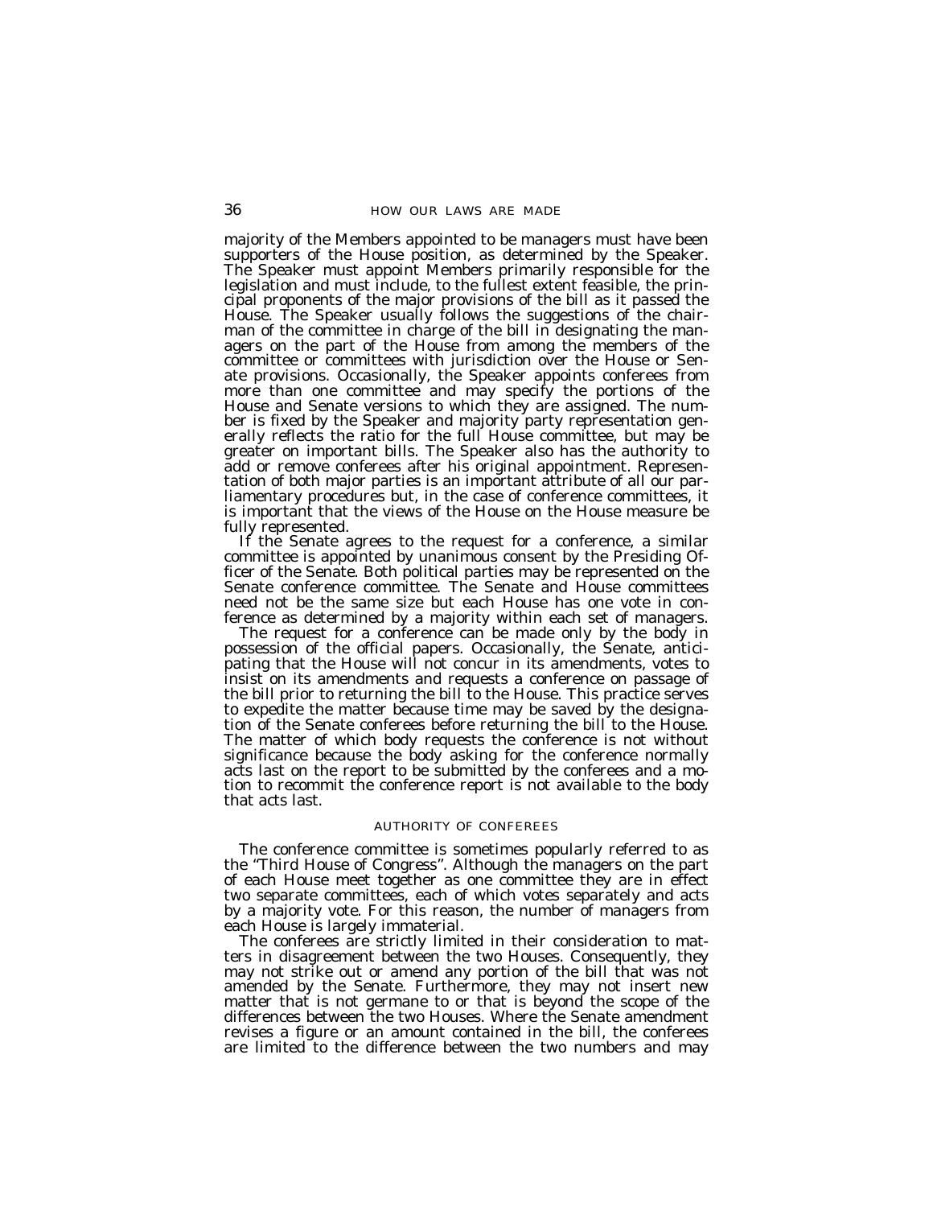majority of the Members appointed to be managers must have been supporters of the House position, as determined by the Speaker. The Speaker must appoint Members primarily responsible for the legislation and must include, to the fullest extent feasible, the principal proponents of the major provisions of the bill as it passed the House. The Speaker usually follows the suggestions of the chairman of the committee in charge of the bill in designating the managers on the part of the House from among the members of the committee or committees with jurisdiction over the House or Senate provisions. Occasionally, the Speaker appoints conferees from more than one committee and may specify the portions of the House and Senate versions to which they are assigned. The number is fixed by the Speaker and majority party representation generally reflects the ratio for the full House committee, but may be greater on important bills. The Speaker also has the authority to add or remove conferees after his original appointment. Representation of both major parties is an important attribute of all our parliamentary procedures but, in the case of conference committees, it is important that the views of the House on the House measure be fully represented.

If the Senate agrees to the request for a conference, a similar committee is appointed by unanimous consent by the Presiding Officer of the Senate. Both political parties may be represented on the Senate conference committee. The Senate and House committees need not be the same size but each House has one vote in conference as determined by a majority within each set of managers.

The request for a conference can be made only by the body in possession of the official papers. Occasionally, the Senate, anticipating that the House will not concur in its amendments, votes to insist on its amendments and requests a conference on passage of the bill prior to returning the bill to the House. This practice serves to expedite the matter because time may be saved by the designation of the Senate conferees before returning the bill to the House. The matter of which body requests the conference is not without significance because the body asking for the conference normally acts last on the report to be submitted by the conferees and a motion to recommit the conference report is not available to the body that acts last.

## AUTHORITY OF CONFEREES

The conference committee is sometimes popularly referred to as the "Third House of Congress". Although the managers on the part of each House meet together as one committee they are in effect two separate committees, each of which votes separately and acts by a majority vote. For this reason, the number of managers from each House is largely immaterial.

The conferees are strictly limited in their consideration to matters in disagreement between the two Houses. Consequently, they may not strike out or amend any portion of the bill that was not amended by the Senate. Furthermore, they may not insert new matter that is not germane to or that is beyond the scope of the differences between the two Houses. Where the Senate amendment revises a figure or an amount contained in the bill, the conferees are limited to the difference between the two numbers and may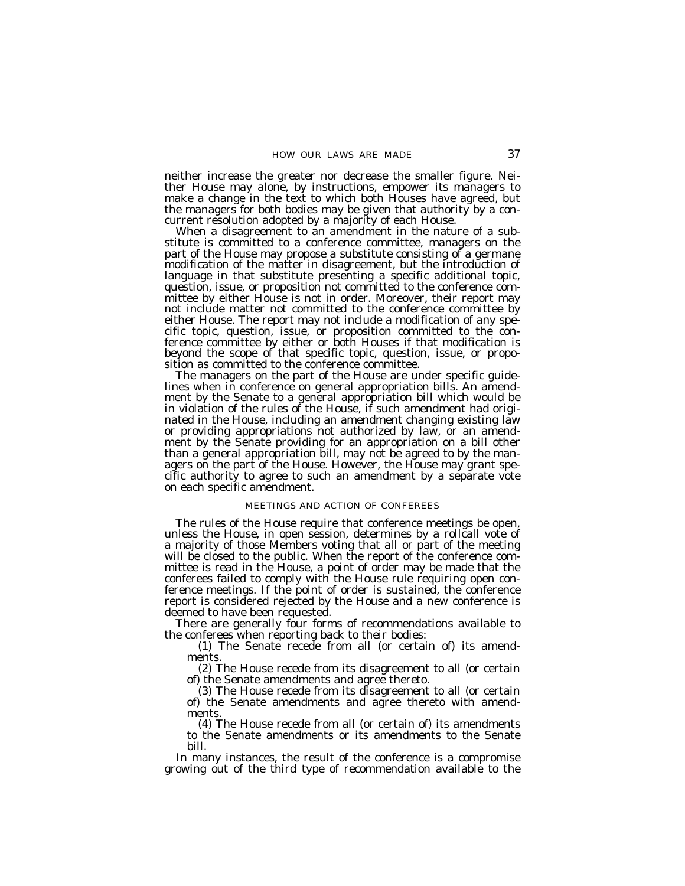neither increase the greater nor decrease the smaller figure. Neither House may alone, by instructions, empower its managers to make a change in the text to which both Houses have agreed, but the managers for both bodies may be given that authority by a concurrent resolution adopted by a majority of each House.

When a disagreement to an amendment in the nature of a substitute is committed to a conference committee, managers on the part of the House may propose a substitute consisting of a germane modification of the matter in disagreement, but the introduction of language in that substitute presenting a specific additional topic, question, issue, or proposition not committed to the conference committee by either House is not in order. Moreover, their report may not include matter not committed to the conference committee by either House. The report may not include a modification of any specific topic, question, issue, or proposition committed to the conference committee by either or both Houses if that modification is beyond the scope of that specific topic, question, issue, or proposition as committed to the conference committee.

The managers on the part of the House are under specific guidelines when in conference on general appropriation bills. An amendment by the Senate to a general appropriation bill which would be in violation of the rules of the House, if such amendment had originated in the House, including an amendment changing existing law or providing appropriations not authorized by law, or an amendment by the Senate providing for an appropriation on a bill other than a general appropriation bill, may not be agreed to by the managers on the part of the House. However, the House may grant specific authority to agree to such an amendment by a separate vote on each specific amendment.

## MEETINGS AND ACTION OF CONFEREES

The rules of the House require that conference meetings be open, unless the House, in open session, determines by a rollcall vote of a majority of those Members voting that all or part of the meeting will be closed to the public. When the report of the conference committee is read in the House, a point of order may be made that the conferees failed to comply with the House rule requiring open conference meetings. If the point of order is sustained, the conference report is considered rejected by the House and a new conference is deemed to have been requested.

There are generally four forms of recommendations available to the conferees when reporting back to their bodies:

(1) The Senate recede from all (or certain of) its amendments.

(2) The House recede from its disagreement to all (or certain of) the Senate amendments and agree thereto.

(3) The House recede from its disagreement to all (or certain of) the Senate amendments and agree thereto with amendments.

(4) The House recede from all (or certain of) its amendments to the Senate amendments or its amendments to the Senate bill.

In many instances, the result of the conference is a compromise growing out of the third type of recommendation available to the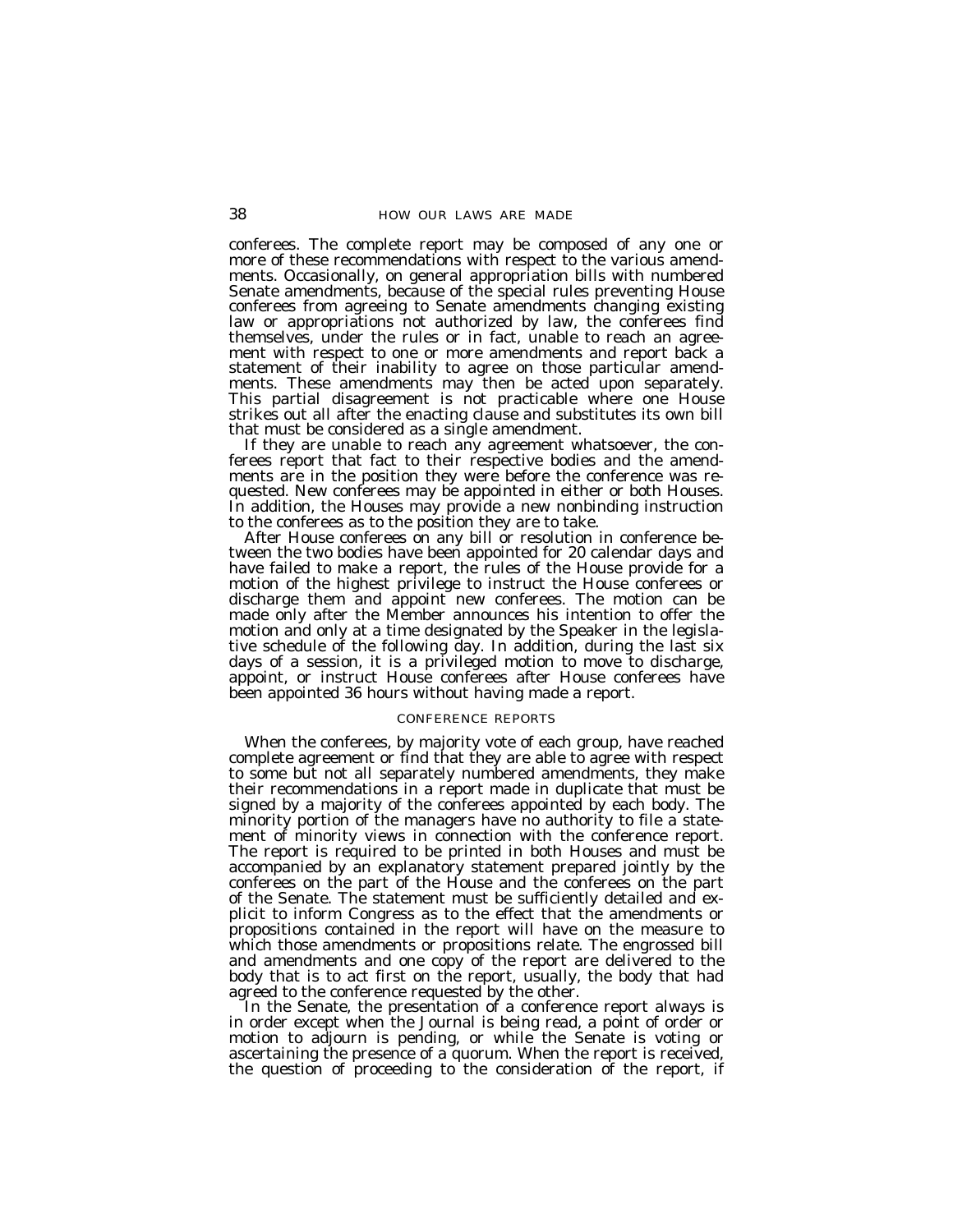conferees. The complete report may be composed of any one or more of these recommendations with respect to the various amendments. Occasionally, on general appropriation bills with numbered Senate amendments, because of the special rules preventing House conferees from agreeing to Senate amendments changing existing law or appropriations not authorized by law, the conferees find themselves, under the rules or in fact, unable to reach an agreement with respect to one or more amendments and report back a statement of their inability to agree on those particular amendments. These amendments may then be acted upon separately. This partial disagreement is not practicable where one House strikes out all after the enacting clause and substitutes its own bill that must be considered as a single amendment.

If they are unable to reach any agreement whatsoever, the conferees report that fact to their respective bodies and the amendments are in the position they were before the conference was requested. New conferees may be appointed in either or both Houses. In addition, the Houses may provide a new nonbinding instruction to the conferees as to the position they are to take.

After House conferees on any bill or resolution in conference between the two bodies have been appointed for 20 calendar days and have failed to make a report, the rules of the House provide for a motion of the highest privilege to instruct the House conferees or discharge them and appoint new conferees. The motion can be made only after the Member announces his intention to offer the motion and only at a time designated by the Speaker in the legislative schedule of the following day. In addition, during the last six days of a session, it is a privileged motion to move to discharge, appoint, or instruct House conferees after House conferees have been appointed 36 hours without having made a report.

### CONFERENCE REPORTS

When the conferees, by majority vote of each group, have reached complete agreement or find that they are able to agree with respect to some but not all separately numbered amendments, they make their recommendations in a report made in duplicate that must be signed by a majority of the conferees appointed by each body. The minority portion of the managers have no authority to file a statement of minority views in connection with the conference report. The report is required to be printed in both Houses and must be accompanied by an explanatory statement prepared jointly by the conferees on the part of the House and the conferees on the part of the Senate. The statement must be sufficiently detailed and explicit to inform Congress as to the effect that the amendments or propositions contained in the report will have on the measure to which those amendments or propositions relate. The engrossed bill and amendments and one copy of the report are delivered to the body that is to act first on the report, usually, the body that had agreed to the conference requested by the other.

In the Senate, the presentation of a conference report always is in order except when the Journal is being read, a point of order or motion to adjourn is pending, or while the Senate is voting or ascertaining the presence of a quorum. When the report is received, the question of proceeding to the consideration of the report, if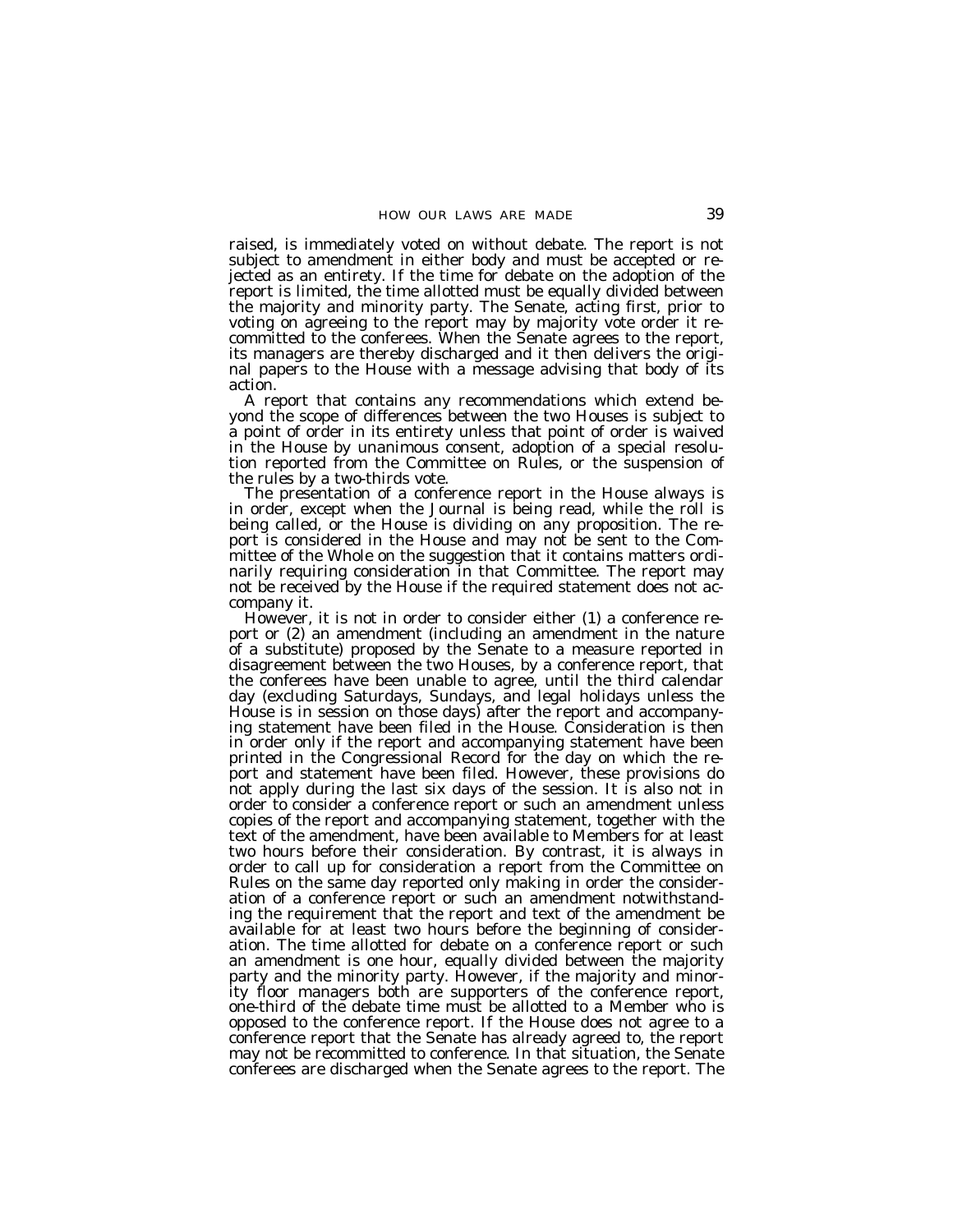raised, is immediately voted on without debate. The report is not subject to amendment in either body and must be accepted or rejected as an entirety. If the time for debate on the adoption of the report is limited, the time allotted must be equally divided between the majority and minority party. The Senate, acting first, prior to voting on agreeing to the report may by majority vote order it recommitted to the conferees. When the Senate agrees to the report, its managers are thereby discharged and it then delivers the original papers to the House with a message advising that body of its action.

A report that contains any recommendations which extend beyond the scope of differences between the two Houses is subject to a point of order in its entirety unless that point of order is waived in the House by unanimous consent, adoption of a special resolution reported from the Committee on Rules, or the suspension of the rules by a two-thirds vote.

The presentation of a conference report in the House always is in order, except when the Journal is being read, while the roll is being called, or the House is dividing on any proposition. The report is considered in the House and may not be sent to the Committee of the Whole on the suggestion that it contains matters ordinarily requiring consideration in that Committee. The report may not be received by the House if the required statement does not accompany it.

However, it is not in order to consider either (1) a conference report or (2) an amendment (including an amendment in the nature of a substitute) proposed by the Senate to a measure reported in disagreement between the two Houses, by a conference report, that the conferees have been unable to agree, until the third calendar day (excluding Saturdays, Sundays, and legal holidays unless the House is in session on those days) after the report and accompanying statement have been filed in the House. Consideration is then in order only if the report and accompanying statement have been printed in the Congressional Record for the day on which the report and statement have been filed. However, these provisions do not apply during the last six days of the session. It is also not in order to consider a conference report or such an amendment unless copies of the report and accompanying statement, together with the text of the amendment, have been available to Members for at least two hours before their consideration. By contrast, it is always in order to call up for consideration a report from the Committee on Rules on the same day reported only making in order the consideration of a conference report or such an amendment notwithstanding the requirement that the report and text of the amendment be available for at least two hours before the beginning of consideration. The time allotted for debate on a conference report or such an amendment is one hour, equally divided between the majority party and the minority party. However, if the majority and minority floor managers both are supporters of the conference report, one-third of the debate time must be allotted to a Member who is opposed to the conference report. If the House does not agree to a conference report that the Senate has already agreed to, the report may not be recommitted to conference. In that situation, the Senate conferees are discharged when the Senate agrees to the report. The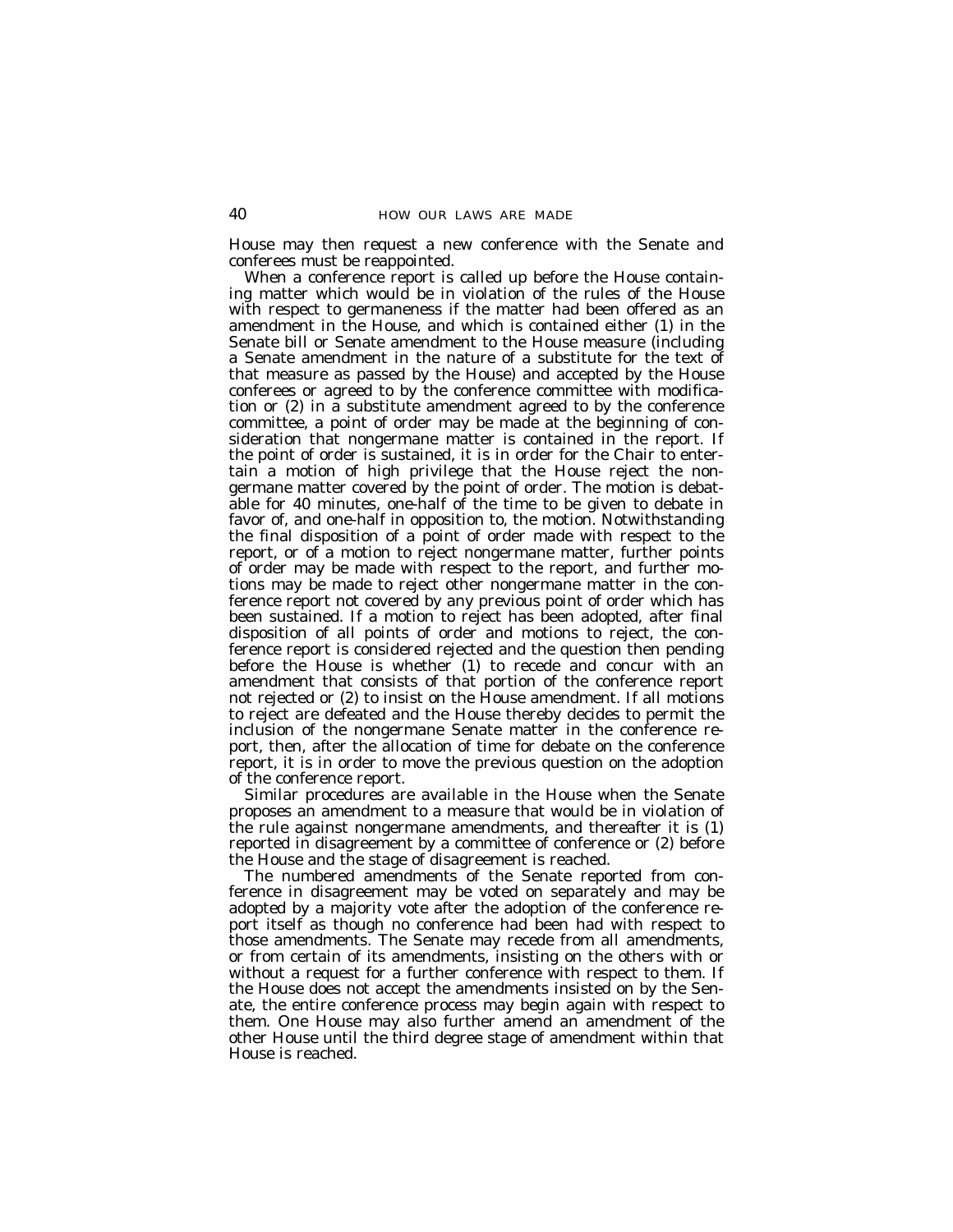House may then request a new conference with the Senate and conferees must be reappointed.

When a conference report is called up before the House containing matter which would be in violation of the rules of the House with respect to germaneness if the matter had been offered as an amendment in the House, and which is contained either (1) in the Senate bill or Senate amendment to the House measure (including a Senate amendment in the nature of a substitute for the text of that measure as passed by the House) and accepted by the House conferees or agreed to by the conference committee with modification or (2) in a substitute amendment agreed to by the conference committee, a point of order may be made at the beginning of consideration that nongermane matter is contained in the report. If the point of order is sustained, it is in order for the Chair to entertain a motion of high privilege that the House reject the nongermane matter covered by the point of order. The motion is debatable for 40 minutes, one-half of the time to be given to debate in favor of, and one-half in opposition to, the motion. Notwithstanding the final disposition of a point of order made with respect to the report, or of a motion to reject nongermane matter, further points of order may be made with respect to the report, and further motions may be made to reject other nongermane matter in the conference report not covered by any previous point of order which has been sustained. If a motion to reject has been adopted, after final disposition of all points of order and motions to reject, the conference report is considered rejected and the question then pending before the House is whether (1) to recede and concur with an amendment that consists of that portion of the conference report not rejected or (2) to insist on the House amendment. If all motions to reject are defeated and the House thereby decides to permit the inclusion of the nongermane Senate matter in the conference report, then, after the allocation of time for debate on the conference report, it is in order to move the previous question on the adoption of the conference report.

Similar procedures are available in the House when the Senate proposes an amendment to a measure that would be in violation of the rule against nongermane amendments, and thereafter it is (1) reported in disagreement by a committee of conference or (2) before the House and the stage of disagreement is reached.

The numbered amendments of the Senate reported from conference in disagreement may be voted on separately and may be adopted by a majority vote after the adoption of the conference report itself as though no conference had been had with respect to those amendments. The Senate may recede from all amendments, or from certain of its amendments, insisting on the others with or without a request for a further conference with respect to them. If the House does not accept the amendments insisted on by the Senate, the entire conference process may begin again with respect to them. One House may also further amend an amendment of the other House until the third degree stage of amendment within that House is reached.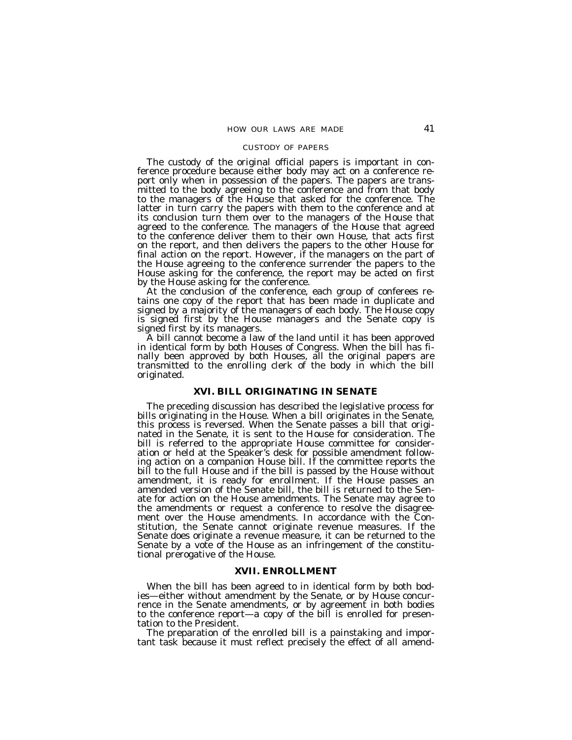### CUSTODY OF PAPERS

The custody of the original official papers is important in conference procedure because either body may act on a conference report only when in possession of the papers. The papers are transmitted to the body agreeing to the conference and from that body to the managers of the House that asked for the conference. The latter in turn carry the papers with them to the conference and at its conclusion turn them over to the managers of the House that agreed to the conference. The managers of the House that agreed to the conference deliver them to their own House, that acts first on the report, and then delivers the papers to the other House for final action on the report. However, if the managers on the part of the House agreeing to the conference surrender the papers to the House asking for the conference, the report may be acted on first by the House asking for the conference.

At the conclusion of the conference, each group of conferees retains one copy of the report that has been made in duplicate and signed by a majority of the managers of each body. The House copy is signed first by the House managers and the Senate copy is signed first by its managers.

A bill cannot become a law of the land until it has been approved in identical form by both Houses of Congress. When the bill has finally been approved by both Houses, all the original papers are transmitted to the enrolling clerk of the body in which the bill originated.

## XVI. BILL ORIGINATING IN SENATE

The preceding discussion has described the legislative process for bills originating in the House. When a bill originates in the Senate, this process is reversed. When the Senate passes a bill that originated in the Senate, it is sent to the House for consideration. The bill is referred to the appropriate House committee for consideration or held at the Speaker's desk for possible amendment following action on a companion House bill. If the committee reports the bill to the full House and if the bill is passed by the House without amendment, it is ready for enrollment. If the House passes an amended version of the Senate bill, the bill is returned to the Senate for action on the House amendments. The Senate may agree to the amendments or request a conference to resolve the disagreement over the House amendments. In accordance with the Constitution, the Senate cannot originate revenue measures. If the Senate does originate a revenue measure, it can be returned to the Senate by a vote of the House as an infringement of the constitutional prerogative of the House.

## XVII. ENROLLMENT

When the bill has been agreed to in identical form by both bodies—either without amendment by the Senate, or by House concurrence in the Senate amendments, or by agreement in both bodies to the conference report—a copy of the bill is enrolled for presentation to the President.

The preparation of the enrolled bill is a painstaking and important task because it must reflect precisely the effect of all amend-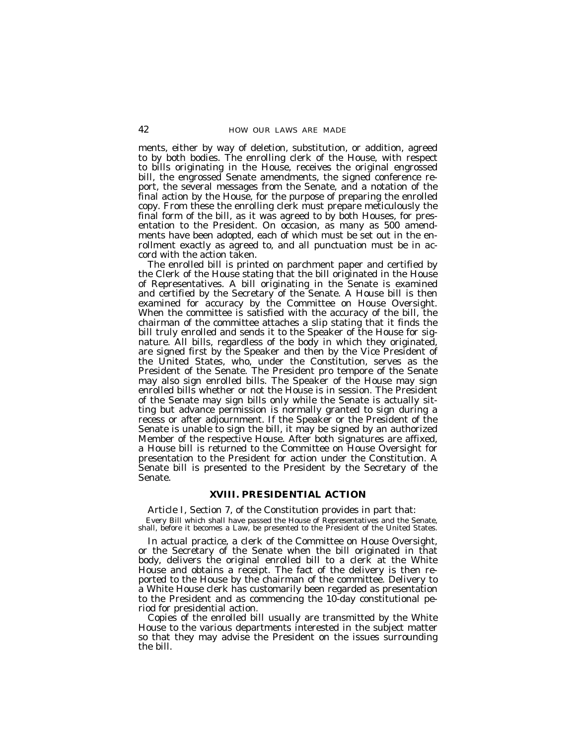ments, either by way of deletion, substitution, or addition, agreed to by both bodies. The enrolling clerk of the House, with respect to bills originating in the House, receives the original engrossed bill, the engrossed Senate amendments, the signed conference report, the several messages from the Senate, and a notation of the final action by the House, for the purpose of preparing the enrolled copy. From these the enrolling clerk must prepare meticulously the final form of the bill, as it was agreed to by both Houses, for presentation to the President. On occasion, as many as 500 amendments have been adopted, each of which must be set out in the enrollment exactly as agreed to, and all punctuation must be in accord with the action taken.

The enrolled bill is printed on parchment paper and certified by the Clerk of the House stating that the bill originated in the House of Representatives. A bill originating in the Senate is examined and certified by the Secretary of the Senate. A House bill is then examined for accuracy by the Committee on House Oversight. When the committee is satisfied with the accuracy of the bill, the chairman of the committee attaches a slip stating that it finds the bill truly enrolled and sends it to the Speaker of the House for signature. All bills, regardless of the body in which they originated, are signed first by the Speaker and then by the Vice President of the United States, who, under the Constitution, serves as the President of the Senate. The President pro tempore of the Senate may also sign enrolled bills. The Speaker of the House may sign enrolled bills whether or not the House is in session. The President of the Senate may sign bills only while the Senate is actually sitting but advance permission is normally granted to sign during a recess or after adjournment. If the Speaker or the President of the Senate is unable to sign the bill, it may be signed by an authorized Member of the respective House. After both signatures are affixed, a House bill is returned to the Committee on House Oversight for presentation to the President for action under the Constitution. A Senate bill is presented to the President by the Secretary of the Senate.

## XVIII. PRESIDENTIAL ACTION

Article I, Section 7, of the Constitution provides in part that:

> Every Bill which shall have passed the House of Representatives and the Senate, shall, before it becomes a Law, be presented to the President of the United States.

In actual practice, a clerk of the Committee on House Oversight, or the Secretary of the Senate when the bill originated in that body, delivers the original enrolled bill to a clerk at the White House and obtains a receipt. The fact of the delivery is then reported to the House by the chairman of the committee. Delivery to a White House clerk has customarily been regarded as presentation to the President and as commencing the 10-day constitutional period for presidential action.

Copies of the enrolled bill usually are transmitted by the White House to the various departments interested in the subject matter so that they may advise the President on the issues surrounding the bill.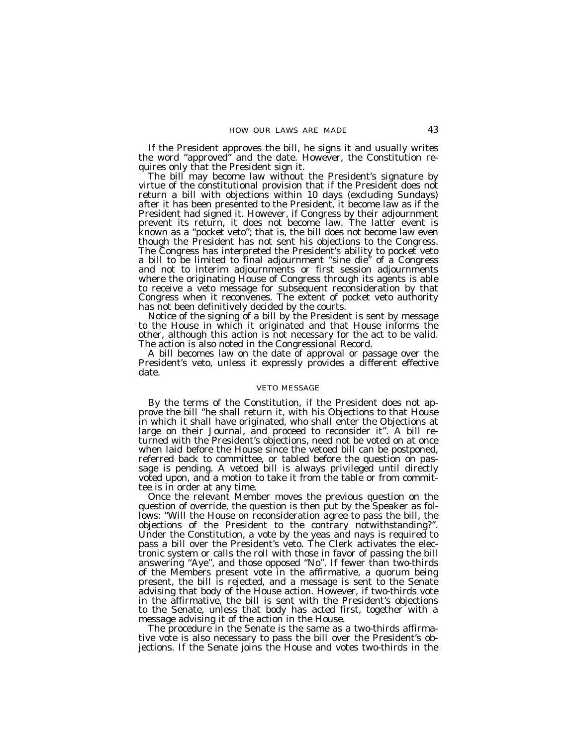If the President approves the bill, he signs it and usually writes the word "approved" and the date. However, the Constitution requires only that the President sign it.

The bill may become law without the President's signature by virtue of the constitutional provision that if the President does not return a bill with objections within 10 days (excluding Sundays) after it has been presented to the President, it become law as if the President had signed it. However, if Congress by their adjournment prevent its return, it does not become law. The latter event is known as a "pocket veto"; that is, the bill does not become law even though the President has not sent his objections to the Congress. The Congress has interpreted the President's ability to pocket veto a bill to be limited to final adjournment "sine die" of a Congress and not to interim adjournments or first session adjournments where the originating House of Congress through its agents is able to receive a veto message for subsequent reconsideration by that Congress when it reconvenes. The extent of pocket veto authority has not been definitively decided by the courts.

Notice of the signing of a bill by the President is sent by message to the House in which it originated and that House informs the other, although this action is not necessary for the act to be valid. The action is also noted in the Congressional Record.

A bill becomes law on the date of approval or passage over the President's veto, unless it expressly provides a different effective date.

## VETO MESSAGE

By the terms of the Constitution, if the President does not approve the bill "he shall return it, with his Objections to that House in which it shall have originated, who shall enter the Objections at large on their Journal, and proceed to reconsider it". A bill returned with the President's objections, need not be voted on at once when laid before the House since the vetoed bill can be postponed, referred back to committee, or tabled before the question on passage is pending. A vetoed bill is always privileged until directly voted upon, and a motion to take it from the table or from committee is in order at any time.

Once the relevant Member moves the previous question on the question of override, the question is then put by the Speaker as follows: "Will the House on reconsideration agree to pass the bill, the objections of the President to the contrary notwithstanding?". Under the Constitution, a vote by the yeas and nays is required to pass a bill over the President's veto. The Clerk activates the electronic system or calls the roll with those in favor of passing the bill answering "Aye", and those opposed "No". If fewer than two-thirds of the Members present vote in the affirmative, a quorum being present, the bill is rejected, and a message is sent to the Senate advising that body of the House action. However, if two-thirds vote in the affirmative, the bill is sent with the President's objections to the Senate, unless that body has acted first, together with a message advising it of the action in the House.

The procedure in the Senate is the same as a two-thirds affirmative vote is also necessary to pass the bill over the President's objections. If the Senate joins the House and votes two-thirds in the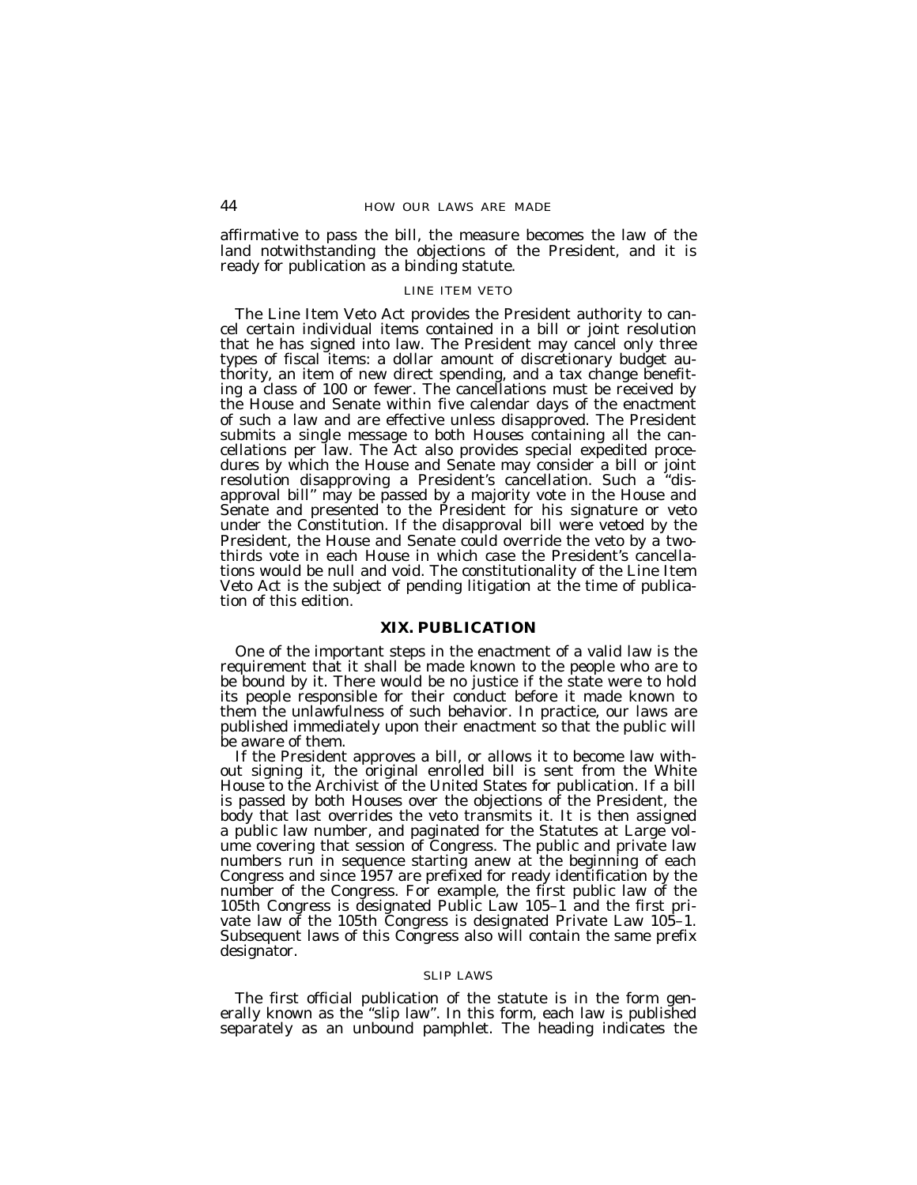affirmative to pass the bill, the measure becomes the law of the land notwithstanding the objections of the President, and it is ready for publication as a binding statute.

### LINE ITEM VETO

The Line Item Veto Act provides the President authority to cancel certain individual items contained in a bill or joint resolution that he has signed into law. The President may cancel only three types of fiscal items: a dollar amount of discretionary budget authority, an item of new direct spending, and a tax change benefiting a class of 100 or fewer. The cancellations must be received by the House and Senate within five calendar days of the enactment of such a law and are effective unless disapproved. The President submits a single message to both Houses containing all the cancellations per law. The Act also provides special expedited procedures by which the House and Senate may consider a bill or joint resolution disapproving a President's cancellation. Such a "disapproval bill" may be passed by a majority vote in the House and Senate and presented to the President for his signature or veto under the Constitution. If the disapproval bill were vetoed by the President, the House and Senate could override the veto by a two-thirds vote in each House in which case the President's cancellations would be null and void. The constitutionality of the Line Item Veto Act is the subject of pending litigation at the time of publication of this edition.

## XIX. PUBLICATION

One of the important steps in the enactment of a valid law is the requirement that it shall be made known to the people who are to be bound by it. There would be no justice if the state were to hold its people responsible for their conduct before it made known to them the unlawfulness of such behavior. In practice, our laws are published immediately upon their enactment so that the public will be aware of them.

If the President approves a bill, or allows it to become law without signing it, the original enrolled bill is sent from the White House to the Archivist of the United States for publication. If a bill is passed by both Houses over the objections of the President, the body that last overrides the veto transmits it. It is then assigned a public law number, and paginated for the Statutes at Large volume covering that session of Congress. The public and private law numbers run in sequence starting anew at the beginning of each Congress and since 1957 are prefixed for ready identification by the number of the Congress. For example, the first public law of the 105th Congress is designated Public Law 105–1 and the first private law of the 105th Congress is designated Private Law 105–1. Subsequent laws of this Congress also will contain the same prefix designator.

### SLIP LAWS

The first official publication of the statute is in the form generally known as the "slip law". In this form, each law is published separately as an unbound pamphlet. The heading indicates the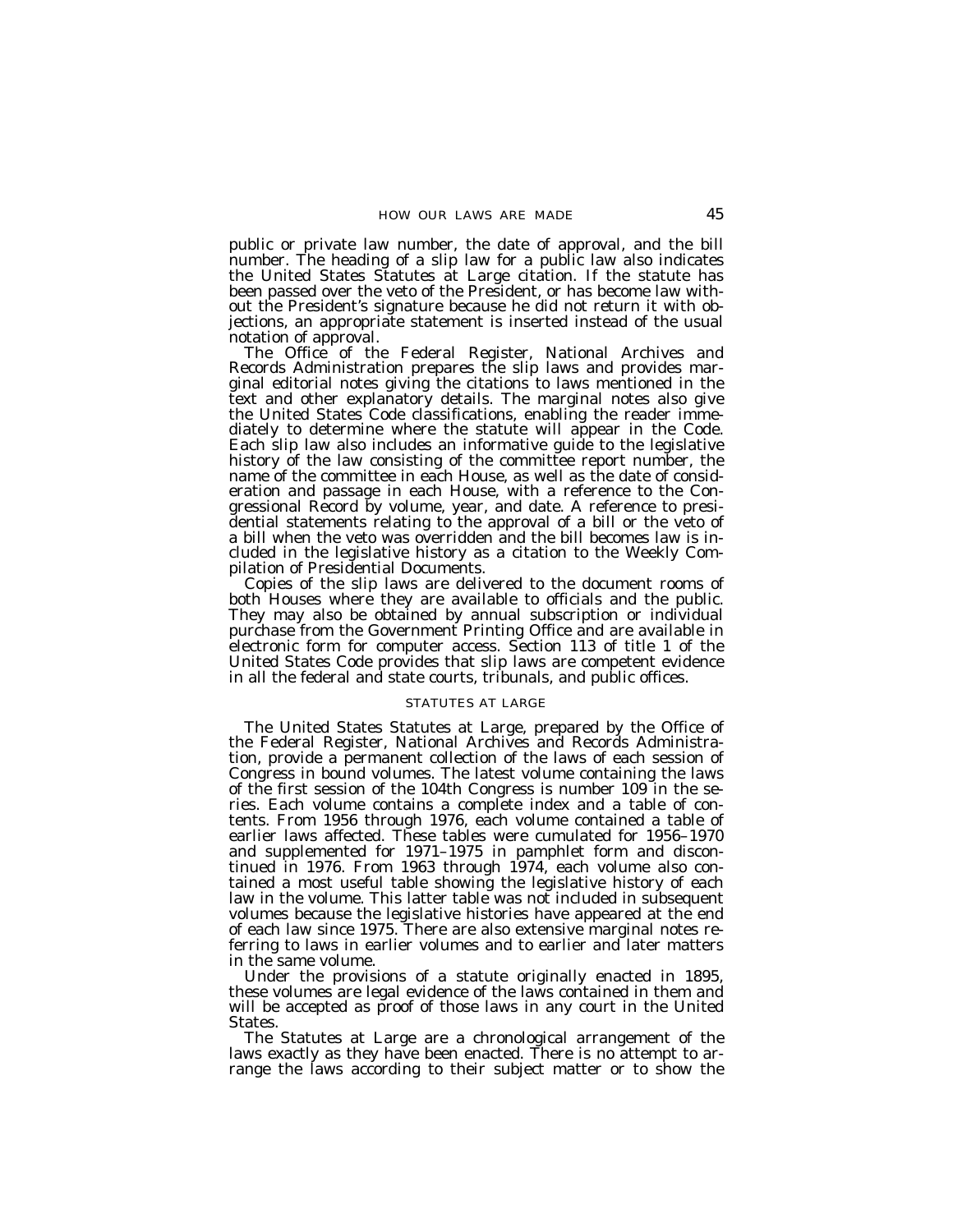public or private law number, the date of approval, and the bill number. The heading of a slip law for a public law also indicates the United States Statutes at Large citation. If the statute has been passed over the veto of the President, or has become law without the President's signature because he did not return it with objections, an appropriate statement is inserted instead of the usual notation of approval.

The Office of the Federal Register, National Archives and Records Administration prepares the slip laws and provides marginal editorial notes giving the citations to laws mentioned in the text and other explanatory details. The marginal notes also give the United States Code classifications, enabling the reader immediately to determine where the statute will appear in the Code. Each slip law also includes an informative guide to the legislative history of the law consisting of the committee report number, the name of the committee in each House, as well as the date of consideration and passage in each House, with a reference to the Congressional Record by volume, year, and date. A reference to presidential statements relating to the approval of a bill or the veto of a bill when the veto was overridden and the bill becomes law is included in the legislative history as a citation to the Weekly Compilation of Presidential Documents.

Copies of the slip laws are delivered to the document rooms of both Houses where they are available to officials and the public. They may also be obtained by annual subscription or individual purchase from the Government Printing Office and are available in electronic form for computer access. Section 113 of title 1 of the United States Code provides that slip laws are competent evidence in all the federal and state courts, tribunals, and public offices.

## STATUTES AT LARGE

The United States Statutes at Large, prepared by the Office of the Federal Register, National Archives and Records Administration, provide a permanent collection of the laws of each session of Congress in bound volumes. The latest volume containing the laws of the first session of the 104th Congress is number 109 in the series. Each volume contains a complete index and a table of contents. From 1956 through 1976, each volume contained a table of earlier laws affected. These tables were cumulated for 1956–1970 and supplemented for 1971–1975 in pamphlet form and discontinued in 1976. From 1963 through 1974, each volume also contained a most useful table showing the legislative history of each law in the volume. This latter table was not included in subsequent volumes because the legislative histories have appeared at the end of each law since 1975. There are also extensive marginal notes referring to laws in earlier volumes and to earlier and later matters in the same volume.

Under the provisions of a statute originally enacted in 1895, these volumes are legal evidence of the laws contained in them and will be accepted as proof of those laws in any court in the United States.

The Statutes at Large are a chronological arrangement of the laws exactly as they have been enacted. There is no attempt to arrange the laws according to their subject matter or to show the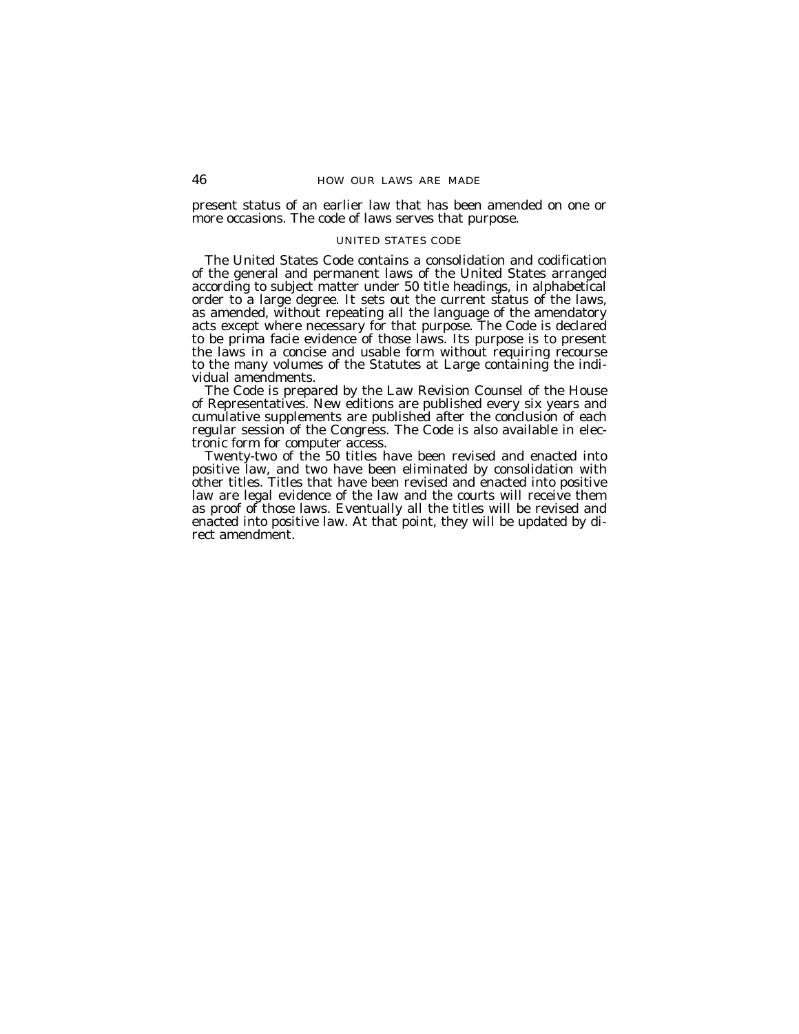present status of an earlier law that has been amended on one or more occasions. The code of laws serves that purpose.

## UNITED STATES CODE

The United States Code contains a consolidation and codification of the general and permanent laws of the United States arranged according to subject matter under 50 title headings, in alphabetical order to a large degree. It sets out the current status of the laws, as amended, without repeating all the language of the amendatory acts except where necessary for that purpose. The Code is declared to be prima facie evidence of those laws. Its purpose is to present the laws in a concise and usable form without requiring recourse to the many volumes of the Statutes at Large containing the individual amendments.

The Code is prepared by the Law Revision Counsel of the House of Representatives. New editions are published every six years and cumulative supplements are published after the conclusion of each regular session of the Congress. The Code is also available in electronic form for computer access.

Twenty-two of the 50 titles have been revised and enacted into positive law, and two have been eliminated by consolidation with other titles. Titles that have been revised and enacted into positive law are legal evidence of the law and the courts will receive them as proof of those laws. Eventually all the titles will be revised and enacted into positive law. At that point, they will be updated by direct amendment.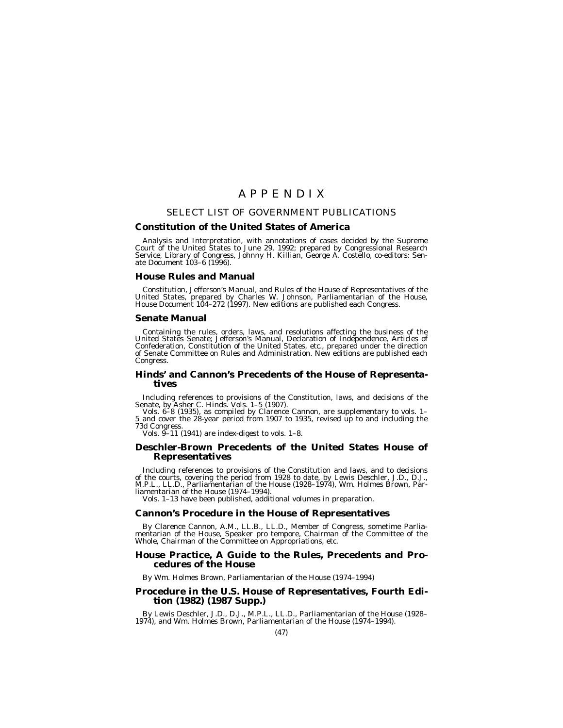# APPENDIX

## SELECT LIST OF GOVERNMENT PUBLICATIONS

### Constitution of the United States of America

Analysis and Interpretation, with annotations of cases decided by the Supreme Court of the United States to June 29, 1992; prepared by Congressional Research Service, Library of Congress, Johnny H. Killian, George A. Costello, co-editors: Senate Document 103–6 (1996).

### House Rules and Manual

Constitution, Jefferson's Manual, and Rules of the House of Representatives of the United States, prepared by Charles W. Johnson, Parliamentarian of the House, House Document 104–272 (1997). New editions are published each Congress.

### Senate Manual

Containing the rules, orders, laws, and resolutions affecting the business of the United States Senate; Jefferson's Manual, Declaration of Independence, Articles of Confederation, Constitution of the United States, etc., prepared under the direction of Senate Committee on Rules and Administration. New editions are published each Congress.

### Hinds' and Cannon's Precedents of the House of Representatives

Including references to provisions of the Constitution, laws, and decisions of the Senate, by Asher C. Hinds. Vols. 1–5 (1907).

Vols. 6–8 (1935), as compiled by Clarence Cannon, are supplementary to vols. 1–5 and cover the 28-year period from 1907 to 1935, revised up to and including the 73d Congress.

Vols. 9–11 (1941) are index-digest to vols. 1–8.

### Deschler-Brown Precedents of the United States House of Representatives

Including references to provisions of the Constitution and laws, and to decisions of the courts, covering the period from 1928 to date, by Lewis Deschler, J.D., D.J., M.P.L., LL.D., Parliamentarian of the House (1928–1974), Wm. Holmes Brown, Parliamentarian of the House (1974–1994).

Vols. 1–13 have been published, additional volumes in preparation.

### Cannon's Procedure in the House of Representatives

By Clarence Cannon, A.M., LL.B., LL.D., Member of Congress, sometime Parliamentarian of the House, Speaker pro tempore, Chairman of the Committee of the Whole, Chairman of the Committee on Appropriations, etc.

### House Practice, A Guide to the Rules, Precedents and Procedures of the House

By Wm. Holmes Brown, Parliamentarian of the House (1974–1994)

### Procedure in the U.S. House of Representatives, Fourth Edition (1982) (1987 Supp.)

By Lewis Deschler, J.D., D.J., M.P.L., LL.D., Parliamentarian of the House (1928–1974), and Wm. Holmes Brown, Parliamentarian of the House (1974–1994).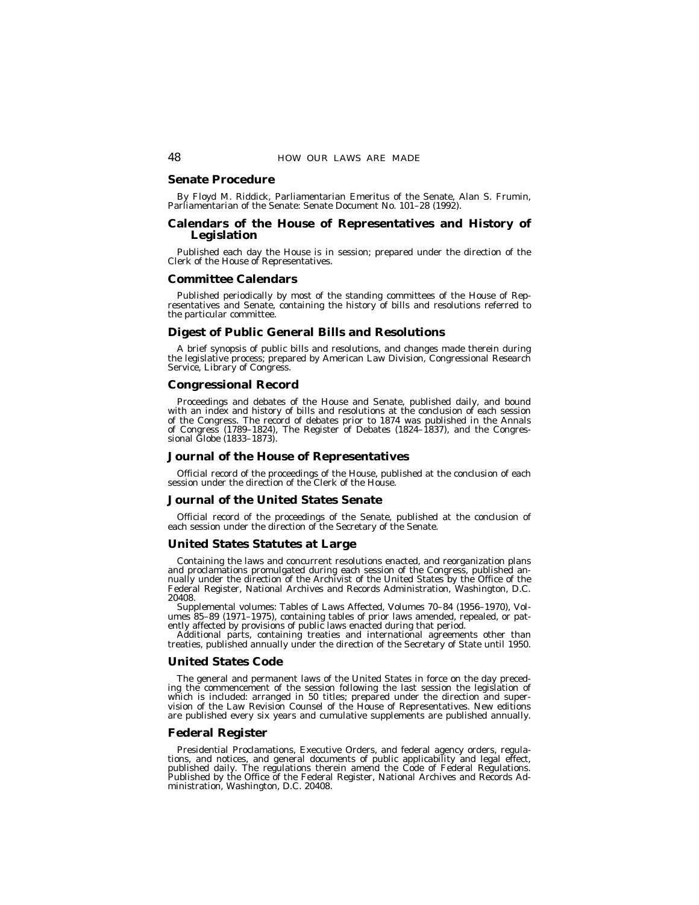## Senate Procedure

By Floyd M. Riddick, Parliamentarian Emeritus of the Senate, Alan S. Frumin, Parliamentarian of the Senate: Senate Document No. 101–28 (1992).

## Calendars of the House of Representatives and History of Legislation

Published each day the House is in session; prepared under the direction of the Clerk of the House of Representatives.

## Committee Calendars

Published periodically by most of the standing committees of the House of Representatives and Senate, containing the history of bills and resolutions referred to the particular committee.

## Digest of Public General Bills and Resolutions

A brief synopsis of public bills and resolutions, and changes made therein during the legislative process; prepared by American Law Division, Congressional Research Service, Library of Congress.

## Congressional Record

Proceedings and debates of the House and Senate, published daily, and bound with an index and history of bills and resolutions at the conclusion of each session of the Congress. The record of debates prior to 1874 was published in the Annals of Congress (1789–1824), The Register of Debates (1824–1837), and the Congressional Globe (1833–1873).

## Journal of the House of Representatives

Official record of the proceedings of the House, published at the conclusion of each session under the direction of the Clerk of the House.

## Journal of the United States Senate

Official record of the proceedings of the Senate, published at the conclusion of each session under the direction of the Secretary of the Senate.

## United States Statutes at Large

Containing the laws and concurrent resolutions enacted, and reorganization plans and proclamations promulgated during each session of the Congress, published annually under the direction of the Archivist of the United States by the Office of the Federal Register, National Archives and Records Administration, Washington, D.C. 20408.

Supplemental volumes: Tables of Laws Affected, Volumes 70–84 (1956–1970), Volumes 85–89 (1971–1975), containing tables of prior laws amended, repealed, or patently affected by provisions of public laws enacted during that period.

Additional parts, containing treaties and international agreements other than treaties, published annually under the direction of the Secretary of State until 1950.

## United States Code

The general and permanent laws of the United States in force on the day preceding the commencement of the session following the last session the legislation of which is included: arranged in 50 titles; prepared under the direction and supervision of the Law Revision Counsel of the House of Representatives. New editions are published every six years and cumulative supplements are published annually.

## Federal Register

Presidential Proclamations, Executive Orders, and federal agency orders, regulations, and notices, and general documents of public applicability and legal effect, published daily. The regulations therein amend the Code of Federal Regulations. Published by the Office of the Federal Register, National Archives and Records Administration, Washington, D.C. 20408.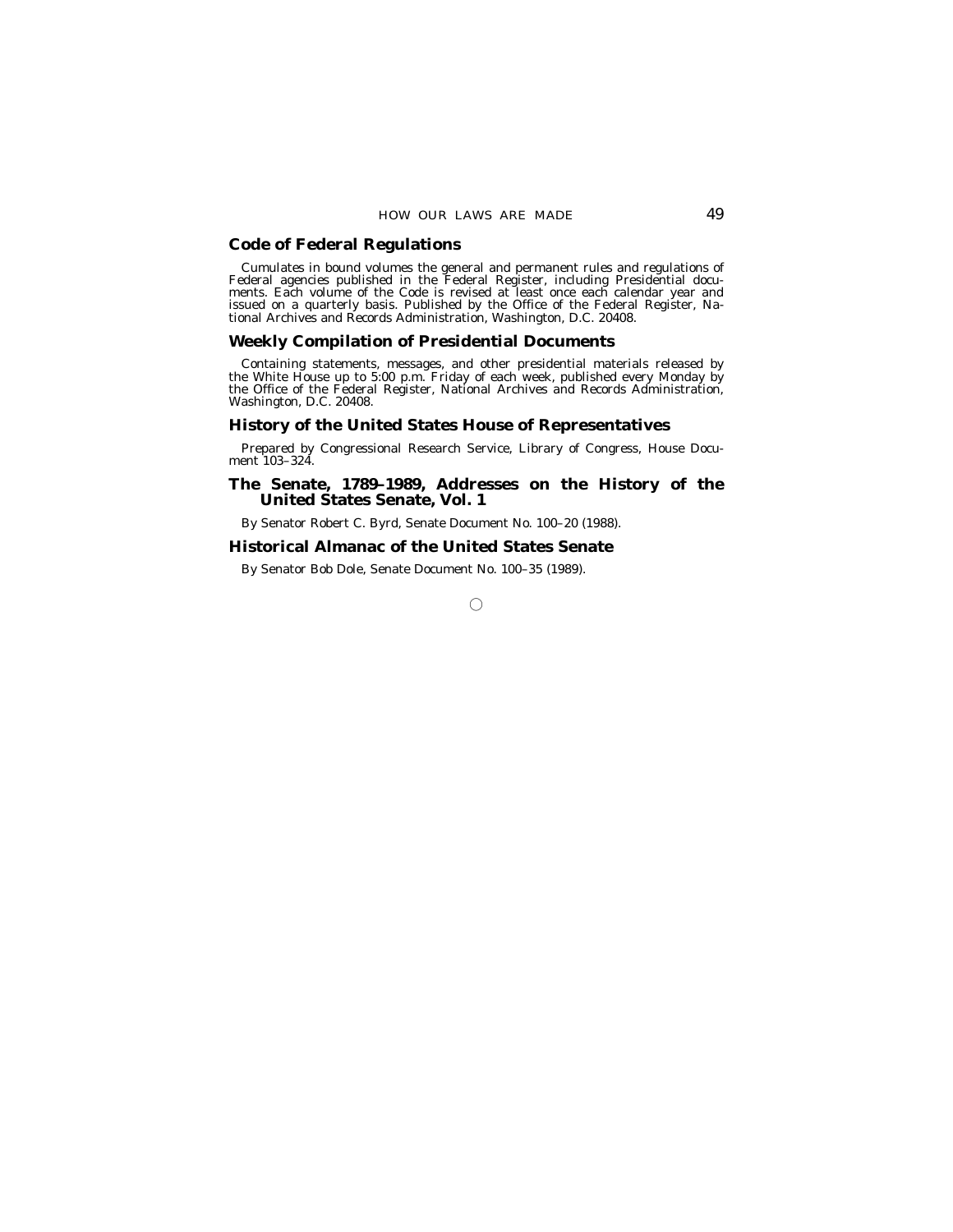### Code of Federal Regulations

Cumulates in bound volumes the general and permanent rules and regulations of Federal agencies published in the Federal Register, including Presidential documents. Each volume of the Code is revised at least once each calendar year and issued on a quarterly basis. Published by the Office of the Federal Register, National Archives and Records Administration, Washington, D.C. 20408.

### Weekly Compilation of Presidential Documents

Containing statements, messages, and other presidential materials released by the White House up to 5:00 p.m. Friday of each week, published every Monday by the Office of the Federal Register, National Archives and Records Administration, Washington, D.C. 20408.

### History of the United States House of Representatives

Prepared by Congressional Research Service, Library of Congress, House Document 103–324.

### The Senate, 1789–1989, Addresses on the History of the United States Senate, Vol. 1

By Senator Robert C. Byrd, Senate Document No. 100–20 (1988).

### Historical Almanac of the United States Senate

By Senator Bob Dole, Senate Document No. 100–35 (1989).

○